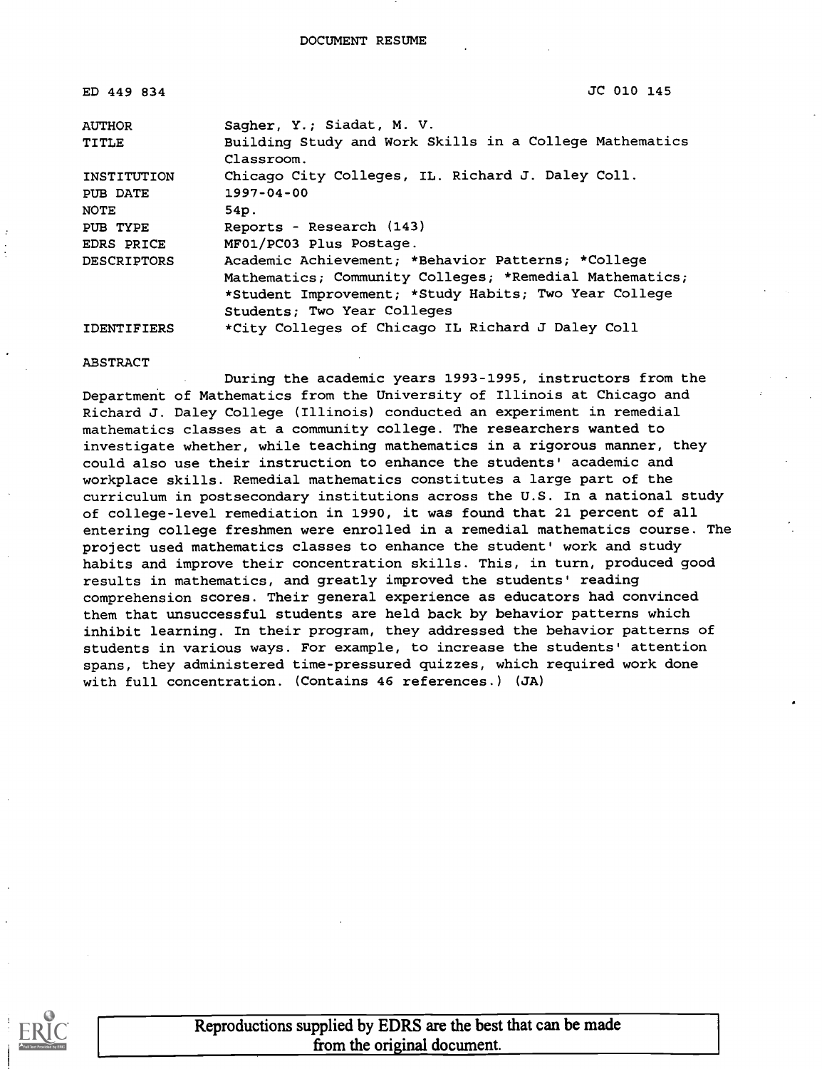DOCUMENT RESUME

ED 449 834 JC 010 145

| | |
|---|---|
| AUTHOR | Sagher, Y.; Siadat, M. V. |
| TITLE | Building Study and Work Skills in a College Mathematics Classroom. |
| INSTITUTION | Chicago City Colleges, IL. Richard J. Daley Coll. |
| PUB DATE | 1997-04-00 |
| NOTE | 54p. |
| PUB TYPE | Reports - Research (143) |
| EDRS PRICE | MF01/PC03 Plus Postage. |
| DESCRIPTORS | Academic Achievement; *Behavior Patterns; *College Mathematics; Community Colleges; *Remedial Mathematics; *Student Improvement; *Study Habits; Two Year College Students; Two Year Colleges |
| IDENTIFIERS | *City Colleges of Chicago IL Richard J Daley Coll |

ABSTRACT

During the academic years 1993-1995, instructors from the Department of Mathematics from the University of Illinois at Chicago and Richard J. Daley College (Illinois) conducted an experiment in remedial mathematics classes at a community college. The researchers wanted to investigate whether, while teaching mathematics in a rigorous manner, they could also use their instruction to enhance the students' academic and workplace skills. Remedial mathematics constitutes a large part of the curriculum in postsecondary institutions across the U.S. In a national study of college-level remediation in 1990, it was found that 21 percent of all entering college freshmen were enrolled in a remedial mathematics course. The project used mathematics classes to enhance the student' work and study habits and improve their concentration skills. This, in turn, produced good results in mathematics, and greatly improved the students' reading comprehension scores. Their general experience as educators had convinced them that unsuccessful students are held back by behavior patterns which inhibit learning. In their program, they addressed the behavior patterns of students in various ways. For example, to increase the students' attention spans, they administered time-pressured quizzes, which required work done with full concentration. (Contains 46 references.) (JA)

Reproductions supplied by EDRS are the best that can be made from the original document.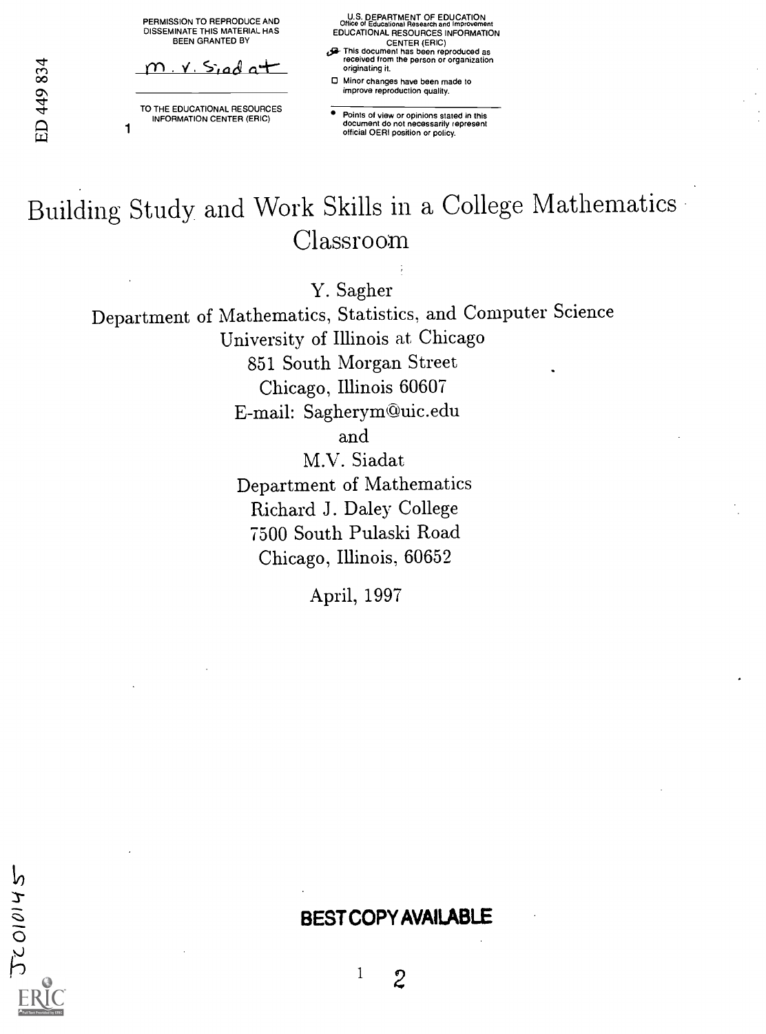PERMISSION TO REPRODUCE AND DISSEMINATE THIS MATERIAL HAS BEEN GRANTED BY

M. V. Siadat

TO THE EDUCATIONAL RESOURCES INFORMATION CENTER (ERIC)

U.S. DEPARTMENT OF EDUCATION
Office of Educational Research and Improvement
EDUCATIONAL RESOURCES INFORMATION CENTER (ERIC)

- This document has been reproduced as received from the person or organization originating it.
- Minor changes have been made to improve reproduction quality.
- Points of view or opinions stated in this document do not necessarily represent official OERI position or policy.

ED 449 834

# Building Study and Work Skills in a College Mathematics Classroom

Y. Sagher
Department of Mathematics, Statistics, and Computer Science
University of Illinois at Chicago
851 South Morgan Street
Chicago, Illinois 60607
E-mail: Sagherym@uic.edu

and

M.V. Siadat
Department of Mathematics
Richard J. Daley College
7500 South Pulaski Road
Chicago, Illinois, 60652

April, 1997

JC010145

BEST COPY AVAILABLE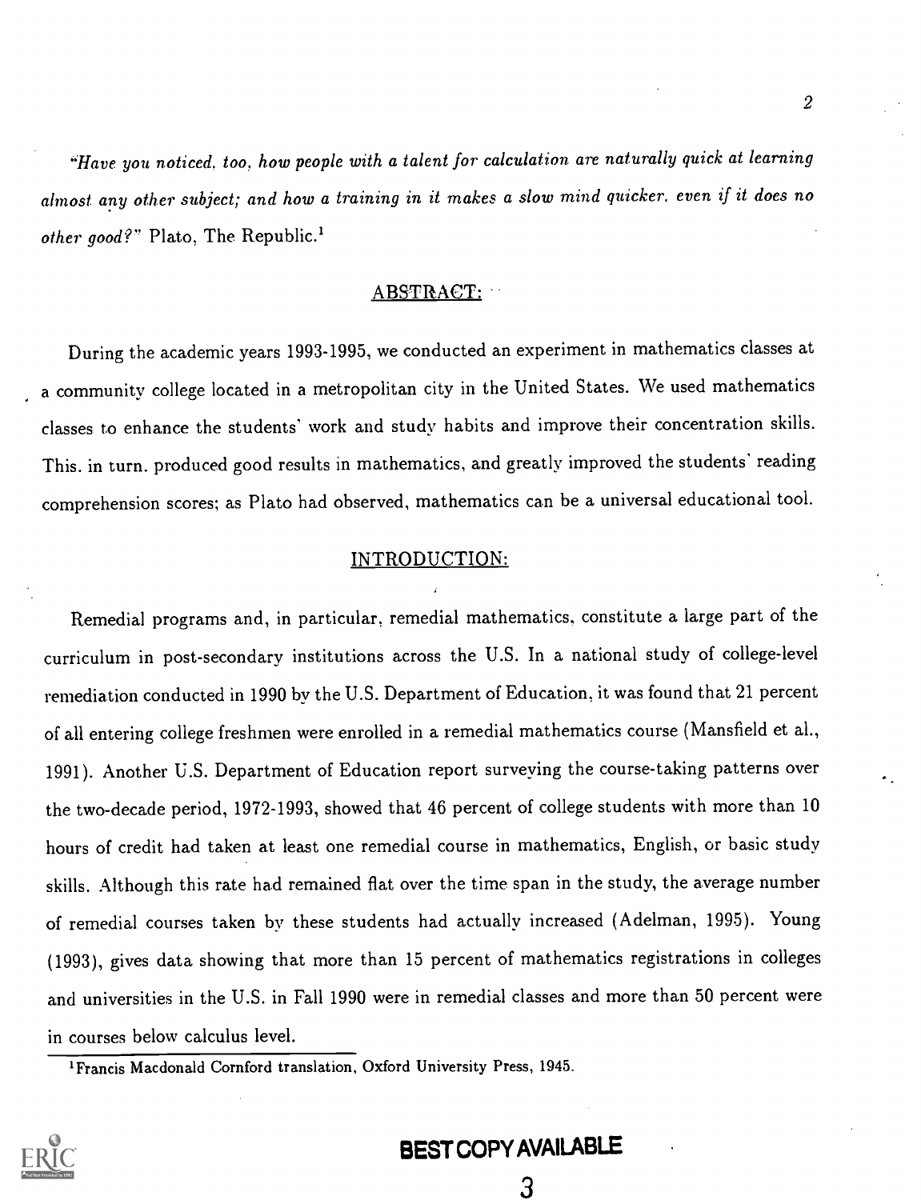*"Have you noticed, too, how people with a talent for calculation are naturally quick at learning almost any other subject; and how a training in it makes a slow mind quicker, even if it does no other good?"* Plato, The Republic.[1]

## ABSTRACT:

During the academic years 1993-1995, we conducted an experiment in mathematics classes at a community college located in a metropolitan city in the United States. We used mathematics classes to enhance the students' work and study habits and improve their concentration skills. This, in turn, produced good results in mathematics, and greatly improved the students' reading comprehension scores; as Plato had observed, mathematics can be a universal educational tool.

## INTRODUCTION:

Remedial programs and, in particular, remedial mathematics, constitute a large part of the curriculum in post-secondary institutions across the U.S. In a national study of college-level remediation conducted in 1990 by the U.S. Department of Education, it was found that 21 percent of all entering college freshmen were enrolled in a remedial mathematics course (Mansfield et al., 1991). Another U.S. Department of Education report surveying the course-taking patterns over the two-decade period, 1972-1993, showed that 46 percent of college students with more than 10 hours of credit had taken at least one remedial course in mathematics, English, or basic study skills. Although this rate had remained flat over the time span in the study, the average number of remedial courses taken by these students had actually increased (Adelman, 1995). Young (1993), gives data showing that more than 15 percent of mathematics registrations in colleges and universities in the U.S. in Fall 1990 were in remedial classes and more than 50 percent were in courses below calculus level.

[1] Francis Macdonald Cornford translation, Oxford University Press, 1945.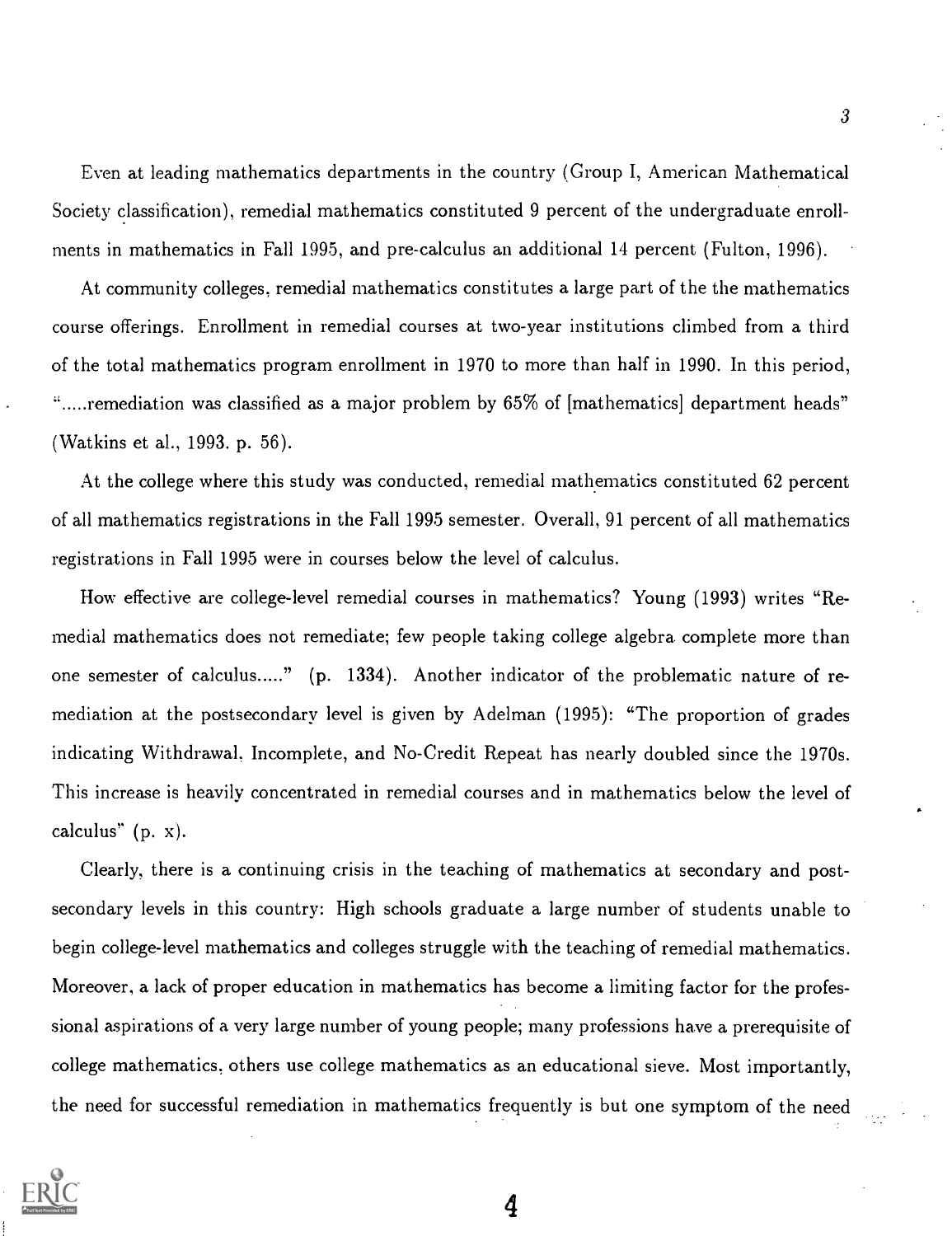Even at leading mathematics departments in the country (Group I, American Mathematical Society classification), remedial mathematics constituted 9 percent of the undergraduate enrollments in mathematics in Fall 1995, and pre-calculus an additional 14 percent (Fulton, 1996).

At community colleges, remedial mathematics constitutes a large part of the the mathematics course offerings. Enrollment in remedial courses at two-year institutions climbed from a third of the total mathematics program enrollment in 1970 to more than half in 1990. In this period, ".....remediation was classified as a major problem by 65% of [mathematics] department heads" (Watkins et al., 1993. p. 56).

At the college where this study was conducted, remedial mathematics constituted 62 percent of all mathematics registrations in the Fall 1995 semester. Overall, 91 percent of all mathematics registrations in Fall 1995 were in courses below the level of calculus.

How effective are college-level remedial courses in mathematics? Young (1993) writes "Remedial mathematics does not remediate; few people taking college algebra complete more than one semester of calculus....." (p. 1334). Another indicator of the problematic nature of remediation at the postsecondary level is given by Adelman (1995): "The proportion of grades indicating Withdrawal, Incomplete, and No-Credit Repeat has nearly doubled since the 1970s. This increase is heavily concentrated in remedial courses and in mathematics below the level of calculus" (p. x).

Clearly, there is a continuing crisis in the teaching of mathematics at secondary and postsecondary levels in this country: High schools graduate a large number of students unable to begin college-level mathematics and colleges struggle with the teaching of remedial mathematics. Moreover, a lack of proper education in mathematics has become a limiting factor for the professional aspirations of a very large number of young people; many professions have a prerequisite of college mathematics, others use college mathematics as an educational sieve. Most importantly, the need for successful remediation in mathematics frequently is but one symptom of the need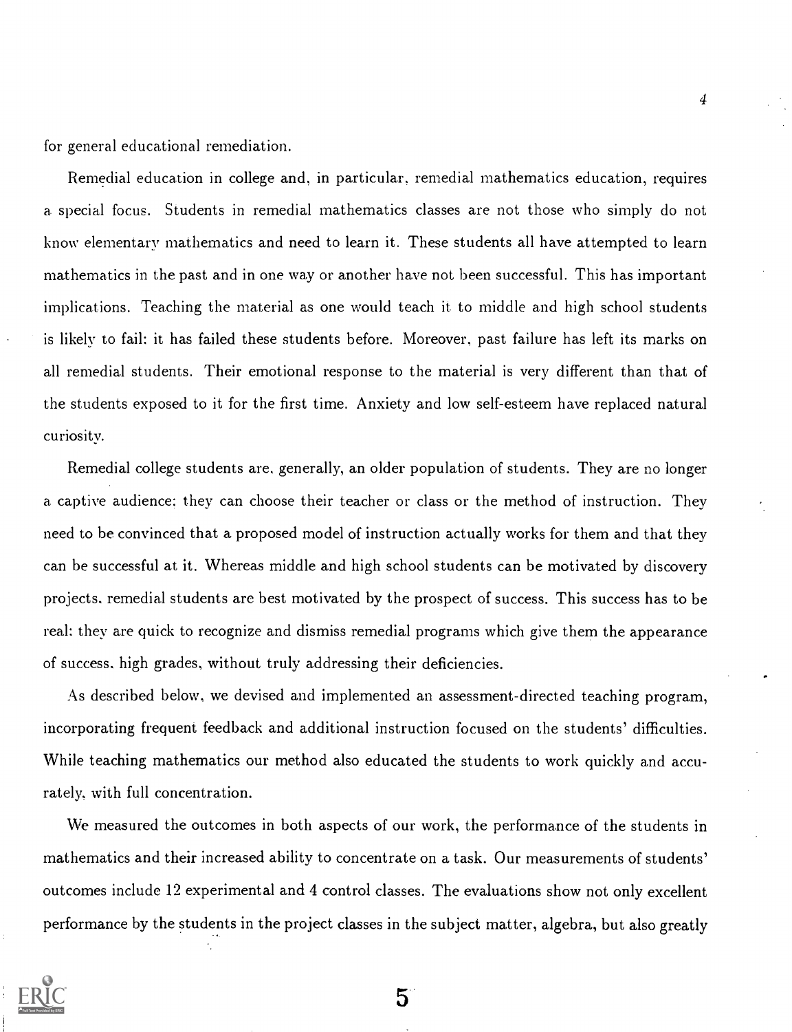for general educational remediation.

Remedial education in college and, in particular, remedial mathematics education, requires a special focus. Students in remedial mathematics classes are not those who simply do not know elementary mathematics and need to learn it. These students all have attempted to learn mathematics in the past and in one way or another have not been successful. This has important implications. Teaching the material as one would teach it to middle and high school students is likely to fail: it has failed these students before. Moreover, past failure has left its marks on all remedial students. Their emotional response to the material is very different than that of the students exposed to it for the first time. Anxiety and low self-esteem have replaced natural curiosity.

Remedial college students are, generally, an older population of students. They are no longer a captive audience; they can choose their teacher or class or the method of instruction. They need to be convinced that a proposed model of instruction actually works for them and that they can be successful at it. Whereas middle and high school students can be motivated by discovery projects, remedial students are best motivated by the prospect of success. This success has to be real: they are quick to recognize and dismiss remedial programs which give them the appearance of success, high grades, without truly addressing their deficiencies.

As described below, we devised and implemented an assessment-directed teaching program, incorporating frequent feedback and additional instruction focused on the students' difficulties. While teaching mathematics our method also educated the students to work quickly and accurately, with full concentration.

We measured the outcomes in both aspects of our work, the performance of the students in mathematics and their increased ability to concentrate on a task. Our measurements of students' outcomes include 12 experimental and 4 control classes. The evaluations show not only excellent performance by the students in the project classes in the subject matter, algebra, but also greatly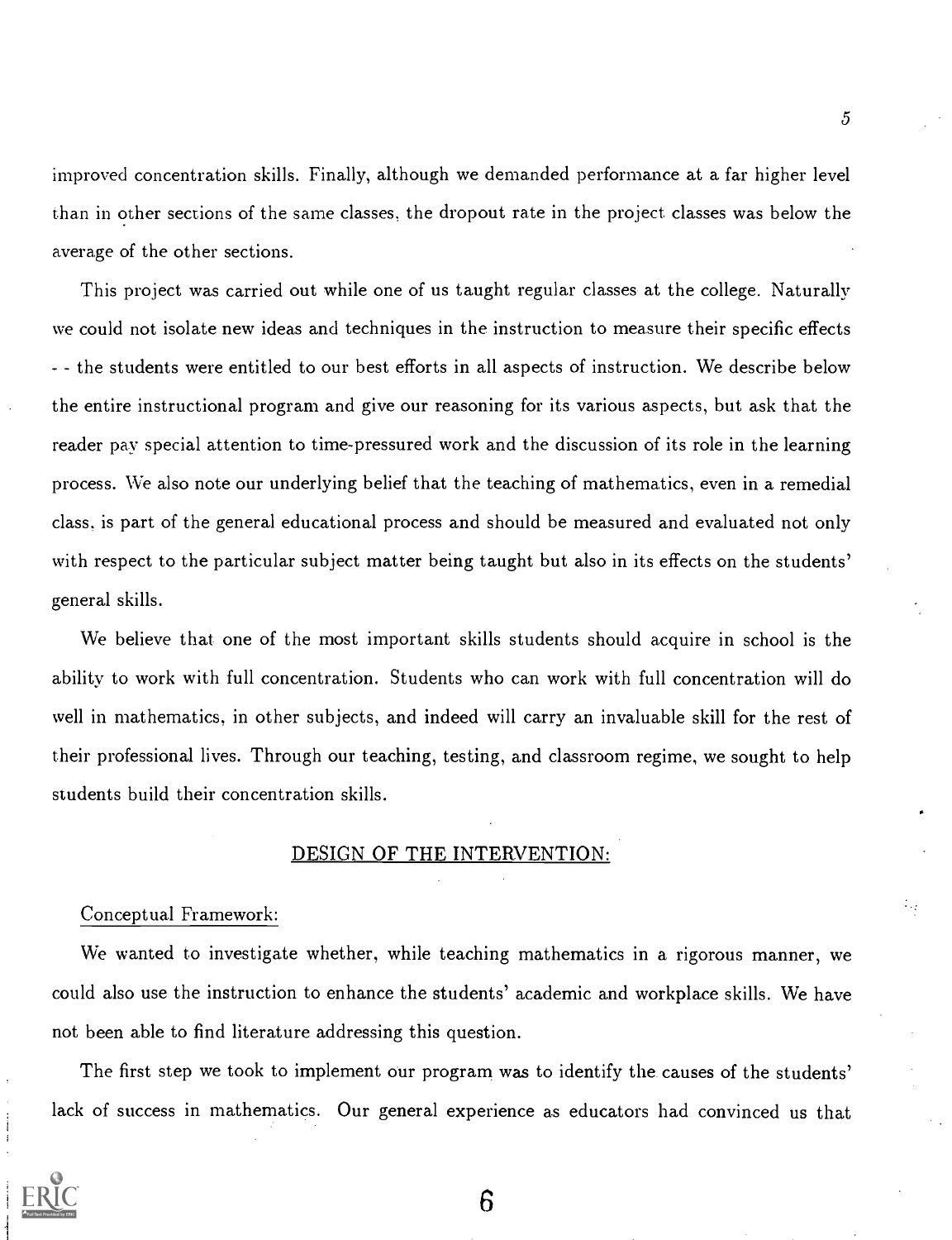improved concentration skills. Finally, although we demanded performance at a far higher level than in other sections of the same classes, the dropout rate in the project classes was below the average of the other sections.

This project was carried out while one of us taught regular classes at the college. Naturally we could not isolate new ideas and techniques in the instruction to measure their specific effects - - the students were entitled to our best efforts in all aspects of instruction. We describe below the entire instructional program and give our reasoning for its various aspects, but ask that the reader pay special attention to time-pressured work and the discussion of its role in the learning process. We also note our underlying belief that the teaching of mathematics, even in a remedial class, is part of the general educational process and should be measured and evaluated not only with respect to the particular subject matter being taught but also in its effects on the students' general skills.

We believe that one of the most important skills students should acquire in school is the ability to work with full concentration. Students who can work with full concentration will do well in mathematics, in other subjects, and indeed will carry an invaluable skill for the rest of their professional lives. Through our teaching, testing, and classroom regime, we sought to help students build their concentration skills.

## DESIGN OF THE INTERVENTION:

### Conceptual Framework:

We wanted to investigate whether, while teaching mathematics in a rigorous manner, we could also use the instruction to enhance the students' academic and workplace skills. We have not been able to find literature addressing this question.

The first step we took to implement our program was to identify the causes of the students' lack of success in mathematics. Our general experience as educators had convinced us that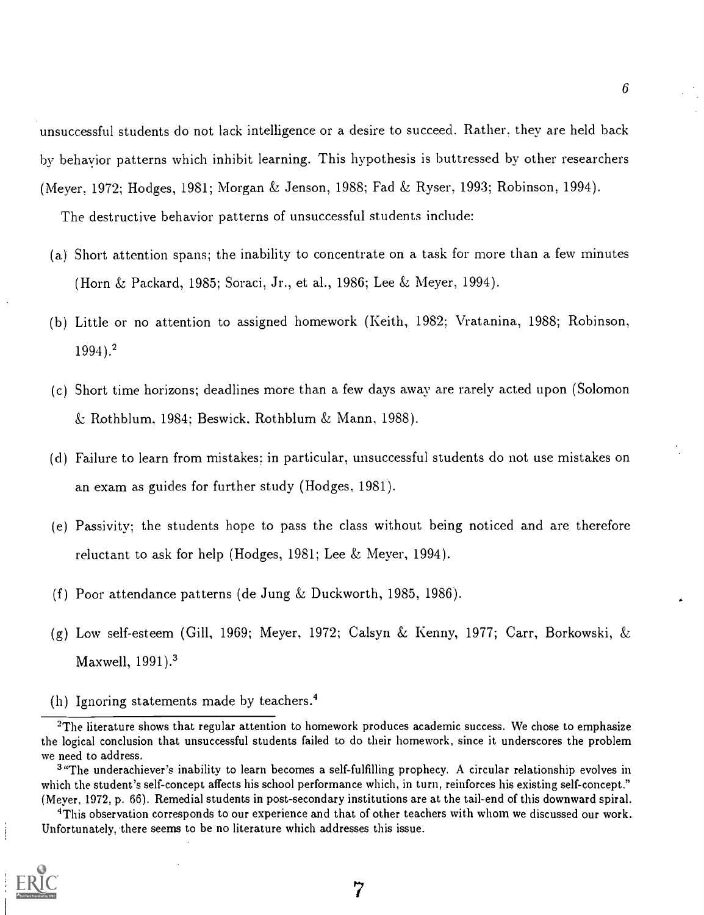unsuccessful students do not lack intelligence or a desire to succeed. Rather, they are held back by behavior patterns which inhibit learning. This hypothesis is buttressed by other researchers (Meyer, 1972; Hodges, 1981; Morgan & Jenson, 1988; Fad & Ryser, 1993; Robinson, 1994).

The destructive behavior patterns of unsuccessful students include:

(a) Short attention spans; the inability to concentrate on a task for more than a few minutes (Horn & Packard, 1985; Soraci, Jr., et al., 1986; Lee & Meyer, 1994).

(b) Little or no attention to assigned homework (Keith, 1982; Vratanina, 1988; Robinson, 1994).[2]

(c) Short time horizons; deadlines more than a few days away are rarely acted upon (Solomon & Rothblum, 1984; Beswick, Rothblum & Mann, 1988).

(d) Failure to learn from mistakes; in particular, unsuccessful students do not use mistakes on an exam as guides for further study (Hodges, 1981).

(e) Passivity; the students hope to pass the class without being noticed and are therefore reluctant to ask for help (Hodges, 1981; Lee & Meyer, 1994).

(f) Poor attendance patterns (de Jung & Duckworth, 1985, 1986).

(g) Low self-esteem (Gill, 1969; Meyer, 1972; Calsyn & Kenny, 1977; Carr, Borkowski, & Maxwell, 1991).[3]

(h) Ignoring statements made by teachers.[4]

---

[2]The literature shows that regular attention to homework produces academic success. We chose to emphasize the logical conclusion that unsuccessful students failed to do their homework, since it underscores the problem we need to address.

[3]"The underachiever's inability to learn becomes a self-fulfilling prophecy. A circular relationship evolves in which the student's self-concept affects his school performance which, in turn, reinforces his existing self-concept." (Meyer, 1972, p. 66). Remedial students in post-secondary institutions are at the tail-end of this downward spiral.

[4]This observation corresponds to our experience and that of other teachers with whom we discussed our work. Unfortunately, there seems to be no literature which addresses this issue.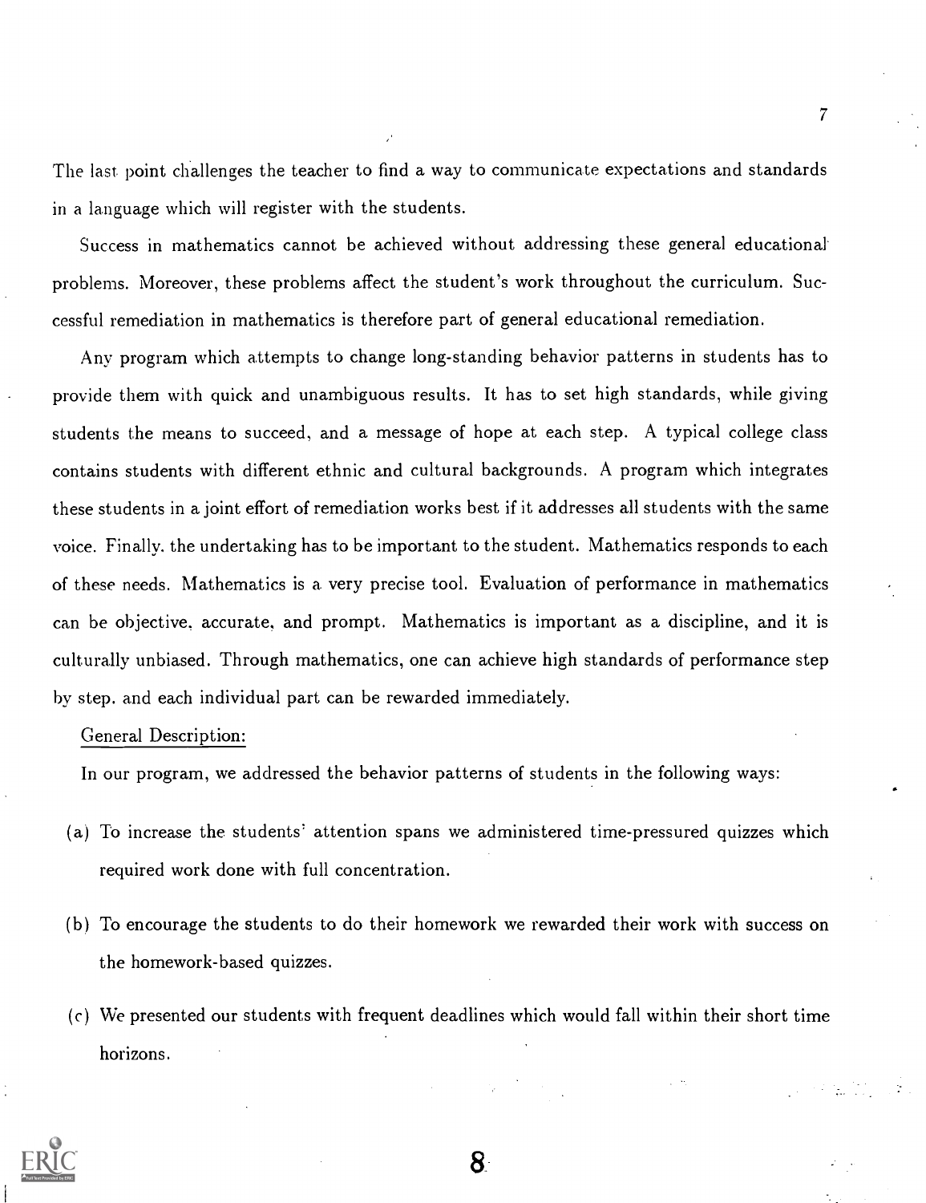The last point challenges the teacher to find a way to communicate expectations and standards in a language which will register with the students.

Success in mathematics cannot be achieved without addressing these general educational problems. Moreover, these problems affect the student's work throughout the curriculum. Successful remediation in mathematics is therefore part of general educational remediation.

Any program which attempts to change long-standing behavior patterns in students has to provide them with quick and unambiguous results. It has to set high standards, while giving students the means to succeed, and a message of hope at each step. A typical college class contains students with different ethnic and cultural backgrounds. A program which integrates these students in a joint effort of remediation works best if it addresses all students with the same voice. Finally, the undertaking has to be important to the student. Mathematics responds to each of these needs. Mathematics is a very precise tool. Evaluation of performance in mathematics can be objective, accurate, and prompt. Mathematics is important as a discipline, and it is culturally unbiased. Through mathematics, one can achieve high standards of performance step by step, and each individual part can be rewarded immediately.

General Description:

In our program, we addressed the behavior patterns of students in the following ways:

(a) To increase the students' attention spans we administered time-pressured quizzes which required work done with full concentration.

(b) To encourage the students to do their homework we rewarded their work with success on the homework-based quizzes.

(c) We presented our students with frequent deadlines which would fall within their short time horizons.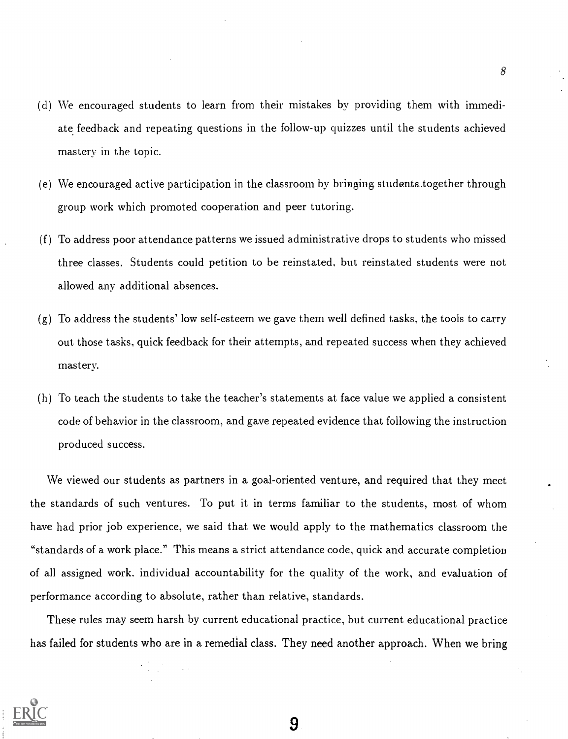(d) We encouraged students to learn from their mistakes by providing them with immediate feedback and repeating questions in the follow-up quizzes until the students achieved mastery in the topic.

(e) We encouraged active participation in the classroom by bringing students together through group work which promoted cooperation and peer tutoring.

(f) To address poor attendance patterns we issued administrative drops to students who missed three classes. Students could petition to be reinstated, but reinstated students were not allowed any additional absences.

(g) To address the students' low self-esteem we gave them well defined tasks, the tools to carry out those tasks, quick feedback for their attempts, and repeated success when they achieved mastery.

(h) To teach the students to take the teacher's statements at face value we applied a consistent code of behavior in the classroom, and gave repeated evidence that following the instruction produced success.

We viewed our students as partners in a goal-oriented venture, and required that they meet the standards of such ventures. To put it in terms familiar to the students, most of whom have had prior job experience, we said that we would apply to the mathematics classroom the "standards of a work place." This means a strict attendance code, quick and accurate completion of all assigned work, individual accountability for the quality of the work, and evaluation of performance according to absolute, rather than relative, standards.

These rules may seem harsh by current educational practice, but current educational practice has failed for students who are in a remedial class. They need another approach. When we bring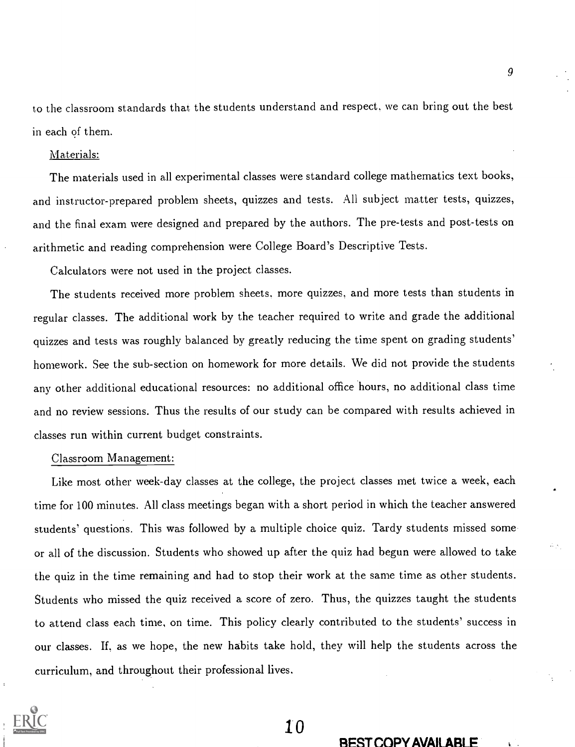to the classroom standards that the students understand and respect, we can bring out the best in each of them.

Materials:

The materials used in all experimental classes were standard college mathematics text books, and instructor-prepared problem sheets, quizzes and tests. All subject matter tests, quizzes, and the final exam were designed and prepared by the authors. The pre-tests and post-tests on arithmetic and reading comprehension were College Board's Descriptive Tests.

Calculators were not used in the project classes.

The students received more problem sheets, more quizzes, and more tests than students in regular classes. The additional work by the teacher required to write and grade the additional quizzes and tests was roughly balanced by greatly reducing the time spent on grading students' homework. See the sub-section on homework for more details. We did not provide the students any other additional educational resources: no additional office hours, no additional class time and no review sessions. Thus the results of our study can be compared with results achieved in classes run within current budget constraints.

Classroom Management:

Like most other week-day classes at the college, the project classes met twice a week, each time for 100 minutes. All class meetings began with a short period in which the teacher answered students' questions. This was followed by a multiple choice quiz. Tardy students missed some or all of the discussion. Students who showed up after the quiz had begun were allowed to take the quiz in the time remaining and had to stop their work at the same time as other students. Students who missed the quiz received a score of zero. Thus, the quizzes taught the students to attend class each time, on time. This policy clearly contributed to the students' success in our classes. If, as we hope, the new habits take hold, they will help the students across the curriculum, and throughout their professional lives.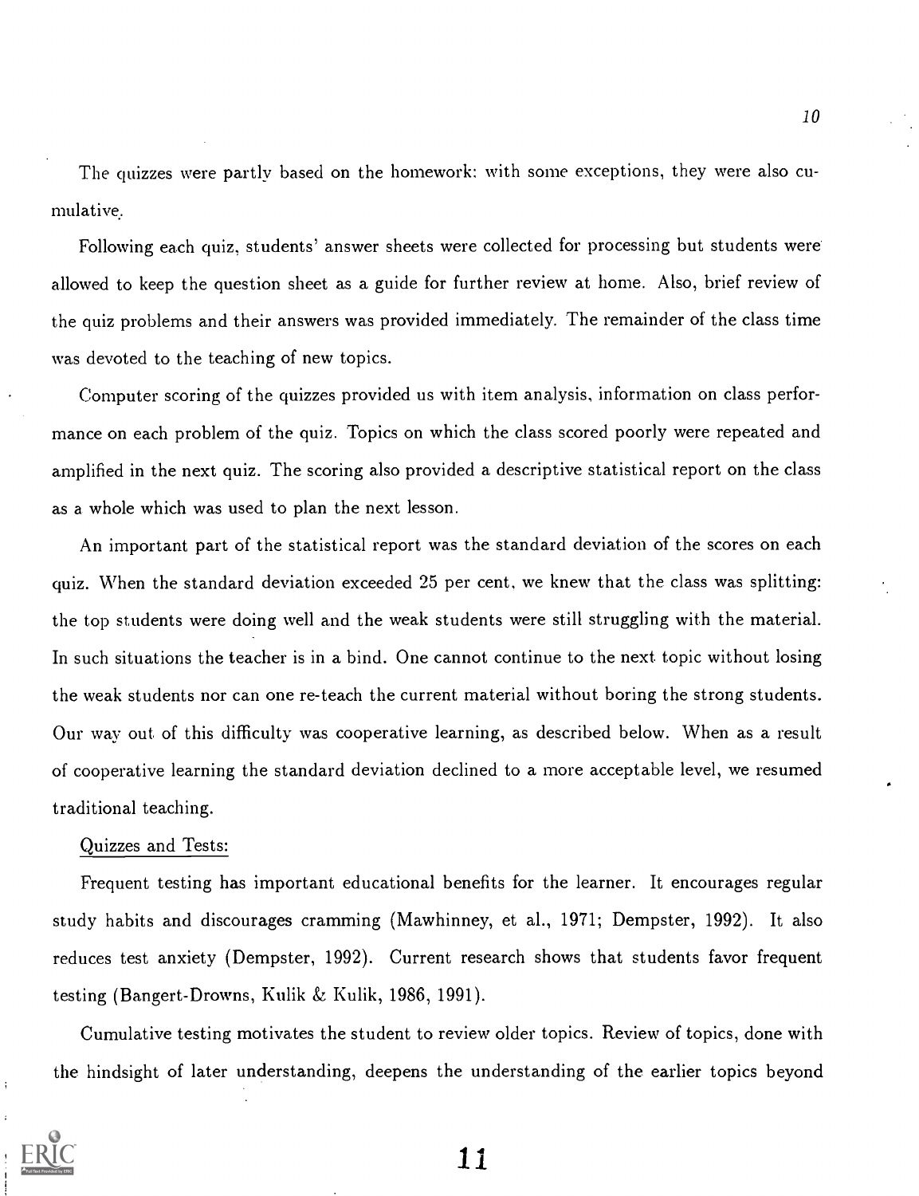The quizzes were partly based on the homework: with some exceptions, they were also cumulative.

Following each quiz, students' answer sheets were collected for processing but students were allowed to keep the question sheet as a guide for further review at home. Also, brief review of the quiz problems and their answers was provided immediately. The remainder of the class time was devoted to the teaching of new topics.

Computer scoring of the quizzes provided us with item analysis, information on class performance on each problem of the quiz. Topics on which the class scored poorly were repeated and amplified in the next quiz. The scoring also provided a descriptive statistical report on the class as a whole which was used to plan the next lesson.

An important part of the statistical report was the standard deviation of the scores on each quiz. When the standard deviation exceeded 25 per cent, we knew that the class was splitting: the top students were doing well and the weak students were still struggling with the material. In such situations the teacher is in a bind. One cannot continue to the next topic without losing the weak students nor can one re-teach the current material without boring the strong students. Our way out of this difficulty was cooperative learning, as described below. When as a result of cooperative learning the standard deviation declined to a more acceptable level, we resumed traditional teaching.

Quizzes and Tests:

Frequent testing has important educational benefits for the learner. It encourages regular study habits and discourages cramming (Mawhinney, et al., 1971; Dempster, 1992). It also reduces test anxiety (Dempster, 1992). Current research shows that students favor frequent testing (Bangert-Drowns, Kulik & Kulik, 1986, 1991).

Cumulative testing motivates the student to review older topics. Review of topics, done with the hindsight of later understanding, deepens the understanding of the earlier topics beyond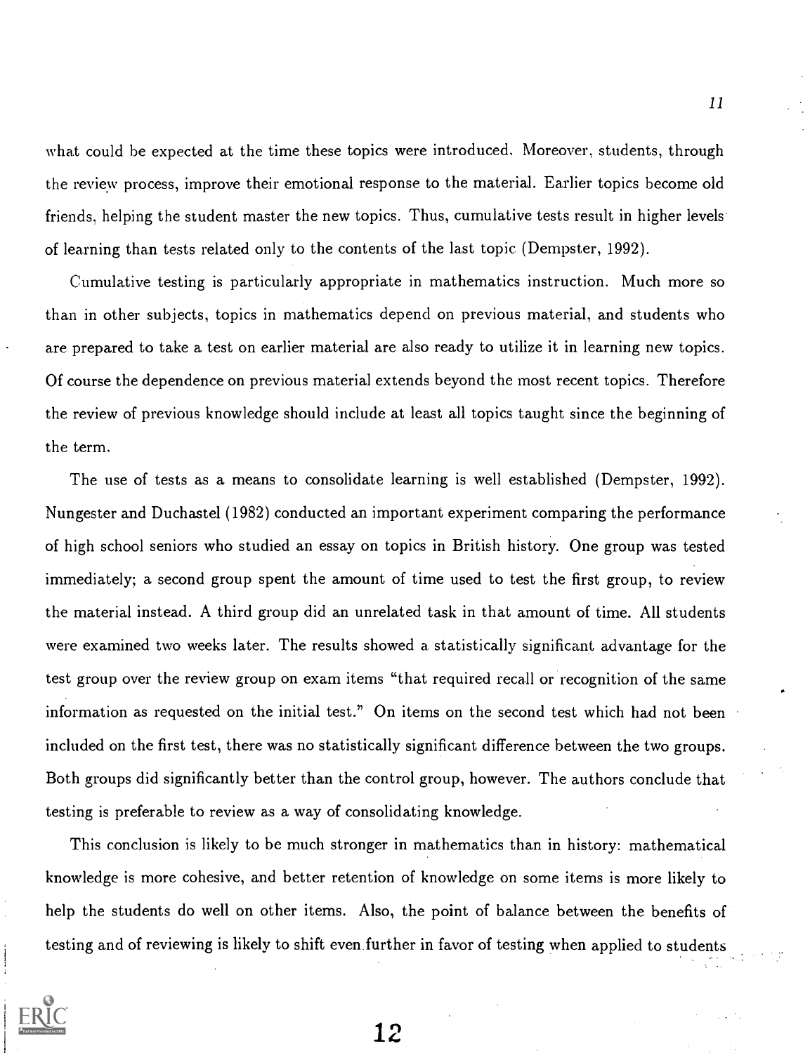what could be expected at the time these topics were introduced. Moreover, students, through the review process, improve their emotional response to the material. Earlier topics become old friends, helping the student master the new topics. Thus, cumulative tests result in higher levels of learning than tests related only to the contents of the last topic (Dempster, 1992).

Cumulative testing is particularly appropriate in mathematics instruction. Much more so than in other subjects, topics in mathematics depend on previous material, and students who are prepared to take a test on earlier material are also ready to utilize it in learning new topics. Of course the dependence on previous material extends beyond the most recent topics. Therefore the review of previous knowledge should include at least all topics taught since the beginning of the term.

The use of tests as a means to consolidate learning is well established (Dempster, 1992). Nungester and Duchastel (1982) conducted an important experiment comparing the performance of high school seniors who studied an essay on topics in British history. One group was tested immediately; a second group spent the amount of time used to test the first group, to review the material instead. A third group did an unrelated task in that amount of time. All students were examined two weeks later. The results showed a statistically significant advantage for the test group over the review group on exam items "that required recall or recognition of the same information as requested on the initial test." On items on the second test which had not been included on the first test, there was no statistically significant difference between the two groups. Both groups did significantly better than the control group, however. The authors conclude that testing is preferable to review as a way of consolidating knowledge.

This conclusion is likely to be much stronger in mathematics than in history: mathematical knowledge is more cohesive, and better retention of knowledge on some items is more likely to help the students do well on other items. Also, the point of balance between the benefits of testing and of reviewing is likely to shift even further in favor of testing when applied to students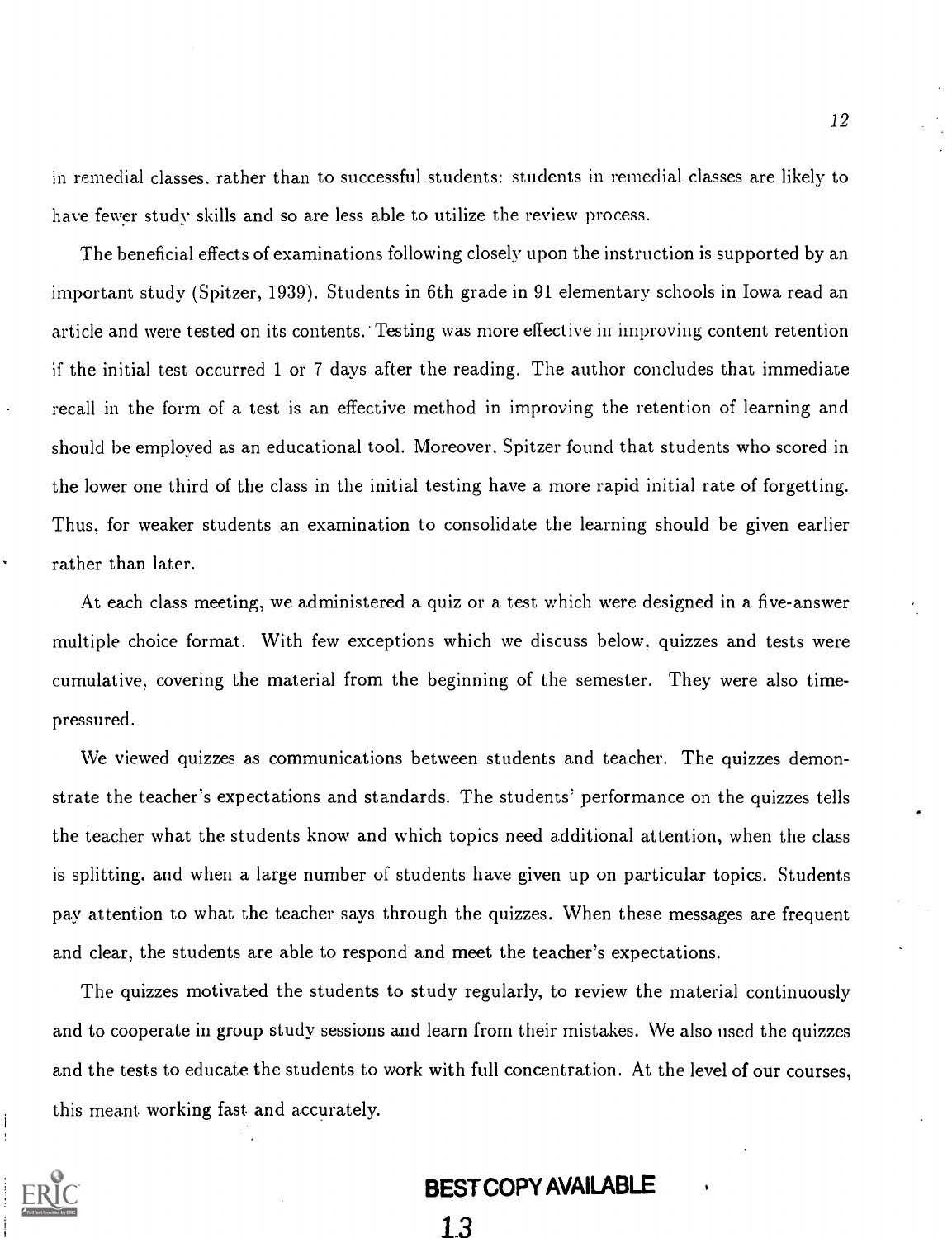in remedial classes, rather than to successful students: students in remedial classes are likely to have fewer study skills and so are less able to utilize the review process.

The beneficial effects of examinations following closely upon the instruction is supported by an important study (Spitzer, 1939). Students in 6th grade in 91 elementary schools in Iowa read an article and were tested on its contents. Testing was more effective in improving content retention if the initial test occurred 1 or 7 days after the reading. The author concludes that immediate recall in the form of a test is an effective method in improving the retention of learning and should be employed as an educational tool. Moreover, Spitzer found that students who scored in the lower one third of the class in the initial testing have a more rapid initial rate of forgetting. Thus, for weaker students an examination to consolidate the learning should be given earlier rather than later.

At each class meeting, we administered a quiz or a test which were designed in a five-answer multiple choice format. With few exceptions which we discuss below, quizzes and tests were cumulative, covering the material from the beginning of the semester. They were also time-pressured.

We viewed quizzes as communications between students and teacher. The quizzes demonstrate the teacher's expectations and standards. The students' performance on the quizzes tells the teacher what the students know and which topics need additional attention, when the class is splitting, and when a large number of students have given up on particular topics. Students pay attention to what the teacher says through the quizzes. When these messages are frequent and clear, the students are able to respond and meet the teacher's expectations.

The quizzes motivated the students to study regularly, to review the material continuously and to cooperate in group study sessions and learn from their mistakes. We also used the quizzes and the tests to educate the students to work with full concentration. At the level of our courses, this meant working fast and accurately.

BEST COPY AVAILABLE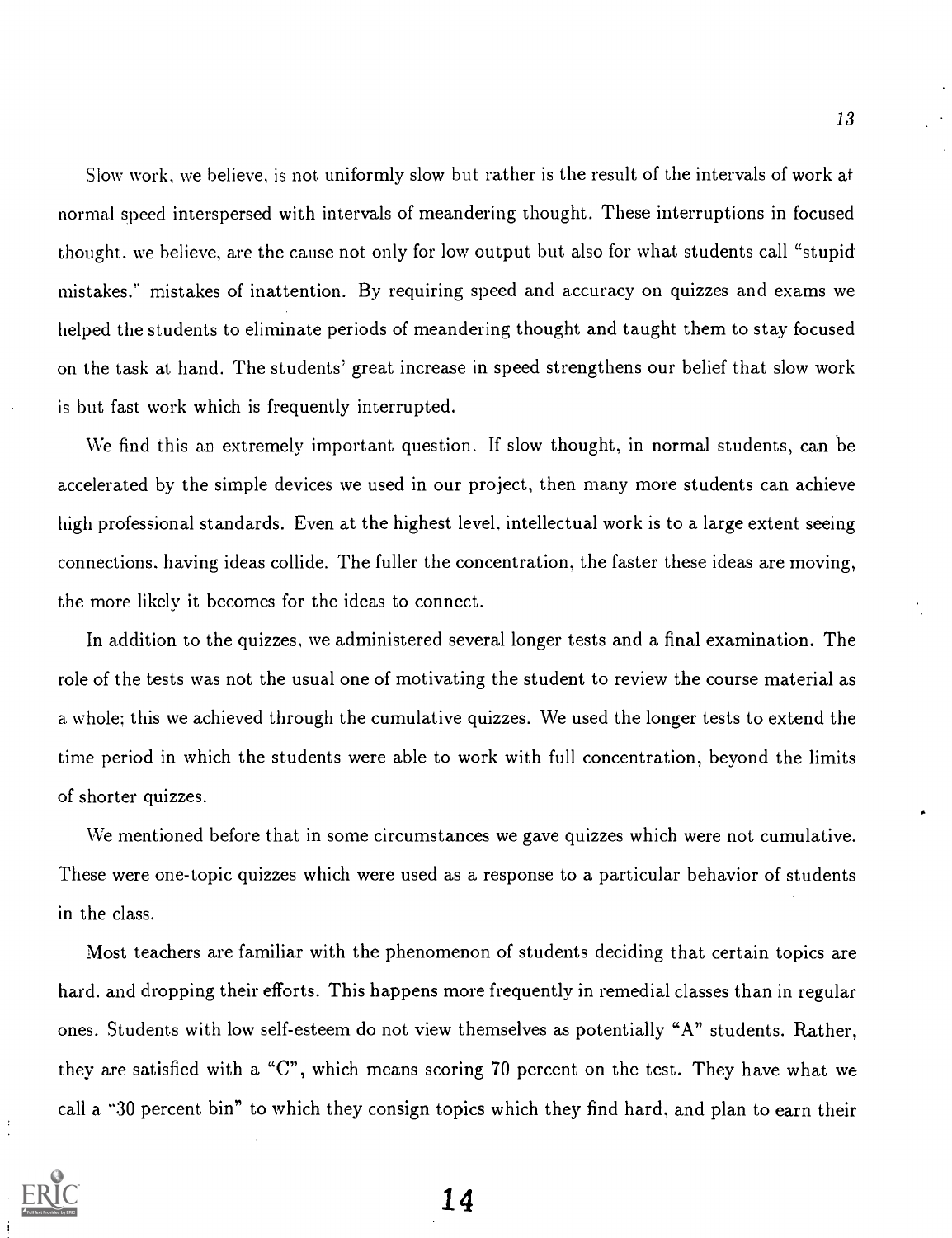Slow work, we believe, is not uniformly slow but rather is the result of the intervals of work at normal speed interspersed with intervals of meandering thought. These interruptions in focused thought, we believe, are the cause not only for low output but also for what students call "stupid mistakes." mistakes of inattention. By requiring speed and accuracy on quizzes and exams we helped the students to eliminate periods of meandering thought and taught them to stay focused on the task at hand. The students' great increase in speed strengthens our belief that slow work is but fast work which is frequently interrupted.

We find this an extremely important question. If slow thought, in normal students, can be accelerated by the simple devices we used in our project, then many more students can achieve high professional standards. Even at the highest level, intellectual work is to a large extent seeing connections, having ideas collide. The fuller the concentration, the faster these ideas are moving, the more likely it becomes for the ideas to connect.

In addition to the quizzes, we administered several longer tests and a final examination. The role of the tests was not the usual one of motivating the student to review the course material as a whole; this we achieved through the cumulative quizzes. We used the longer tests to extend the time period in which the students were able to work with full concentration, beyond the limits of shorter quizzes.

We mentioned before that in some circumstances we gave quizzes which were not cumulative. These were one-topic quizzes which were used as a response to a particular behavior of students in the class.

Most teachers are familiar with the phenomenon of students deciding that certain topics are hard, and dropping their efforts. This happens more frequently in remedial classes than in regular ones. Students with low self-esteem do not view themselves as potentially "A" students. Rather, they are satisfied with a "C", which means scoring 70 percent on the test. They have what we call a "30 percent bin" to which they consign topics which they find hard, and plan to earn their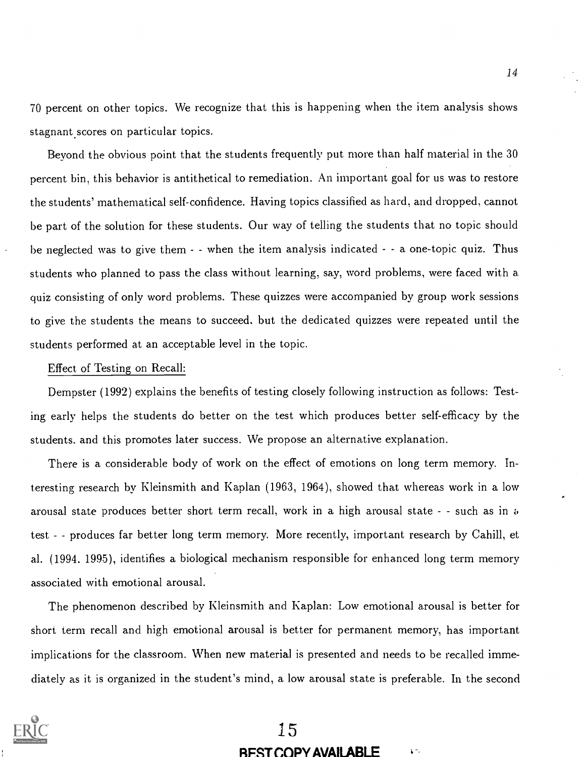70 percent on other topics. We recognize that this is happening when the item analysis shows stagnant scores on particular topics.

Beyond the obvious point that the students frequently put more than half material in the 30 percent bin, this behavior is antithetical to remediation. An important goal for us was to restore the students' mathematical self-confidence. Having topics classified as hard, and dropped, cannot be part of the solution for these students. Our way of telling the students that no topic should be neglected was to give them - - when the item analysis indicated - - a one-topic quiz. Thus students who planned to pass the class without learning, say, word problems, were faced with a quiz consisting of only word problems. These quizzes were accompanied by group work sessions to give the students the means to succeed. but the dedicated quizzes were repeated until the students performed at an acceptable level in the topic.

Effect of Testing on Recall:

Dempster (1992) explains the benefits of testing closely following instruction as follows: Testing early helps the students do better on the test which produces better self-efficacy by the students. and this promotes later success. We propose an alternative explanation.

There is a considerable body of work on the effect of emotions on long term memory. Interesting research by Kleinsmith and Kaplan (1963, 1964), showed that whereas work in a low arousal state produces better short term recall, work in a high arousal state - - such as in a test - - produces far better long term memory. More recently, important research by Cahill, et al. (1994. 1995), identifies a biological mechanism responsible for enhanced long term memory associated with emotional arousal.

The phenomenon described by Kleinsmith and Kaplan: Low emotional arousal is better for short term recall and high emotional arousal is better for permanent memory, has important implications for the classroom. When new material is presented and needs to be recalled immediately as it is organized in the student's mind, a low arousal state is preferable. In the second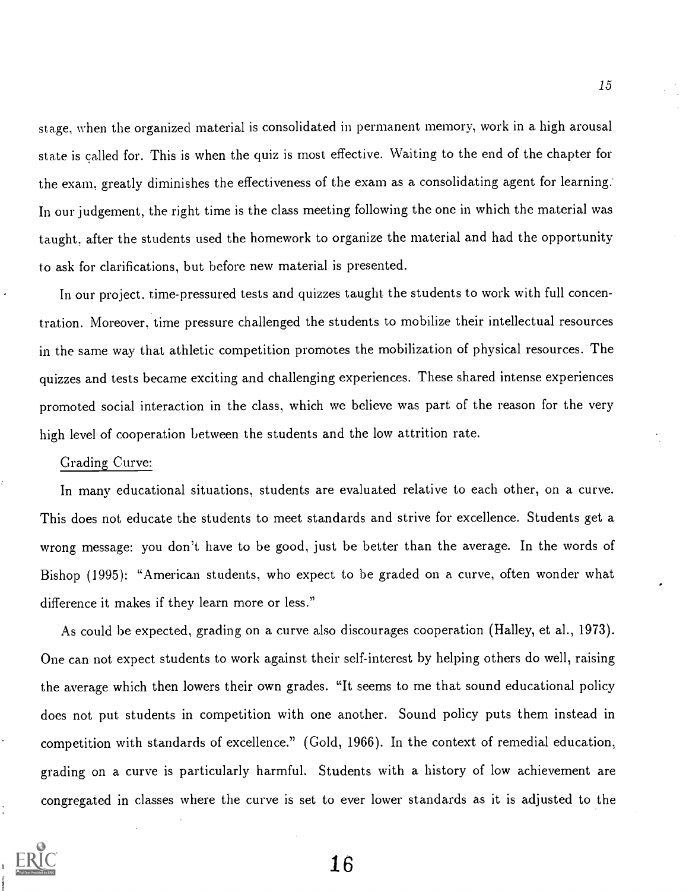stage, when the organized material is consolidated in permanent memory, work in a high arousal state is called for. This is when the quiz is most effective. Waiting to the end of the chapter for the exam, greatly diminishes the effectiveness of the exam as a consolidating agent for learning. In our judgement, the right time is the class meeting following the one in which the material was taught, after the students used the homework to organize the material and had the opportunity to ask for clarifications, but before new material is presented.

In our project, time-pressured tests and quizzes taught the students to work with full concentration. Moreover, time pressure challenged the students to mobilize their intellectual resources in the same way that athletic competition promotes the mobilization of physical resources. The quizzes and tests became exciting and challenging experiences. These shared intense experiences promoted social interaction in the class, which we believe was part of the reason for the very high level of cooperation between the students and the low attrition rate.

Grading Curve:

In many educational situations, students are evaluated relative to each other, on a curve. This does not educate the students to meet standards and strive for excellence. Students get a wrong message: you don't have to be good, just be better than the average. In the words of Bishop (1995): "American students, who expect to be graded on a curve, often wonder what difference it makes if they learn more or less."

As could be expected, grading on a curve also discourages cooperation (Halley, et al., 1973). One can not expect students to work against their self-interest by helping others do well, raising the average which then lowers their own grades. "It seems to me that sound educational policy does not put students in competition with one another. Sound policy puts them instead in competition with standards of excellence." (Gold, 1966). In the context of remedial education, grading on a curve is particularly harmful. Students with a history of low achievement are congregated in classes where the curve is set to ever lower standards as it is adjusted to the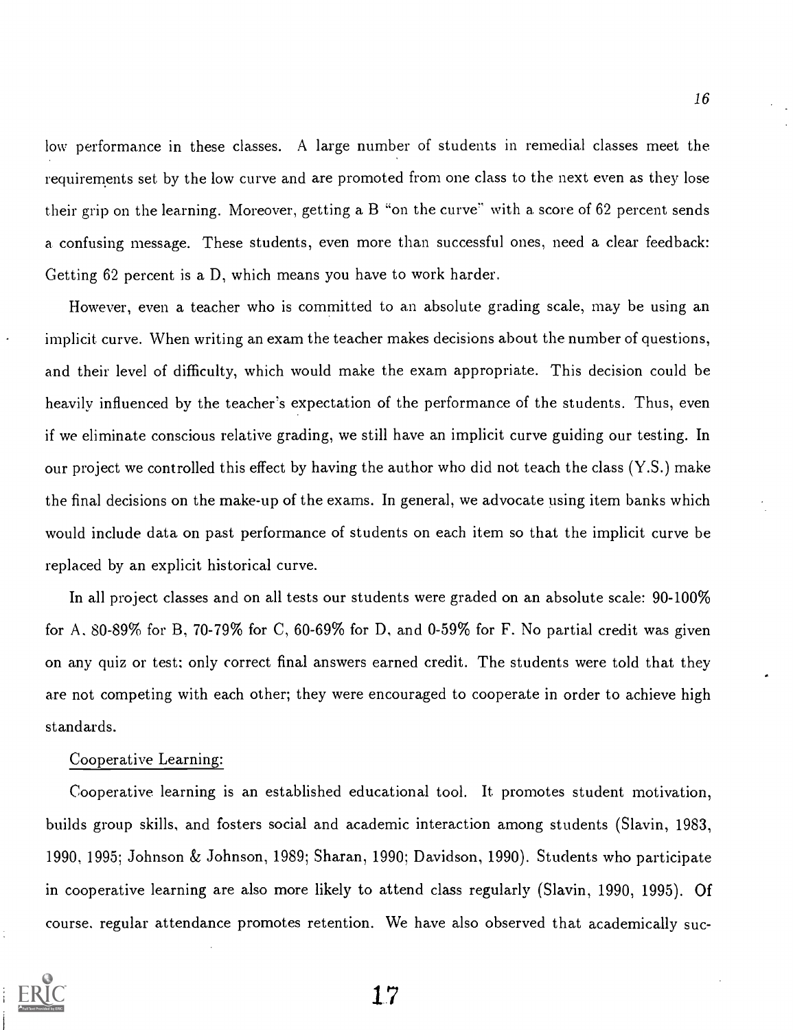low performance in these classes. A large number of students in remedial classes meet the requirements set by the low curve and are promoted from one class to the next even as they lose their grip on the learning. Moreover, getting a B "on the curve" with a score of 62 percent sends a confusing message. These students, even more than successful ones, need a clear feedback: Getting 62 percent is a D, which means you have to work harder.

However, even a teacher who is committed to an absolute grading scale, may be using an implicit curve. When writing an exam the teacher makes decisions about the number of questions, and their level of difficulty, which would make the exam appropriate. This decision could be heavily influenced by the teacher's expectation of the performance of the students. Thus, even if we eliminate conscious relative grading, we still have an implicit curve guiding our testing. In our project we controlled this effect by having the author who did not teach the class (Y.S.) make the final decisions on the make-up of the exams. In general, we advocate using item banks which would include data on past performance of students on each item so that the implicit curve be replaced by an explicit historical curve.

In all project classes and on all tests our students were graded on an absolute scale: 90-100% for A, 80-89% for B, 70-79% for C, 60-69% for D, and 0-59% for F. No partial credit was given on any quiz or test; only correct final answers earned credit. The students were told that they are not competing with each other; they were encouraged to cooperate in order to achieve high standards.

Cooperative Learning:

Cooperative learning is an established educational tool. It promotes student motivation, builds group skills, and fosters social and academic interaction among students (Slavin, 1983, 1990, 1995; Johnson & Johnson, 1989; Sharan, 1990; Davidson, 1990). Students who participate in cooperative learning are also more likely to attend class regularly (Slavin, 1990, 1995). Of course, regular attendance promotes retention. We have also observed that academically suc-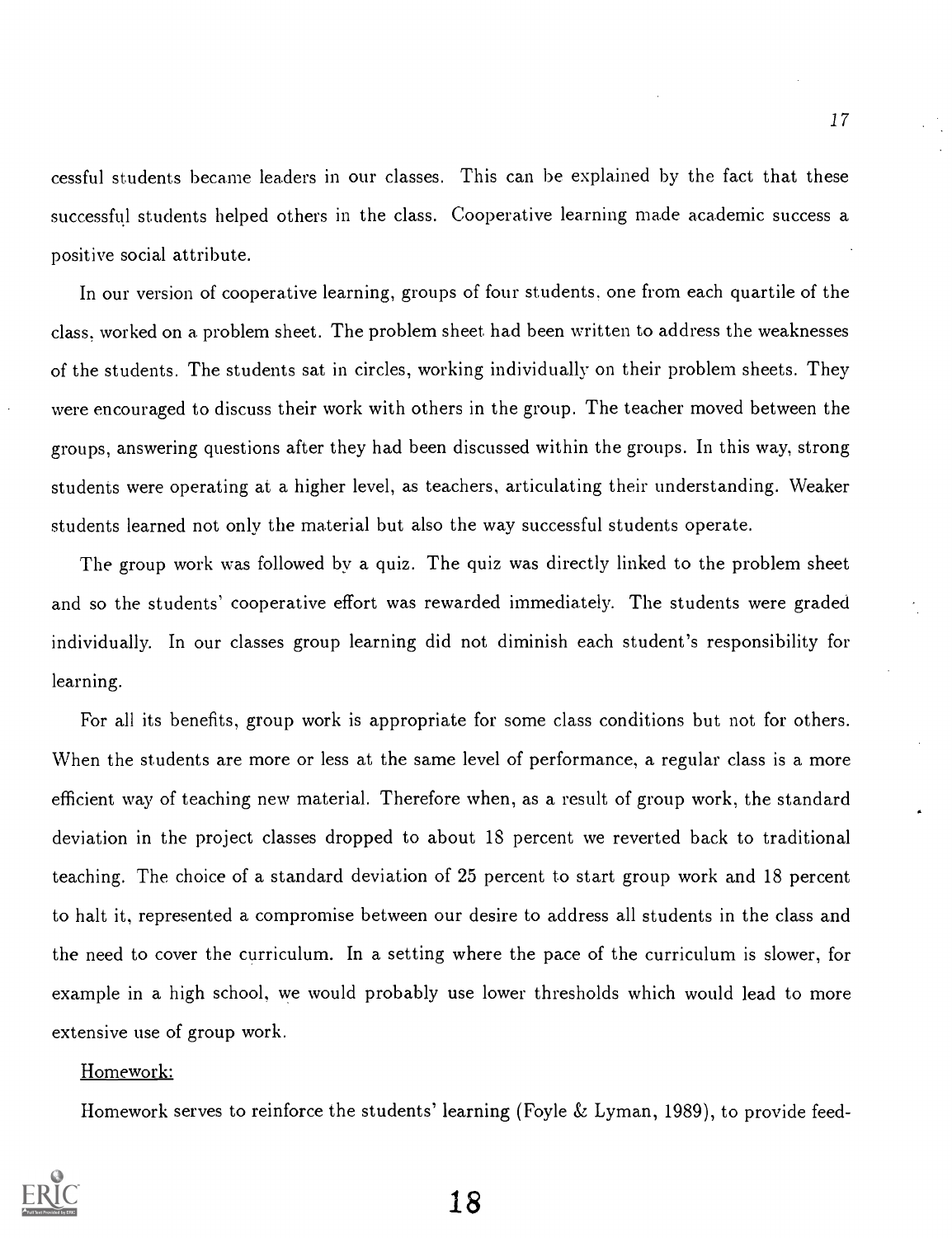cessful students became leaders in our classes. This can be explained by the fact that these successful students helped others in the class. Cooperative learning made academic success a positive social attribute.

In our version of cooperative learning, groups of four students, one from each quartile of the class, worked on a problem sheet. The problem sheet had been written to address the weaknesses of the students. The students sat in circles, working individually on their problem sheets. They were encouraged to discuss their work with others in the group. The teacher moved between the groups, answering questions after they had been discussed within the groups. In this way, strong students were operating at a higher level, as teachers, articulating their understanding. Weaker students learned not only the material but also the way successful students operate.

The group work was followed by a quiz. The quiz was directly linked to the problem sheet and so the students' cooperative effort was rewarded immediately. The students were graded individually. In our classes group learning did not diminish each student's responsibility for learning.

For all its benefits, group work is appropriate for some class conditions but not for others. When the students are more or less at the same level of performance, a regular class is a more efficient way of teaching new material. Therefore when, as a result of group work, the standard deviation in the project classes dropped to about 18 percent we reverted back to traditional teaching. The choice of a standard deviation of 25 percent to start group work and 18 percent to halt it, represented a compromise between our desire to address all students in the class and the need to cover the curriculum. In a setting where the pace of the curriculum is slower, for example in a high school, we would probably use lower thresholds which would lead to more extensive use of group work.

Homework:

Homework serves to reinforce the students' learning (Foyle & Lyman, 1989), to provide feed-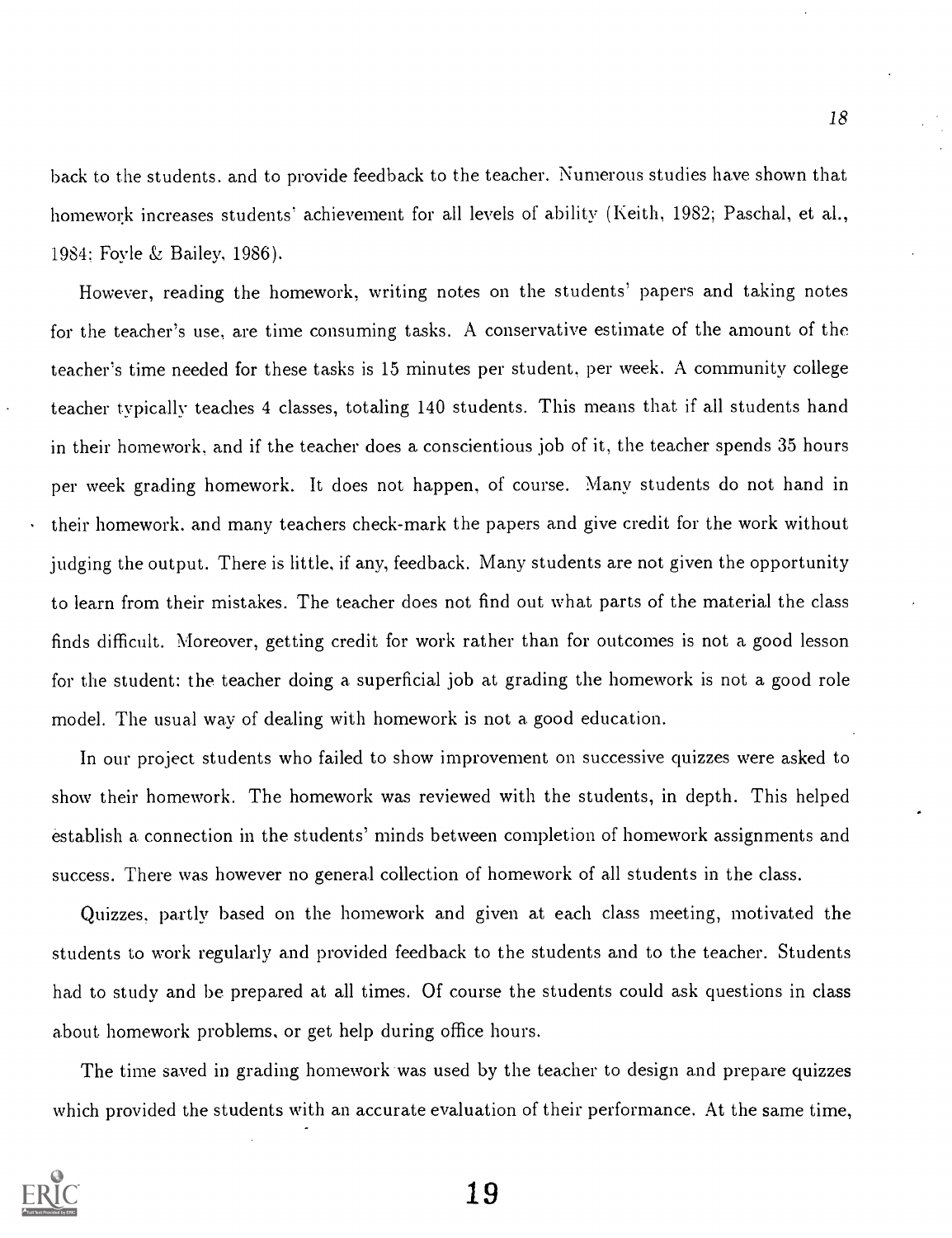back to the students. and to provide feedback to the teacher. Numerous studies have shown that homework increases students' achievement for all levels of ability (Keith, 1982; Paschal, et al., 1984; Foyle & Bailey, 1986).

However, reading the homework, writing notes on the students' papers and taking notes for the teacher's use, are time consuming tasks. A conservative estimate of the amount of the teacher's time needed for these tasks is 15 minutes per student, per week. A community college teacher typically teaches 4 classes, totaling 140 students. This means that if all students hand in their homework, and if the teacher does a conscientious job of it, the teacher spends 35 hours per week grading homework. It does not happen, of course. Many students do not hand in their homework. and many teachers check-mark the papers and give credit for the work without judging the output. There is little, if any, feedback. Many students are not given the opportunity to learn from their mistakes. The teacher does not find out what parts of the material the class finds difficult. Moreover, getting credit for work rather than for outcomes is not a good lesson for the student: the teacher doing a superficial job at grading the homework is not a good role model. The usual way of dealing with homework is not a good education.

In our project students who failed to show improvement on successive quizzes were asked to show their homework. The homework was reviewed with the students, in depth. This helped establish a connection in the students' minds between completion of homework assignments and success. There was however no general collection of homework of all students in the class.

Quizzes, partly based on the homework and given at each class meeting, motivated the students to work regularly and provided feedback to the students and to the teacher. Students had to study and be prepared at all times. Of course the students could ask questions in class about homework problems, or get help during office hours.

The time saved in grading homework was used by the teacher to design and prepare quizzes which provided the students with an accurate evaluation of their performance. At the same time,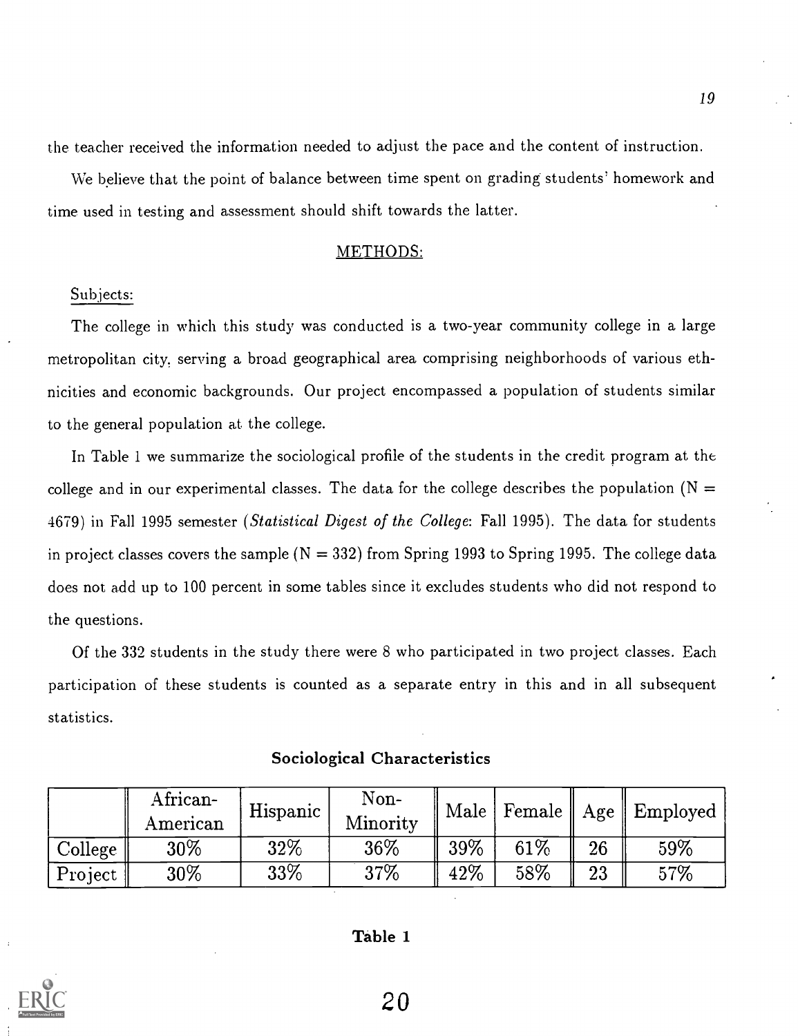the teacher received the information needed to adjust the pace and the content of instruction.

We believe that the point of balance between time spent on grading students' homework and time used in testing and assessment should shift towards the latter.

## METHODS:

### Subjects:

The college in which this study was conducted is a two-year community college in a large metropolitan city, serving a broad geographical area comprising neighborhoods of various ethnicities and economic backgrounds. Our project encompassed a population of students similar to the general population at the college.

In Table 1 we summarize the sociological profile of the students in the credit program at the college and in our experimental classes. The data for the college describes the population (N = 4679) in Fall 1995 semester (*Statistical Digest of the College*: Fall 1995). The data for students in project classes covers the sample (N = 332) from Spring 1993 to Spring 1995. The college data does not add up to 100 percent in some tables since it excludes students who did not respond to the questions.

Of the 332 students in the study there were 8 who participated in two project classes. Each participation of these students is counted as a separate entry in this and in all subsequent statistics.

**Sociological Characteristics**

| | African-American | Hispanic | Non-Minority | Male | Female | Age | Employed |
|---|---|---|---|---|---|---|---|
| College | 30% | 32% | 36% | 39% | 61% | 26 | 59% |
| Project | 30% | 33% | 37% | 42% | 58% | 23 | 57% |

**Table 1**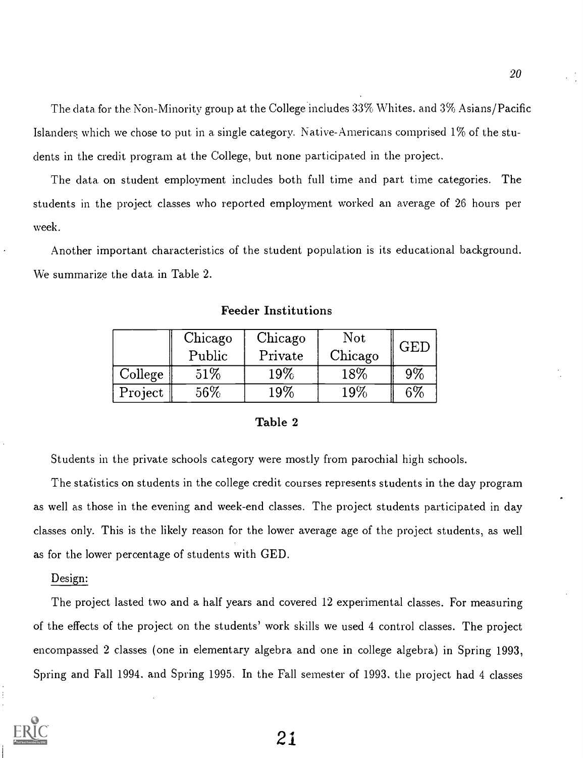The data for the Non-Minority group at the College includes 33% Whites. and 3% Asians/Pacific Islanders which we chose to put in a single category. Native-Americans comprised 1% of the students in the credit program at the College, but none participated in the project.

The data on student employment includes both full time and part time categories. The students in the project classes who reported employment worked an average of 26 hours per week.

Another important characteristics of the student population is its educational background. We summarize the data in Table 2.

**Feeder Institutions**

| | Chicago Public | Chicago Private | Not Chicago | GED |
|---|---|---|---|---|
| College | 51% | 19% | 18% | 9% |
| Project | 56% | 19% | 19% | 6% |

**Table 2**

Students in the private schools category were mostly from parochial high schools.

The statistics on students in the college credit courses represents students in the day program as well as those in the evening and week-end classes. The project students participated in day classes only. This is the likely reason for the lower average age of the project students, as well as for the lower percentage of students with GED.

Design:

The project lasted two and a half years and covered 12 experimental classes. For measuring of the effects of the project on the students' work skills we used 4 control classes. The project encompassed 2 classes (one in elementary algebra and one in college algebra) in Spring 1993, Spring and Fall 1994. and Spring 1995. In the Fall semester of 1993. the project had 4 classes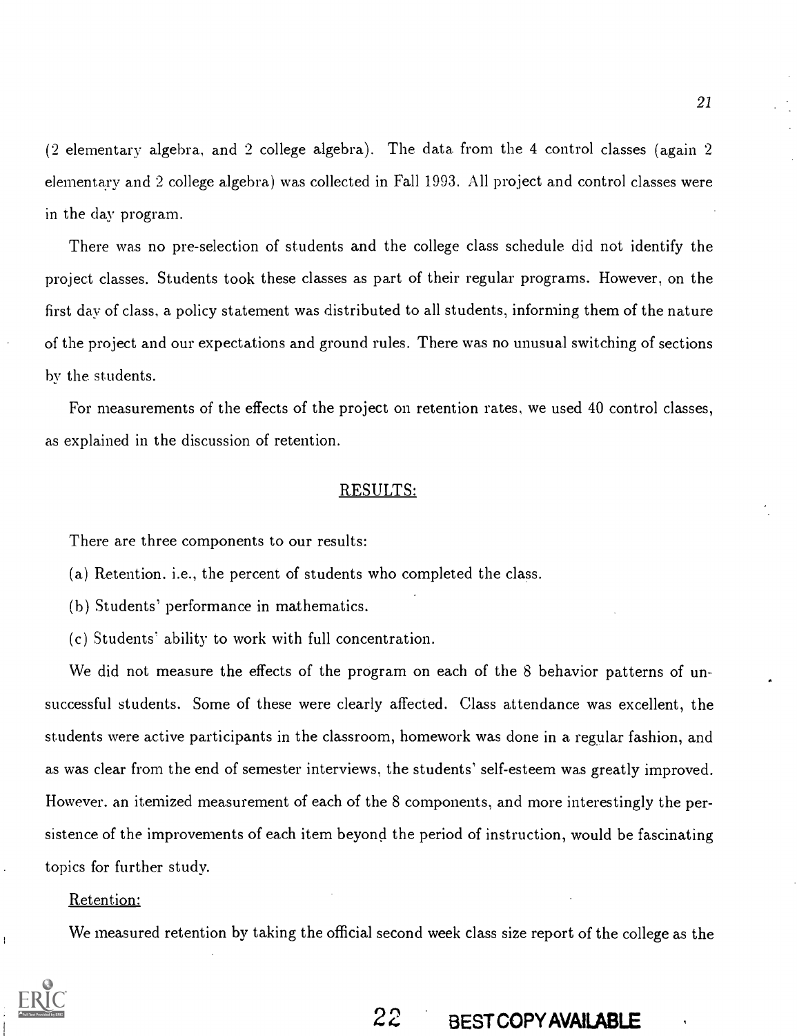(2 elementary algebra, and 2 college algebra). The data from the 4 control classes (again 2 elementary and 2 college algebra) was collected in Fall 1993. All project and control classes were in the day program.

There was no pre-selection of students and the college class schedule did not identify the project classes. Students took these classes as part of their regular programs. However, on the first day of class, a policy statement was distributed to all students, informing them of the nature of the project and our expectations and ground rules. There was no unusual switching of sections by the students.

For measurements of the effects of the project on retention rates, we used 40 control classes, as explained in the discussion of retention.

## RESULTS:

There are three components to our results:

(a) Retention. i.e., the percent of students who completed the class.

(b) Students' performance in mathematics.

(c) Students' ability to work with full concentration.

We did not measure the effects of the program on each of the 8 behavior patterns of unsuccessful students. Some of these were clearly affected. Class attendance was excellent, the students were active participants in the classroom, homework was done in a regular fashion, and as was clear from the end of semester interviews, the students' self-esteem was greatly improved. However, an itemized measurement of each of the 8 components, and more interestingly the persistence of the improvements of each item beyond the period of instruction, would be fascinating topics for further study.

### Retention:

We measured retention by taking the official second week class size report of the college as the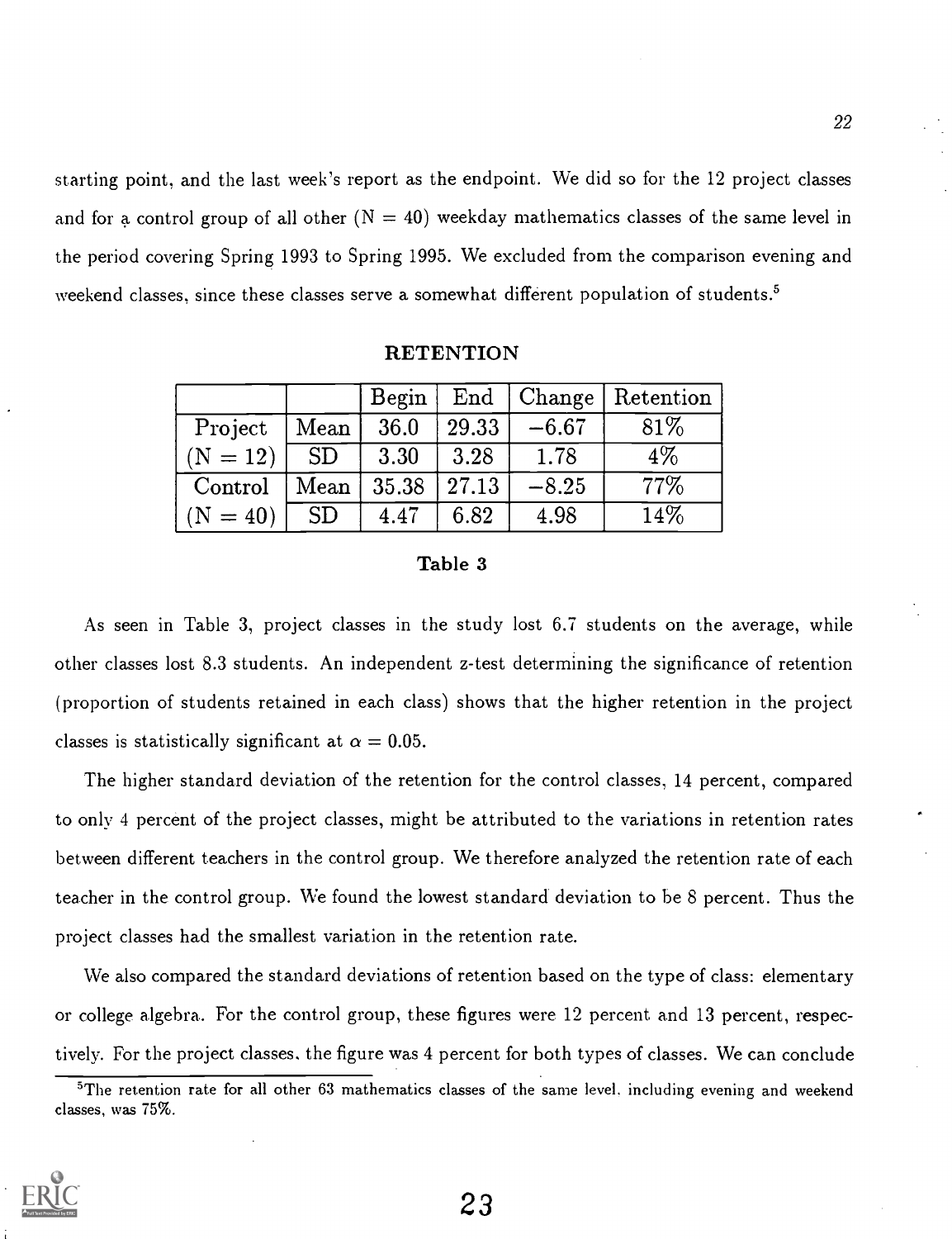starting point, and the last week's report as the endpoint. We did so for the 12 project classes and for a control group of all other ($N = 40$) weekday mathematics classes of the same level in the period covering Spring 1993 to Spring 1995. We excluded from the comparison evening and weekend classes, since these classes serve a somewhat different population of students.[5]

**RETENTION**

| | | Begin | End | Change | Retention |
|---|---|---|---|---|---|
| Project | Mean | 36.0 | 29.33 | −6.67 | 81% |
| ($N = 12$) | SD | 3.30 | 3.28 | 1.78 | 4% |
| Control | Mean | 35.38 | 27.13 | −8.25 | 77% |
| ($N = 40$) | SD | 4.47 | 6.82 | 4.98 | 14% |

**Table 3**

As seen in Table 3, project classes in the study lost 6.7 students on the average, while other classes lost 8.3 students. An independent z-test determining the significance of retention (proportion of students retained in each class) shows that the higher retention in the project classes is statistically significant at $\alpha = 0.05$.

The higher standard deviation of the retention for the control classes, 14 percent, compared to only 4 percent of the project classes, might be attributed to the variations in retention rates between different teachers in the control group. We therefore analyzed the retention rate of each teacher in the control group. We found the lowest standard deviation to be 8 percent. Thus the project classes had the smallest variation in the retention rate.

We also compared the standard deviations of retention based on the type of class: elementary or college algebra. For the control group, these figures were 12 percent and 13 percent, respectively. For the project classes, the figure was 4 percent for both types of classes. We can conclude

[5]The retention rate for all other 63 mathematics classes of the same level, including evening and weekend classes, was 75%.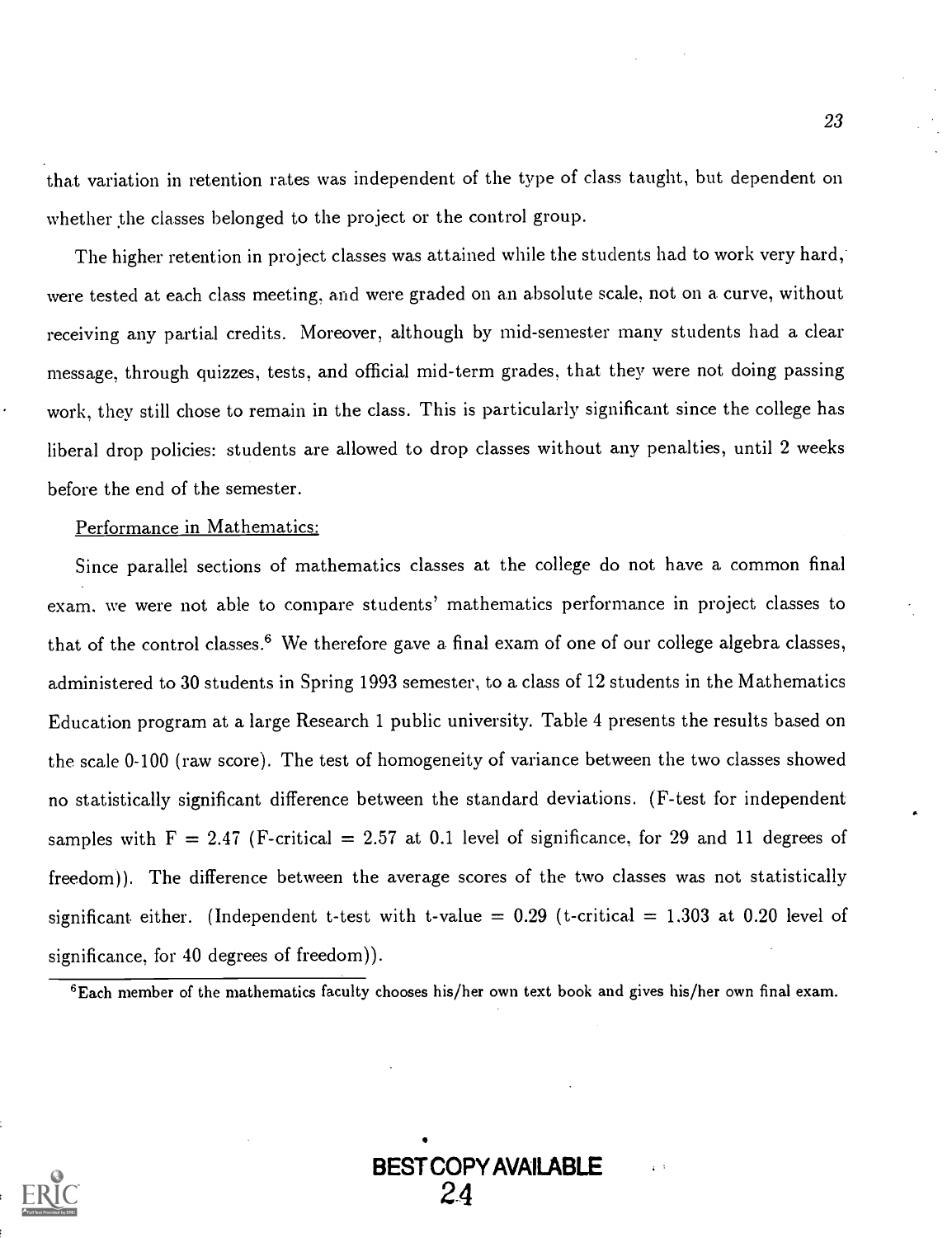that variation in retention rates was independent of the type of class taught, but dependent on whether the classes belonged to the project or the control group.

The higher retention in project classes was attained while the students had to work very hard, were tested at each class meeting, and were graded on an absolute scale, not on a curve, without receiving any partial credits. Moreover, although by mid-semester many students had a clear message, through quizzes, tests, and official mid-term grades, that they were not doing passing work, they still chose to remain in the class. This is particularly significant since the college has liberal drop policies: students are allowed to drop classes without any penalties, until 2 weeks before the end of the semester.

Performance in Mathematics:

Since parallel sections of mathematics classes at the college do not have a common final exam, we were not able to compare students' mathematics performance in project classes to that of the control classes.[6] We therefore gave a final exam of one of our college algebra classes, administered to 30 students in Spring 1993 semester, to a class of 12 students in the Mathematics Education program at a large Research 1 public university. Table 4 presents the results based on the scale 0-100 (raw score). The test of homogeneity of variance between the two classes showed no statistically significant difference between the standard deviations. (F-test for independent samples with $F = 2.47$ (F-critical $= 2.57$ at 0.1 level of significance, for 29 and 11 degrees of freedom)). The difference between the average scores of the two classes was not statistically significant either. (Independent t-test with t-value $= 0.29$ (t-critical $= 1.303$ at 0.20 level of significance, for 40 degrees of freedom)).

[6] Each member of the mathematics faculty chooses his/her own text book and gives his/her own final exam.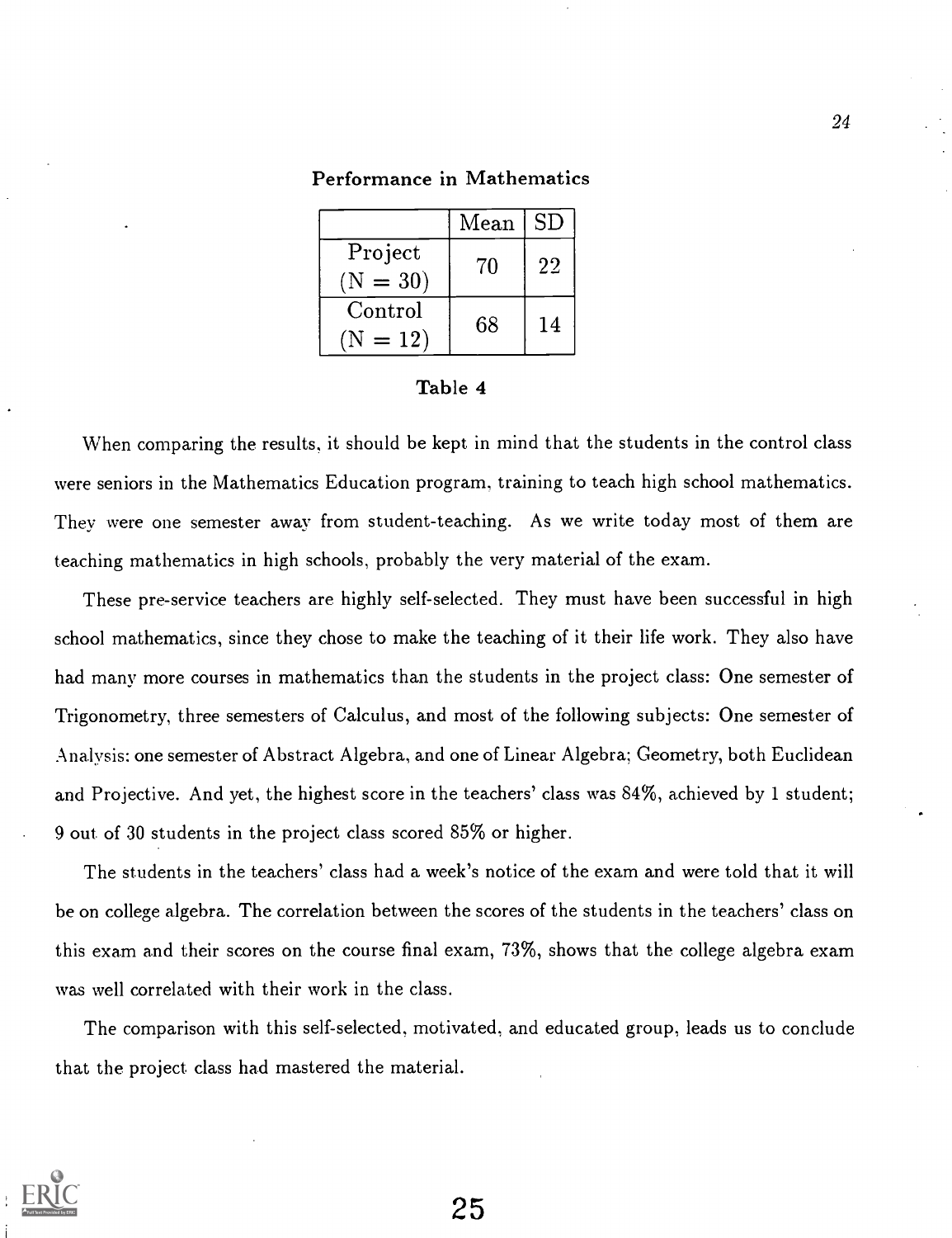**Performance in Mathematics**

| | Mean | SD |
|---|---|---|
| Project (N = 30) | 70 | 22 |
| Control (N = 12) | 68 | 14 |

**Table 4**

When comparing the results, it should be kept in mind that the students in the control class were seniors in the Mathematics Education program, training to teach high school mathematics. They were one semester away from student-teaching. As we write today most of them are teaching mathematics in high schools, probably the very material of the exam.

These pre-service teachers are highly self-selected. They must have been successful in high school mathematics, since they chose to make the teaching of it their life work. They also have had many more courses in mathematics than the students in the project class: One semester of Trigonometry, three semesters of Calculus, and most of the following subjects: One semester of Analysis; one semester of Abstract Algebra, and one of Linear Algebra; Geometry, both Euclidean and Projective. And yet, the highest score in the teachers' class was 84%, achieved by 1 student; 9 out of 30 students in the project class scored 85% or higher.

The students in the teachers' class had a week's notice of the exam and were told that it will be on college algebra. The correlation between the scores of the students in the teachers' class on this exam and their scores on the course final exam, 73%, shows that the college algebra exam was well correlated with their work in the class.

The comparison with this self-selected, motivated, and educated group, leads us to conclude that the project class had mastered the material.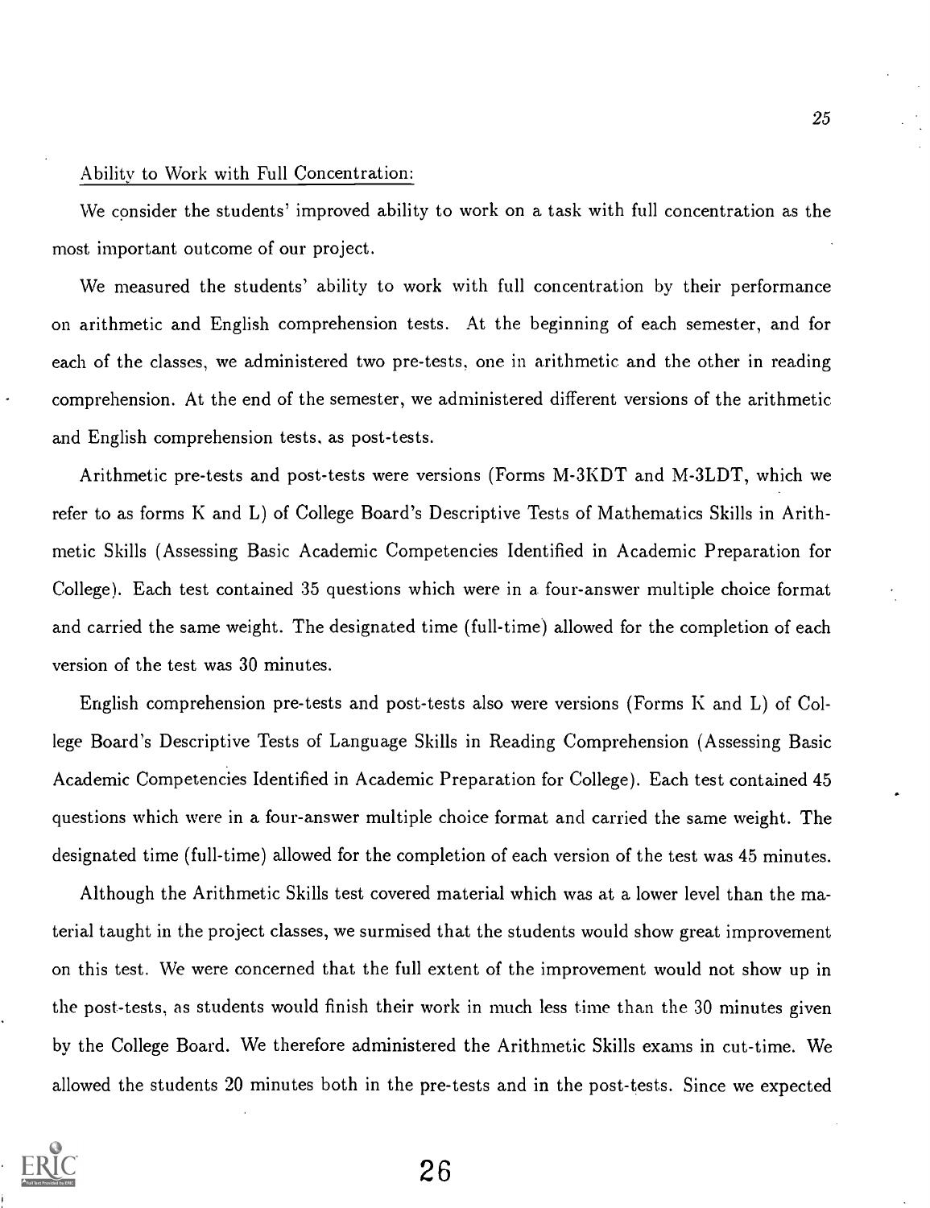Ability to Work with Full Concentration:

We consider the students' improved ability to work on a task with full concentration as the most important outcome of our project.

We measured the students' ability to work with full concentration by their performance on arithmetic and English comprehension tests. At the beginning of each semester, and for each of the classes, we administered two pre-tests, one in arithmetic and the other in reading comprehension. At the end of the semester, we administered different versions of the arithmetic and English comprehension tests, as post-tests.

Arithmetic pre-tests and post-tests were versions (Forms M-3KDT and M-3LDT, which we refer to as forms K and L) of College Board's Descriptive Tests of Mathematics Skills in Arithmetic Skills (Assessing Basic Academic Competencies Identified in Academic Preparation for College). Each test contained 35 questions which were in a four-answer multiple choice format and carried the same weight. The designated time (full-time) allowed for the completion of each version of the test was 30 minutes.

English comprehension pre-tests and post-tests also were versions (Forms K and L) of College Board's Descriptive Tests of Language Skills in Reading Comprehension (Assessing Basic Academic Competencies Identified in Academic Preparation for College). Each test contained 45 questions which were in a four-answer multiple choice format and carried the same weight. The designated time (full-time) allowed for the completion of each version of the test was 45 minutes.

Although the Arithmetic Skills test covered material which was at a lower level than the material taught in the project classes, we surmised that the students would show great improvement on this test. We were concerned that the full extent of the improvement would not show up in the post-tests, as students would finish their work in much less time than the 30 minutes given by the College Board. We therefore administered the Arithmetic Skills exams in cut-time. We allowed the students 20 minutes both in the pre-tests and in the post-tests. Since we expected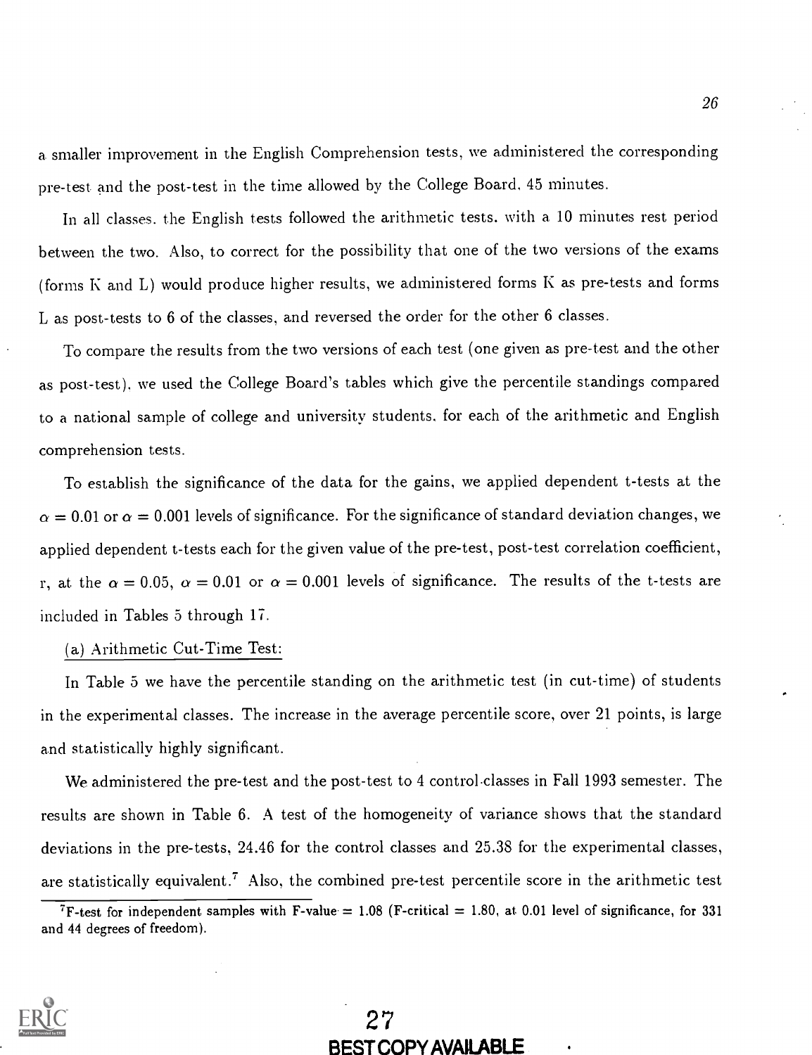a smaller improvement in the English Comprehension tests, we administered the corresponding pre-test and the post-test in the time allowed by the College Board, 45 minutes.

In all classes, the English tests followed the arithmetic tests, with a 10 minutes rest period between the two. Also, to correct for the possibility that one of the two versions of the exams (forms K and L) would produce higher results, we administered forms K as pre-tests and forms L as post-tests to 6 of the classes, and reversed the order for the other 6 classes.

To compare the results from the two versions of each test (one given as pre-test and the other as post-test), we used the College Board's tables which give the percentile standings compared to a national sample of college and university students, for each of the arithmetic and English comprehension tests.

To establish the significance of the data for the gains, we applied dependent t-tests at the $\alpha = 0.01$ or $\alpha = 0.001$ levels of significance. For the significance of standard deviation changes, we applied dependent t-tests each for the given value of the pre-test, post-test correlation coefficient, r, at the $\alpha = 0.05$, $\alpha = 0.01$ or $\alpha = 0.001$ levels of significance. The results of the t-tests are included in Tables 5 through 17.

(a) Arithmetic Cut-Time Test:

In Table 5 we have the percentile standing on the arithmetic test (in cut-time) of students in the experimental classes. The increase in the average percentile score, over 21 points, is large and statistically highly significant.

We administered the pre-test and the post-test to 4 control classes in Fall 1993 semester. The results are shown in Table 6. A test of the homogeneity of variance shows that the standard deviations in the pre-tests, 24.46 for the control classes and 25.38 for the experimental classes, are statistically equivalent.[7] Also, the combined pre-test percentile score in the arithmetic test

[7] F-test for independent samples with F-value = 1.08 (F-critical = 1.80, at 0.01 level of significance, for 331 and 44 degrees of freedom).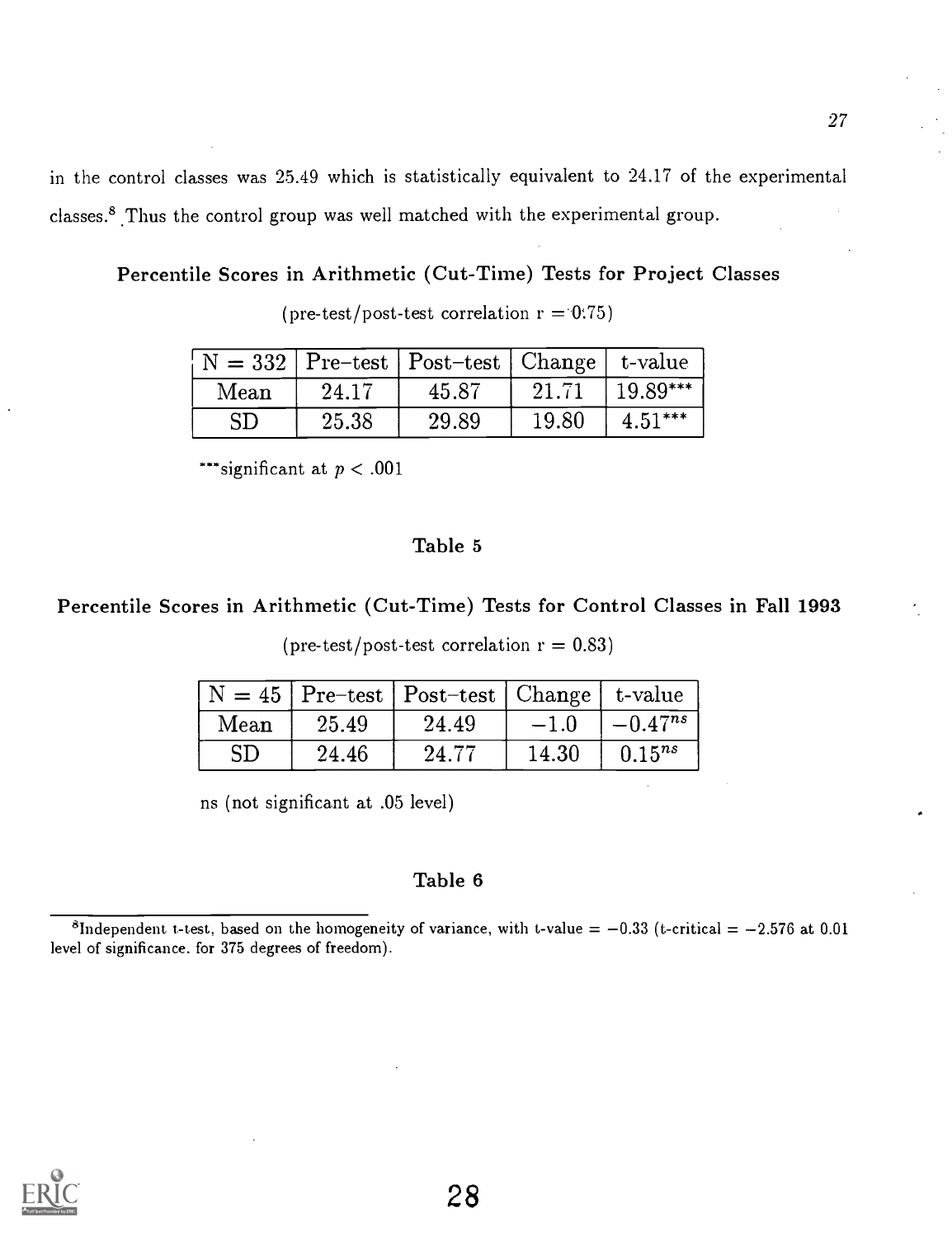in the control classes was 25.49 which is statistically equivalent to 24.17 of the experimental classes.[8] Thus the control group was well matched with the experimental group.

**Percentile Scores in Arithmetic (Cut-Time) Tests for Project Classes**

(pre-test/post-test correlation r = 0.75)

| N = 332 | Pre–test | Post–test | Change | t-value |
|---|---|---|---|---|
| Mean | 24.17 | 45.87 | 21.71 | 19.89*** |
| SD | 25.38 | 29.89 | 19.80 | 4.51*** |

***significant at $p < .001$

**Table 5**

**Percentile Scores in Arithmetic (Cut-Time) Tests for Control Classes in Fall 1993**

(pre-test/post-test correlation r = 0.83)

| N = 45 | Pre–test | Post–test | Change | t-value |
|---|---|---|---|---|
| Mean | 25.49 | 24.49 | −1.0 | $-0.47^{ns}$ |
| SD | 24.46 | 24.77 | 14.30 | $0.15^{ns}$ |

ns (not significant at .05 level)

**Table 6**

[8]Independent t-test, based on the homogeneity of variance, with t-value = −0.33 (t-critical = −2.576 at 0.01 level of significance. for 375 degrees of freedom).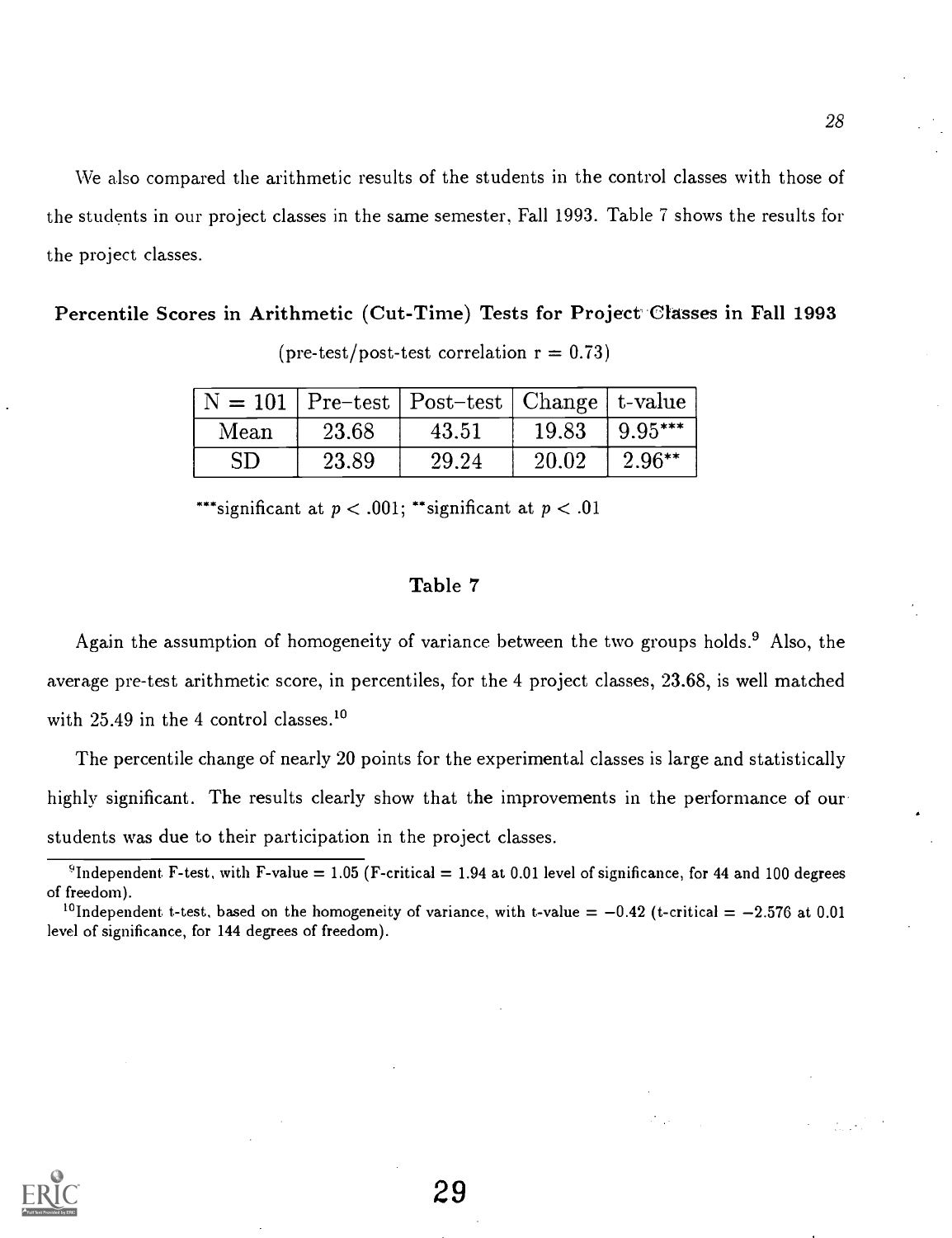We also compared the arithmetic results of the students in the control classes with those of the students in our project classes in the same semester, Fall 1993. Table 7 shows the results for the project classes.

**Percentile Scores in Arithmetic (Cut-Time) Tests for Project Classes in Fall 1993**

(pre-test/post-test correlation r = 0.73)

| N = 101 | Pre–test | Post–test | Change | t-value |
|---|---|---|---|---|
| Mean | 23.68 | 43.51 | 19.83 | 9.95*** |
| SD | 23.89 | 29.24 | 20.02 | 2.96** |

***significant at $p < .001$; **significant at $p < .01$

**Table 7**

Again the assumption of homogeneity of variance between the two groups holds.[9] Also, the average pre-test arithmetic score, in percentiles, for the 4 project classes, 23.68, is well matched with 25.49 in the 4 control classes.[10]

The percentile change of nearly 20 points for the experimental classes is large and statistically highly significant. The results clearly show that the improvements in the performance of our students was due to their participation in the project classes.

[9] Independent F-test, with F-value = 1.05 (F-critical = 1.94 at 0.01 level of significance, for 44 and 100 degrees of freedom).

[10] Independent t-test, based on the homogeneity of variance, with t-value = −0.42 (t-critical = −2.576 at 0.01 level of significance, for 144 degrees of freedom).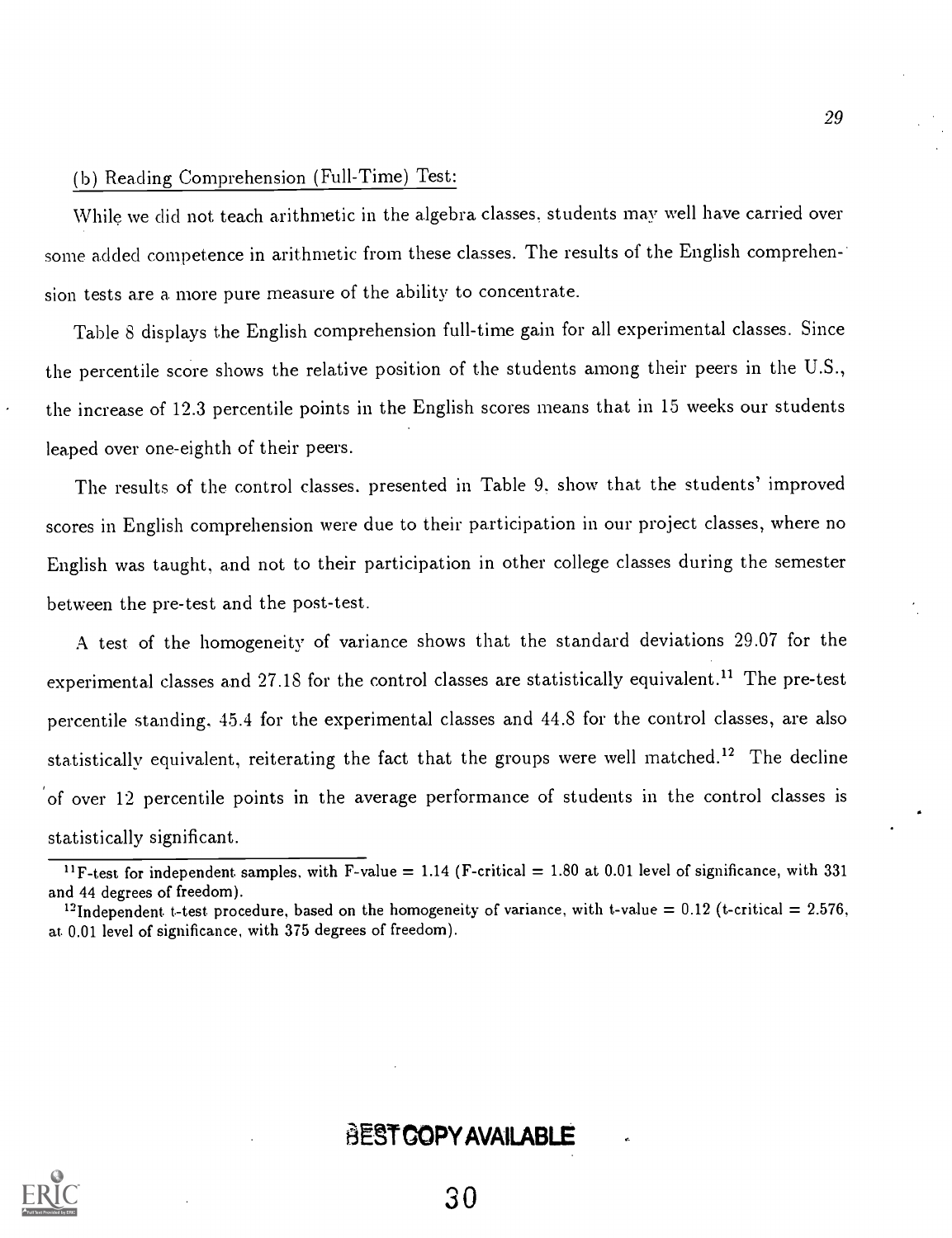(b) Reading Comprehension (Full-Time) Test:

While we did not teach arithmetic in the algebra classes, students may well have carried over some added competence in arithmetic from these classes. The results of the English comprehension tests are a more pure measure of the ability to concentrate.

Table 8 displays the English comprehension full-time gain for all experimental classes. Since the percentile score shows the relative position of the students among their peers in the U.S., the increase of 12.3 percentile points in the English scores means that in 15 weeks our students leaped over one-eighth of their peers.

The results of the control classes, presented in Table 9, show that the students' improved scores in English comprehension were due to their participation in our project classes, where no English was taught, and not to their participation in other college classes during the semester between the pre-test and the post-test.

A test of the homogeneity of variance shows that the standard deviations 29.07 for the experimental classes and 27.18 for the control classes are statistically equivalent.[11] The pre-test percentile standing, 45.4 for the experimental classes and 44.8 for the control classes, are also statistically equivalent, reiterating the fact that the groups were well matched.[12] The decline of over 12 percentile points in the average performance of students in the control classes is statistically significant.

---

[11] F-test for independent samples, with F-value = 1.14 (F-critical = 1.80 at 0.01 level of significance, with 331 and 44 degrees of freedom).

[12] Independent t-test procedure, based on the homogeneity of variance, with t-value = 0.12 (t-critical = 2.576, at 0.01 level of significance, with 375 degrees of freedom).

BEST COPY AVAILABLE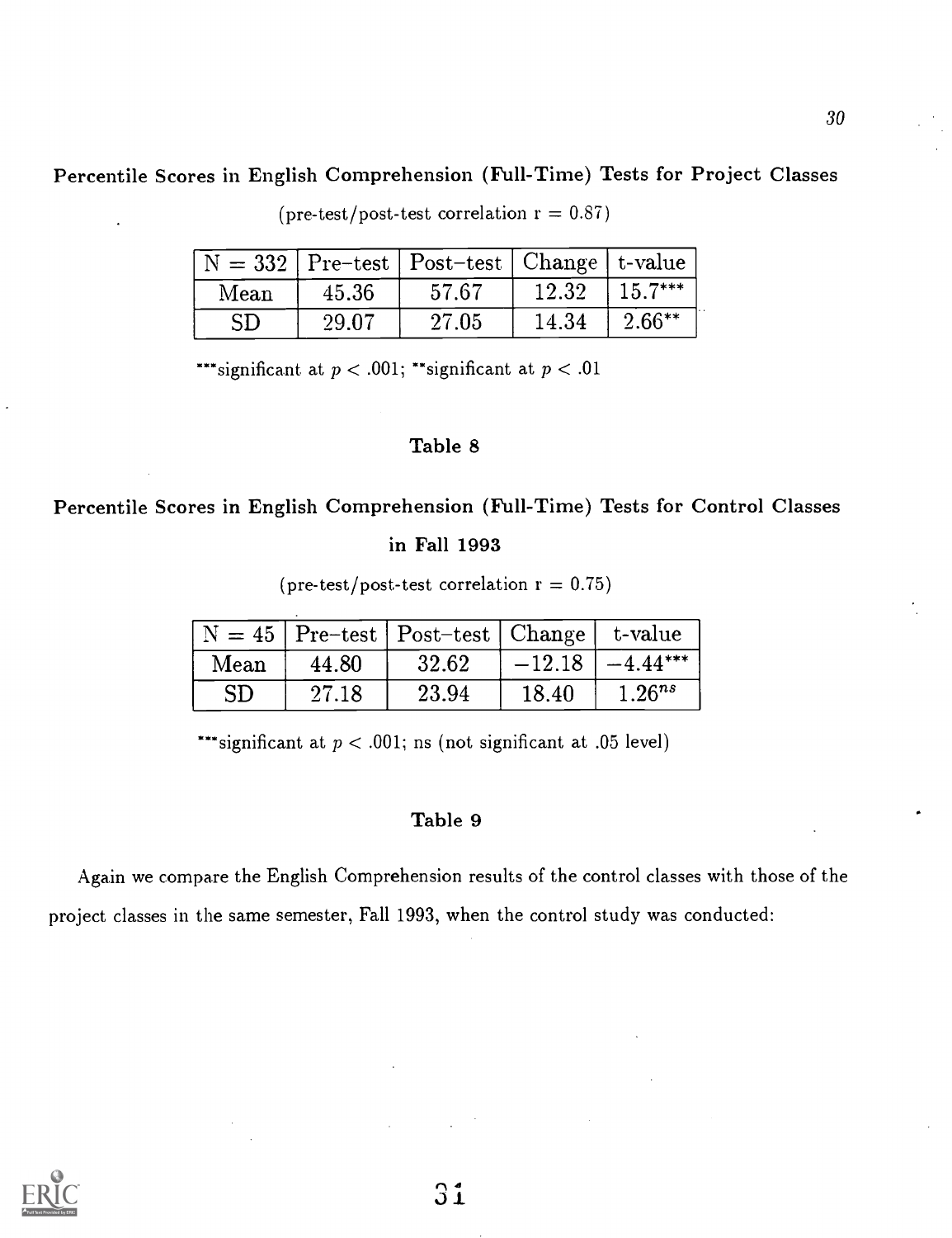**Percentile Scores in English Comprehension (Full-Time) Tests for Project Classes**

(pre-test/post-test correlation r = 0.87)

| N = 332 | Pre–test | Post–test | Change | t-value |
|---|---|---|---|---|
| Mean | 45.36 | 57.67 | 12.32 | $15.7^{***}$ |
| SD | 29.07 | 27.05 | 14.34 | $2.66^{**}$ |

***significant at $p < .001$; **significant at $p < .01$

**Table 8**

**Percentile Scores in English Comprehension (Full-Time) Tests for Control Classes in Fall 1993**

(pre-test/post-test correlation r = 0.75)

| N = 45 | Pre–test | Post–test | Change | t-value |
|---|---|---|---|---|
| Mean | 44.80 | 32.62 | −12.18 | $-4.44^{***}$ |
| SD | 27.18 | 23.94 | 18.40 | $1.26^{ns}$ |

***significant at $p < .001$; ns (not significant at .05 level)

**Table 9**

Again we compare the English Comprehension results of the control classes with those of the project classes in the same semester, Fall 1993, when the control study was conducted: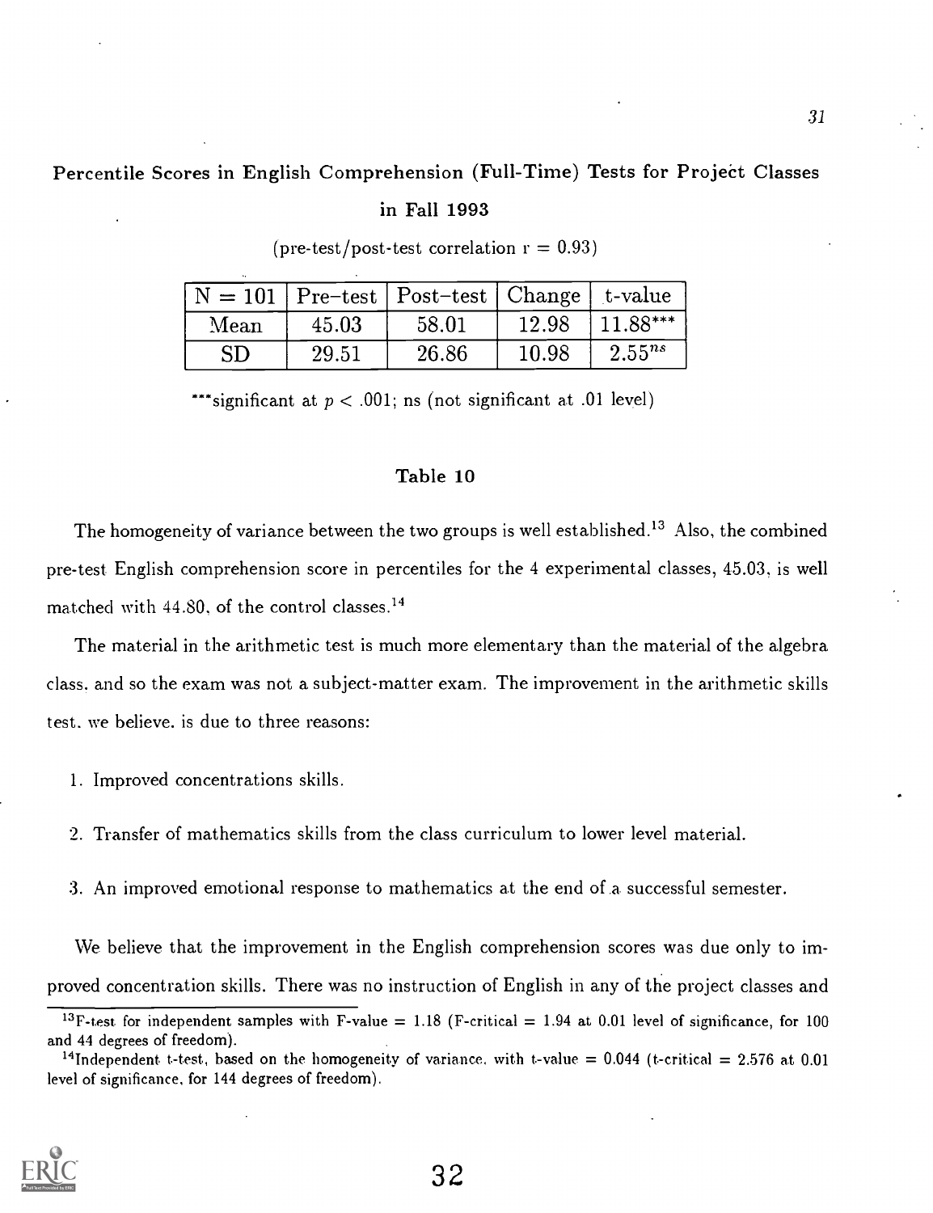**Percentile Scores in English Comprehension (Full-Time) Tests for Project Classes in Fall 1993**

(pre-test/post-test correlation r = 0.93)

| N = 101 | Pre–test | Post–test | Change | t-value |
|---|---|---|---|---|
| Mean | 45.03 | 58.01 | 12.98 | $11.88^{***}$ |
| SD | 29.51 | 26.86 | 10.98 | $2.55^{ns}$ |

***significant at $p < .001$; ns (not significant at .01 level)

**Table 10**

The homogeneity of variance between the two groups is well established.[13] Also, the combined pre-test English comprehension score in percentiles for the 4 experimental classes, 45.03, is well matched with 44.80, of the control classes.[14]

The material in the arithmetic test is much more elementary than the material of the algebra class, and so the exam was not a subject-matter exam. The improvement in the arithmetic skills test, we believe, is due to three reasons:

1. Improved concentrations skills.

2. Transfer of mathematics skills from the class curriculum to lower level material.

3. An improved emotional response to mathematics at the end of a successful semester.

We believe that the improvement in the English comprehension scores was due only to improved concentration skills. There was no instruction of English in any of the project classes and

[13] F-test for independent samples with F-value = 1.18 (F-critical = 1.94 at 0.01 level of significance, for 100 and 44 degrees of freedom).

[14] Independent t-test, based on the homogeneity of variance, with t-value = 0.044 (t-critical = 2.576 at 0.01 level of significance, for 144 degrees of freedom).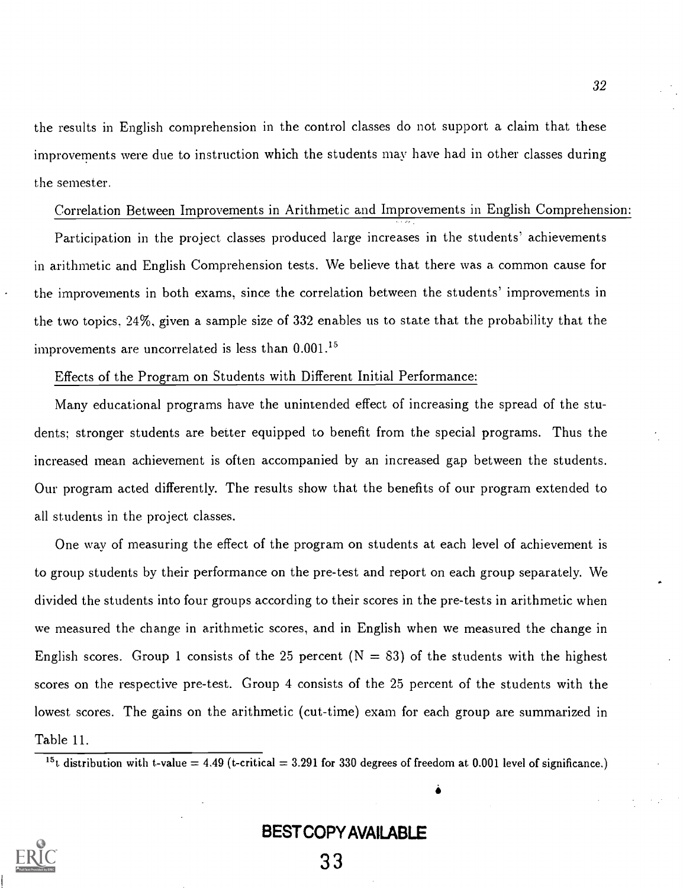the results in English comprehension in the control classes do not support a claim that these improvements were due to instruction which the students may have had in other classes during the semester.

Correlation Between Improvements in Arithmetic and Improvements in English Comprehension:

Participation in the project classes produced large increases in the students' achievements in arithmetic and English Comprehension tests. We believe that there was a common cause for the improvements in both exams, since the correlation between the students' improvements in the two topics, 24%, given a sample size of 332 enables us to state that the probability that the improvements are uncorrelated is less than 0.001.[15]

Effects of the Program on Students with Different Initial Performance:

Many educational programs have the unintended effect of increasing the spread of the students; stronger students are better equipped to benefit from the special programs. Thus the increased mean achievement is often accompanied by an increased gap between the students. Our program acted differently. The results show that the benefits of our program extended to all students in the project classes.

One way of measuring the effect of the program on students at each level of achievement is to group students by their performance on the pre-test and report on each group separately. We divided the students into four groups according to their scores in the pre-tests in arithmetic when we measured the change in arithmetic scores, and in English when we measured the change in English scores. Group 1 consists of the 25 percent (N = 83) of the students with the highest scores on the respective pre-test. Group 4 consists of the 25 percent of the students with the lowest scores. The gains on the arithmetic (cut-time) exam for each group are summarized in Table 11.

[15] t distribution with t-value = 4.49 (t-critical = 3.291 for 330 degrees of freedom at 0.001 level of significance.)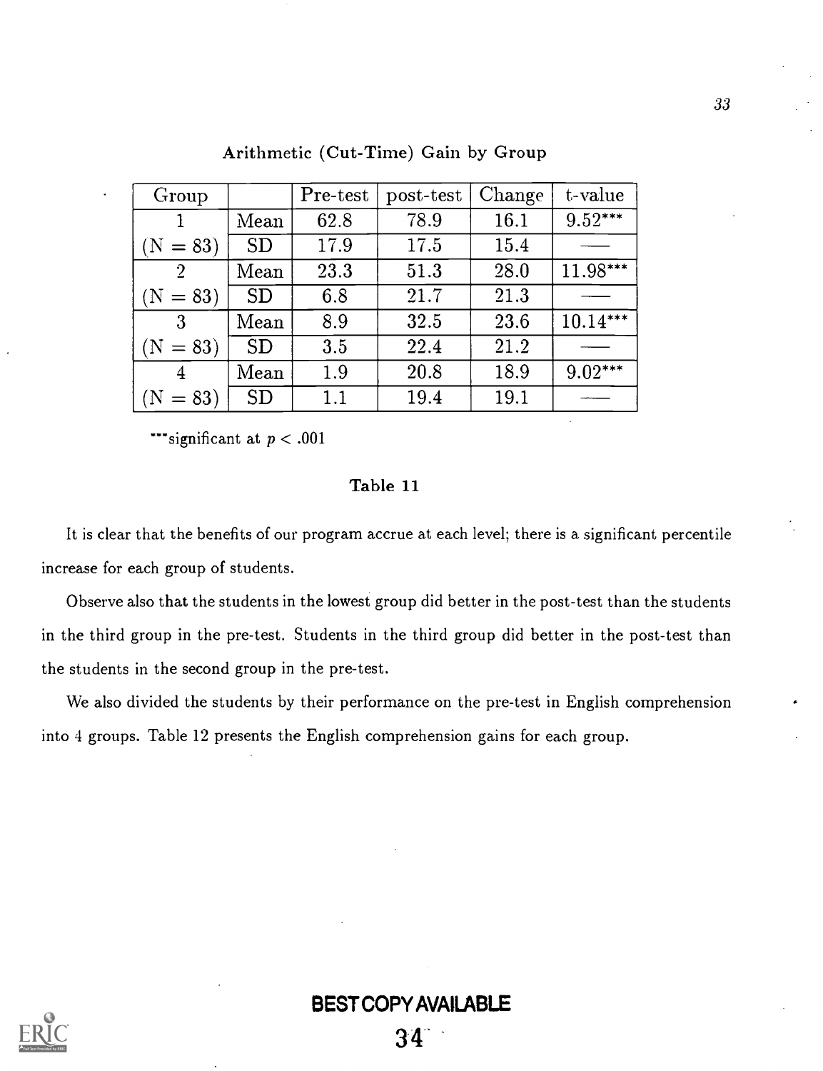Arithmetic (Cut-Time) Gain by Group

| Group | | Pre-test | post-test | Change | t-value |
|---|---|---|---|---|---|
| 1 | Mean | 62.8 | 78.9 | 16.1 | 9.52*** |
| (N = 83) | SD | 17.9 | 17.5 | 15.4 | —— |
| 2 | Mean | 23.3 | 51.3 | 28.0 | 11.98*** |
| (N = 83) | SD | 6.8 | 21.7 | 21.3 | —— |
| 3 | Mean | 8.9 | 32.5 | 23.6 | 10.14*** |
| (N = 83) | SD | 3.5 | 22.4 | 21.2 | —— |
| 4 | Mean | 1.9 | 20.8 | 18.9 | 9.02*** |
| (N = 83) | SD | 1.1 | 19.4 | 19.1 | —— |

***significant at $p < .001$

Table 11

It is clear that the benefits of our program accrue at each level; there is a significant percentile increase for each group of students.

Observe also that the students in the lowest group did better in the post-test than the students in the third group in the pre-test. Students in the third group did better in the post-test than the students in the second group in the pre-test.

We also divided the students by their performance on the pre-test in English comprehension into 4 groups. Table 12 presents the English comprehension gains for each group.

BEST COPY AVAILABLE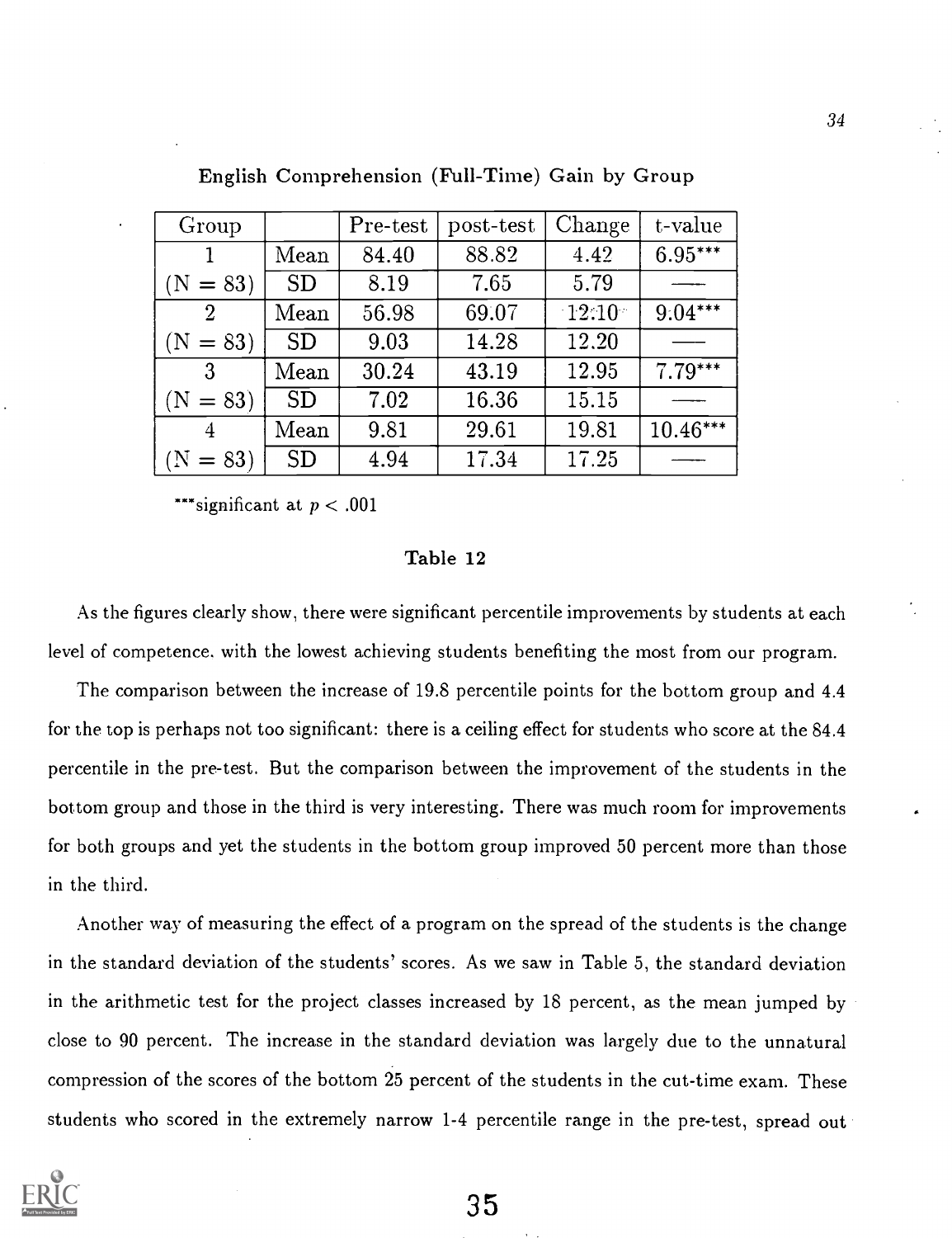English Comprehension (Full-Time) Gain by Group

| Group | | Pre-test | post-test | Change | t-value |
|---|---|---|---|---|---|
| 1 | Mean | 84.40 | 88.82 | 4.42 | 6.95*** |
| (N = 83) | SD | 8.19 | 7.65 | 5.79 | — |
| 2 | Mean | 56.98 | 69.07 | 12.10 | 9.04*** |
| (N = 83) | SD | 9.03 | 14.28 | 12.20 | — |
| 3 | Mean | 30.24 | 43.19 | 12.95 | 7.79*** |
| (N = 83) | SD | 7.02 | 16.36 | 15.15 | — |
| 4 | Mean | 9.81 | 29.61 | 19.81 | 10.46*** |
| (N = 83) | SD | 4.94 | 17.34 | 17.25 | — |

***significant at $p < .001$

Table 12

As the figures clearly show, there were significant percentile improvements by students at each level of competence. with the lowest achieving students benefiting the most from our program.

The comparison between the increase of 19.8 percentile points for the bottom group and 4.4 for the top is perhaps not too significant: there is a ceiling effect for students who score at the 84.4 percentile in the pre-test. But the comparison between the improvement of the students in the bottom group and those in the third is very interesting. There was much room for improvements for both groups and yet the students in the bottom group improved 50 percent more than those in the third.

Another way of measuring the effect of a program on the spread of the students is the change in the standard deviation of the students' scores. As we saw in Table 5, the standard deviation in the arithmetic test for the project classes increased by 18 percent, as the mean jumped by close to 90 percent. The increase in the standard deviation was largely due to the unnatural compression of the scores of the bottom 25 percent of the students in the cut-time exam. These students who scored in the extremely narrow 1-4 percentile range in the pre-test, spread out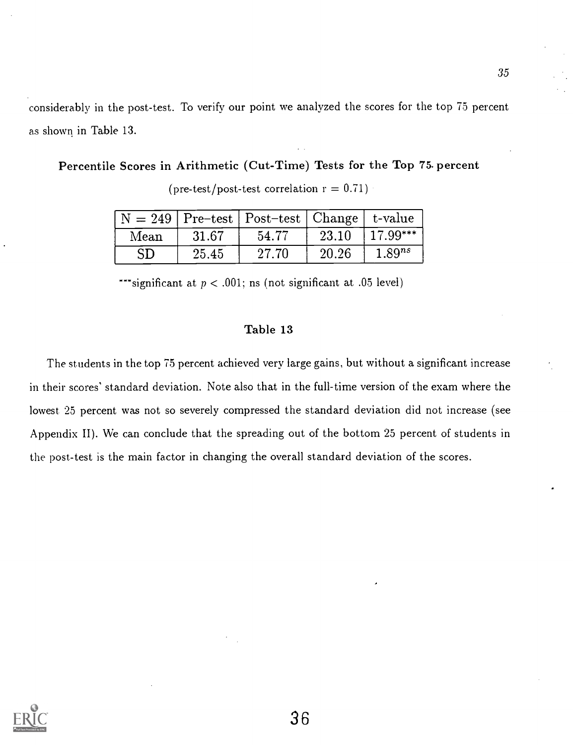considerably in the post-test. To verify our point we analyzed the scores for the top 75 percent as shown in Table 13.

**Percentile Scores in Arithmetic (Cut-Time) Tests for the Top 75 percent**

(pre-test/post-test correlation r = 0.71)

| N = 249 | Pre–test | Post–test | Change | t-value |
|---|---|---|---|---|
| Mean | 31.67 | 54.77 | 23.10 | 17.99*** |
| SD | 25.45 | 27.70 | 20.26 | $1.89^{ns}$ |

***significant at $p < .001$; ns (not significant at .05 level)

**Table 13**

The students in the top 75 percent achieved very large gains, but without a significant increase in their scores' standard deviation. Note also that in the full-time version of the exam where the lowest 25 percent was not so severely compressed the standard deviation did not increase (see Appendix II). We can conclude that the spreading out of the bottom 25 percent of students in the post-test is the main factor in changing the overall standard deviation of the scores.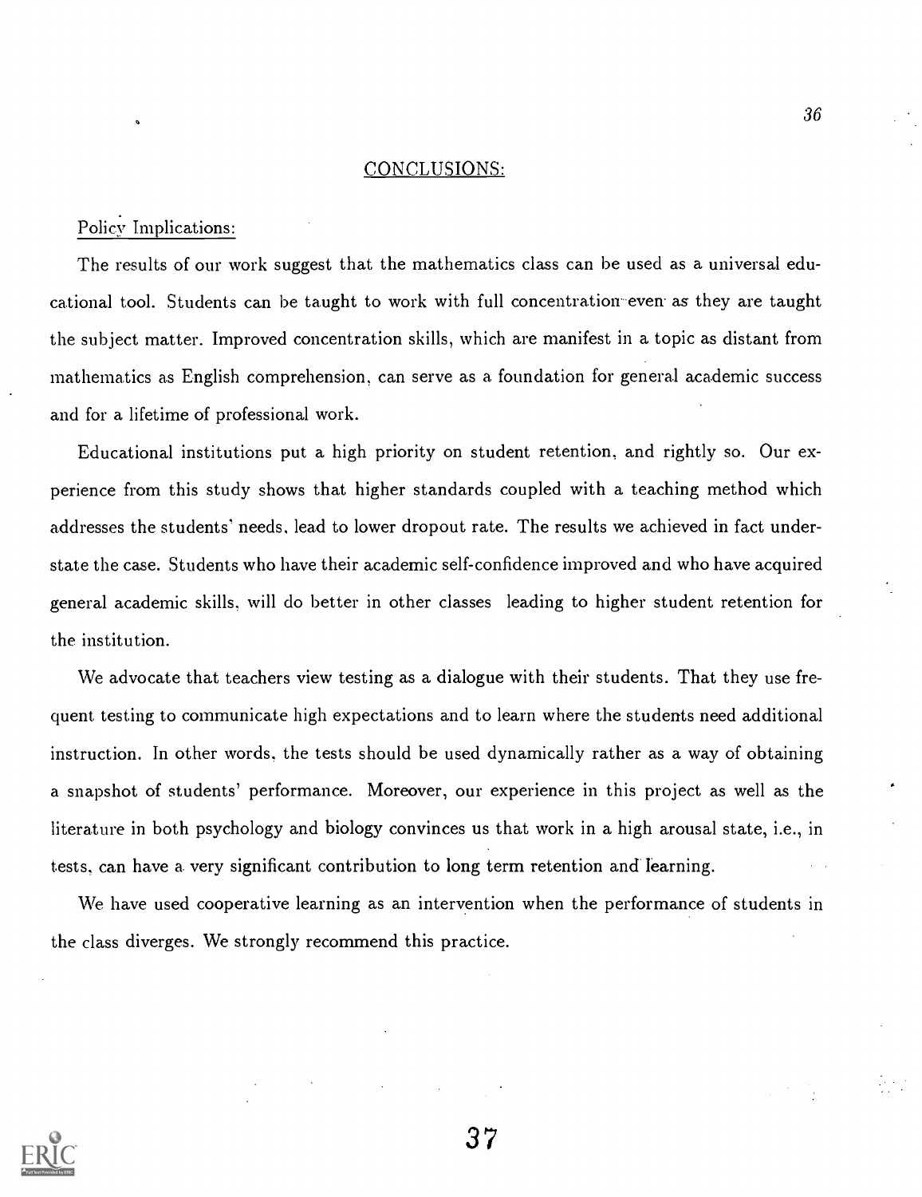## CONCLUSIONS:

### Policy Implications:

The results of our work suggest that the mathematics class can be used as a universal educational tool. Students can be taught to work with full concentration even as they are taught the subject matter. Improved concentration skills, which are manifest in a topic as distant from mathematics as English comprehension, can serve as a foundation for general academic success and for a lifetime of professional work.

Educational institutions put a high priority on student retention, and rightly so. Our experience from this study shows that higher standards coupled with a teaching method which addresses the students' needs, lead to lower dropout rate. The results we achieved in fact understate the case. Students who have their academic self-confidence improved and who have acquired general academic skills, will do better in other classes leading to higher student retention for the institution.

We advocate that teachers view testing as a dialogue with their students. That they use frequent testing to communicate high expectations and to learn where the students need additional instruction. In other words, the tests should be used dynamically rather as a way of obtaining a snapshot of students' performance. Moreover, our experience in this project as well as the literature in both psychology and biology convinces us that work in a high arousal state, i.e., in tests, can have a very significant contribution to long term retention and learning.

We have used cooperative learning as an intervention when the performance of students in the class diverges. We strongly recommend this practice.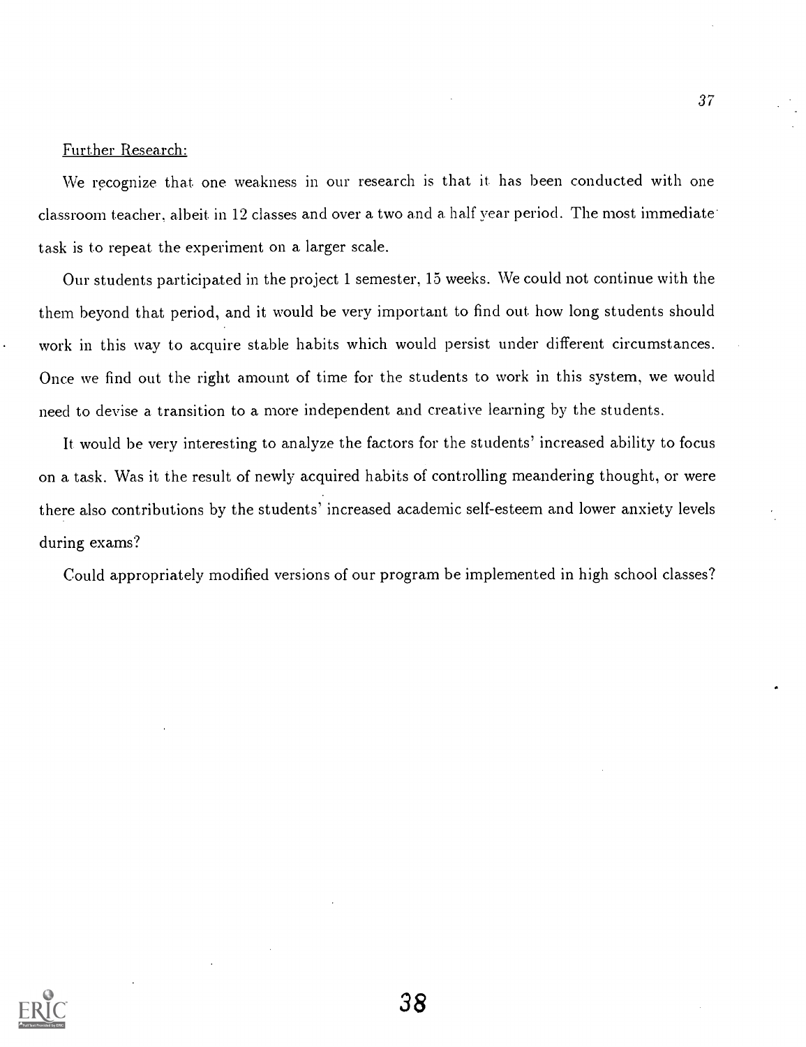Further Research:

We recognize that one weakness in our research is that it has been conducted with one classroom teacher, albeit in 12 classes and over a two and a half year period. The most immediate task is to repeat the experiment on a larger scale.

Our students participated in the project 1 semester, 15 weeks. We could not continue with the them beyond that period, and it would be very important to find out how long students should work in this way to acquire stable habits which would persist under different circumstances. Once we find out the right amount of time for the students to work in this system, we would need to devise a transition to a more independent and creative learning by the students.

It would be very interesting to analyze the factors for the students' increased ability to focus on a task. Was it the result of newly acquired habits of controlling meandering thought, or were there also contributions by the students' increased academic self-esteem and lower anxiety levels during exams?

Could appropriately modified versions of our program be implemented in high school classes?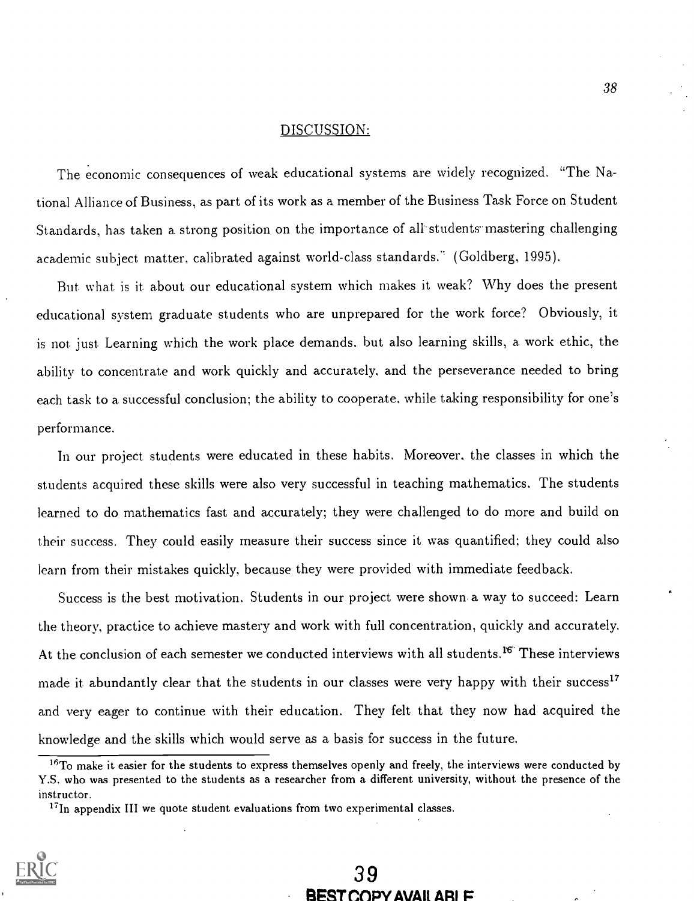## DISCUSSION:

The economic consequences of weak educational systems are widely recognized. "The National Alliance of Business, as part of its work as a member of the Business Task Force on Student Standards, has taken a strong position on the importance of all students mastering challenging academic subject matter, calibrated against world-class standards." (Goldberg, 1995).

But what is it about our educational system which makes it weak? Why does the present educational system graduate students who are unprepared for the work force? Obviously, it is not just Learning which the work place demands, but also learning skills, a work ethic, the ability to concentrate and work quickly and accurately, and the perseverance needed to bring each task to a successful conclusion; the ability to cooperate, while taking responsibility for one's performance.

In our project students were educated in these habits. Moreover, the classes in which the students acquired these skills were also very successful in teaching mathematics. The students learned to do mathematics fast and accurately; they were challenged to do more and build on their success. They could easily measure their success since it was quantified; they could also learn from their mistakes quickly, because they were provided with immediate feedback.

Success is the best motivation. Students in our project were shown a way to succeed: Learn the theory, practice to achieve mastery and work with full concentration, quickly and accurately. At the conclusion of each semester we conducted interviews with all students.[16] These interviews made it abundantly clear that the students in our classes were very happy with their success[17] and very eager to continue with their education. They felt that they now had acquired the knowledge and the skills which would serve as a basis for success in the future.

---

[16] To make it easier for the students to express themselves openly and freely, the interviews were conducted by Y.S. who was presented to the students as a researcher from a different university, without the presence of the instructor.

[17] In appendix III we quote student evaluations from two experimental classes.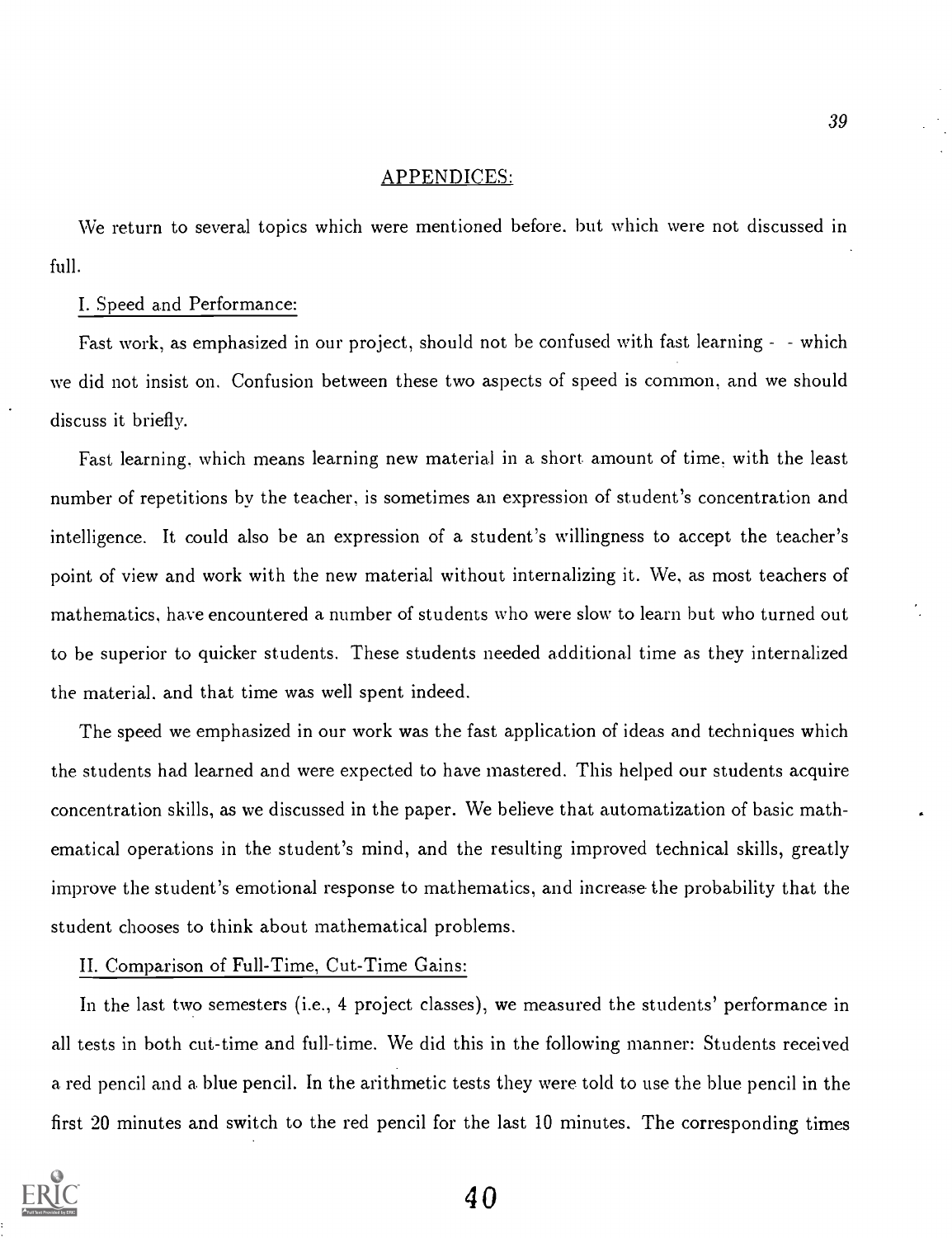## APPENDICES:

We return to several topics which were mentioned before. but which were not discussed in full.

### I. Speed and Performance:

Fast work, as emphasized in our project, should not be confused with fast learning - - which we did not insist on. Confusion between these two aspects of speed is common, and we should discuss it briefly.

Fast learning. which means learning new material in a short amount of time, with the least number of repetitions by the teacher, is sometimes an expression of student's concentration and intelligence. It could also be an expression of a student's willingness to accept the teacher's point of view and work with the new material without internalizing it. We, as most teachers of mathematics, have encountered a number of students who were slow to learn but who turned out to be superior to quicker students. These students needed additional time as they internalized the material. and that time was well spent indeed.

The speed we emphasized in our work was the fast application of ideas and techniques which the students had learned and were expected to have mastered. This helped our students acquire concentration skills, as we discussed in the paper. We believe that automatization of basic mathematical operations in the student's mind, and the resulting improved technical skills, greatly improve the student's emotional response to mathematics, and increase the probability that the student chooses to think about mathematical problems.

### II. Comparison of Full-Time, Cut-Time Gains:

In the last two semesters (i.e., 4 project classes), we measured the students' performance in all tests in both cut-time and full-time. We did this in the following manner: Students received a red pencil and a blue pencil. In the arithmetic tests they were told to use the blue pencil in the first 20 minutes and switch to the red pencil for the last 10 minutes. The corresponding times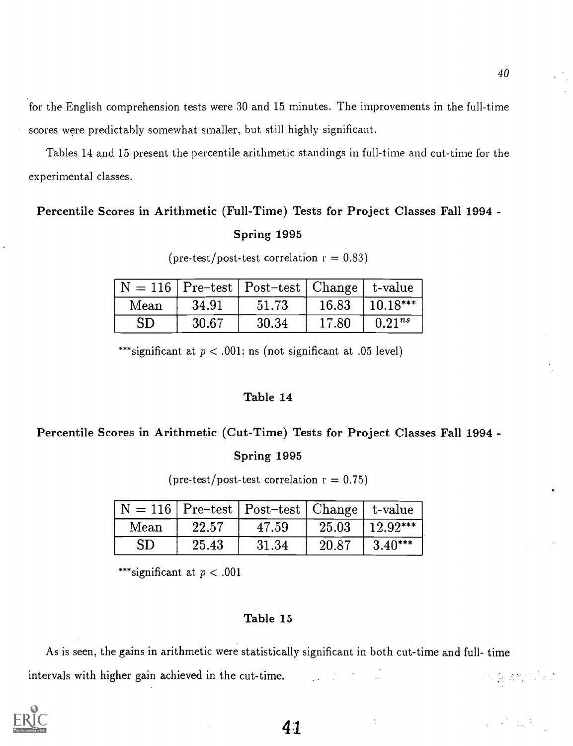for the English comprehension tests were 30 and 15 minutes. The improvements in the full-time scores were predictably somewhat smaller, but still highly significant.

Tables 14 and 15 present the percentile arithmetic standings in full-time and cut-time for the experimental classes.

**Percentile Scores in Arithmetic (Full-Time) Tests for Project Classes Fall 1994 - Spring 1995**

(pre-test/post-test correlation r = 0.83)

| N = 116 | Pre–test | Post–test | Change | t-value |
|---|---|---|---|---|
| Mean | 34.91 | 51.73 | 16.83 | 10.18*** |
| SD | 30.67 | 30.34 | 17.80 | $0.21^{ns}$ |

***significant at $p < .001$; ns (not significant at .05 level)

**Table 14**

**Percentile Scores in Arithmetic (Cut-Time) Tests for Project Classes Fall 1994 - Spring 1995**

(pre-test/post-test correlation r = 0.75)

| N = 116 | Pre–test | Post–test | Change | t-value |
|---|---|---|---|---|
| Mean | 22.57 | 47.59 | 25.03 | 12.92*** |
| SD | 25.43 | 31.34 | 20.87 | 3.40*** |

***significant at $p < .001$

**Table 15**

As is seen, the gains in arithmetic were statistically significant in both cut-time and full- time intervals with higher gain achieved in the cut-time.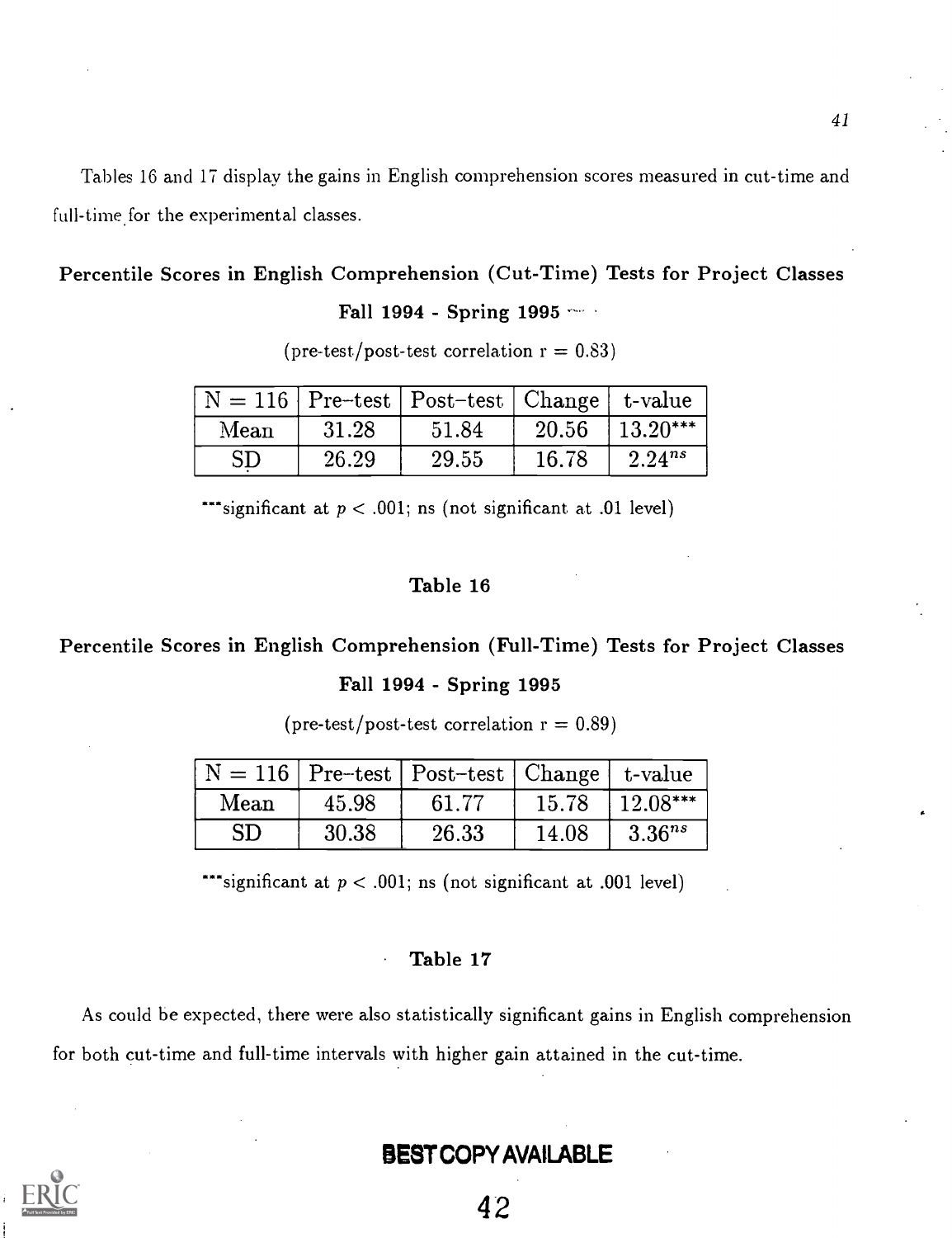Tables 16 and 17 display the gains in English comprehension scores measured in cut-time and full-time for the experimental classes.

**Percentile Scores in English Comprehension (Cut-Time) Tests for Project Classes**

**Fall 1994 - Spring 1995**

(pre-test/post-test correlation r = 0.83)

| N = 116 | Pre–test | Post–test | Change | t-value |
|---|---|---|---|---|
| Mean | 31.28 | 51.84 | 20.56 | $13.20^{***}$ |
| SD | 26.29 | 29.55 | 16.78 | $2.24^{ns}$ |

***significant at $p < .001$; ns (not significant at .01 level)

**Table 16**

**Percentile Scores in English Comprehension (Full-Time) Tests for Project Classes**

**Fall 1994 - Spring 1995**

(pre-test/post-test correlation r = 0.89)

| N = 116 | Pre–test | Post–test | Change | t-value |
|---|---|---|---|---|
| Mean | 45.98 | 61.77 | 15.78 | $12.08^{***}$ |
| SD | 30.38 | 26.33 | 14.08 | $3.36^{ns}$ |

***significant at $p < .001$; ns (not significant at .001 level)

**Table 17**

As could be expected, there were also statistically significant gains in English comprehension for both cut-time and full-time intervals with higher gain attained in the cut-time.

**BEST COPY AVAILABLE**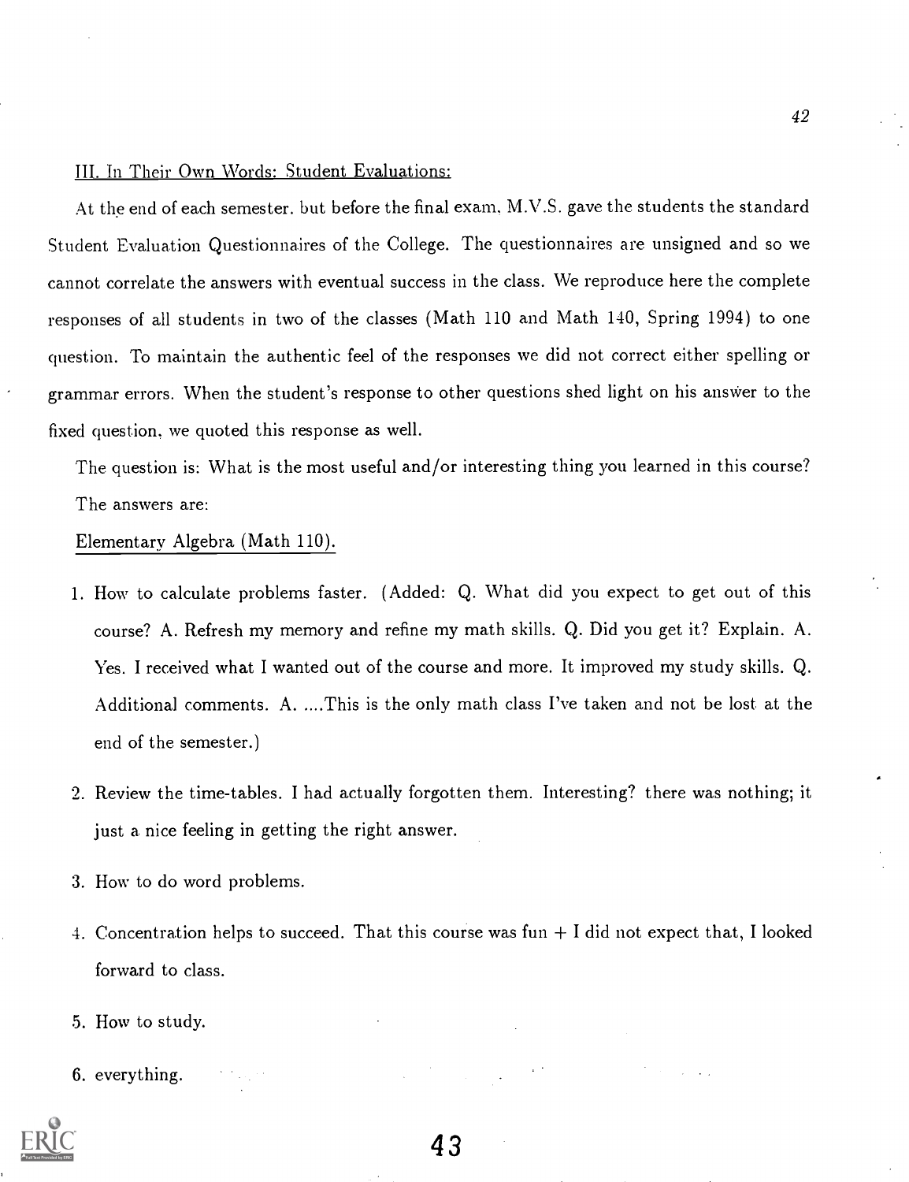### III. In Their Own Words: Student Evaluations:

At the end of each semester, but before the final exam, M.V.S. gave the students the standard Student Evaluation Questionnaires of the College. The questionnaires are unsigned and so we cannot correlate the answers with eventual success in the class. We reproduce here the complete responses of all students in two of the classes (Math 110 and Math 140, Spring 1994) to one question. To maintain the authentic feel of the responses we did not correct either spelling or grammar errors. When the student's response to other questions shed light on his answer to the fixed question, we quoted this response as well.

The question is: What is the most useful and/or interesting thing you learned in this course?

The answers are:

Elementary Algebra (Math 110).

1. How to calculate problems faster. (Added: Q. What did you expect to get out of this course? A. Refresh my memory and refine my math skills. Q. Did you get it? Explain. A. Yes. I received what I wanted out of the course and more. It improved my study skills. Q. Additional comments. A. ....This is the only math class I've taken and not be lost at the end of the semester.)

2. Review the time-tables. I had actually forgotten them. Interesting? there was nothing; it just a nice feeling in getting the right answer.

3. How to do word problems.

4. Concentration helps to succeed. That this course was fun + I did not expect that, I looked forward to class.

5. How to study.

6. everything.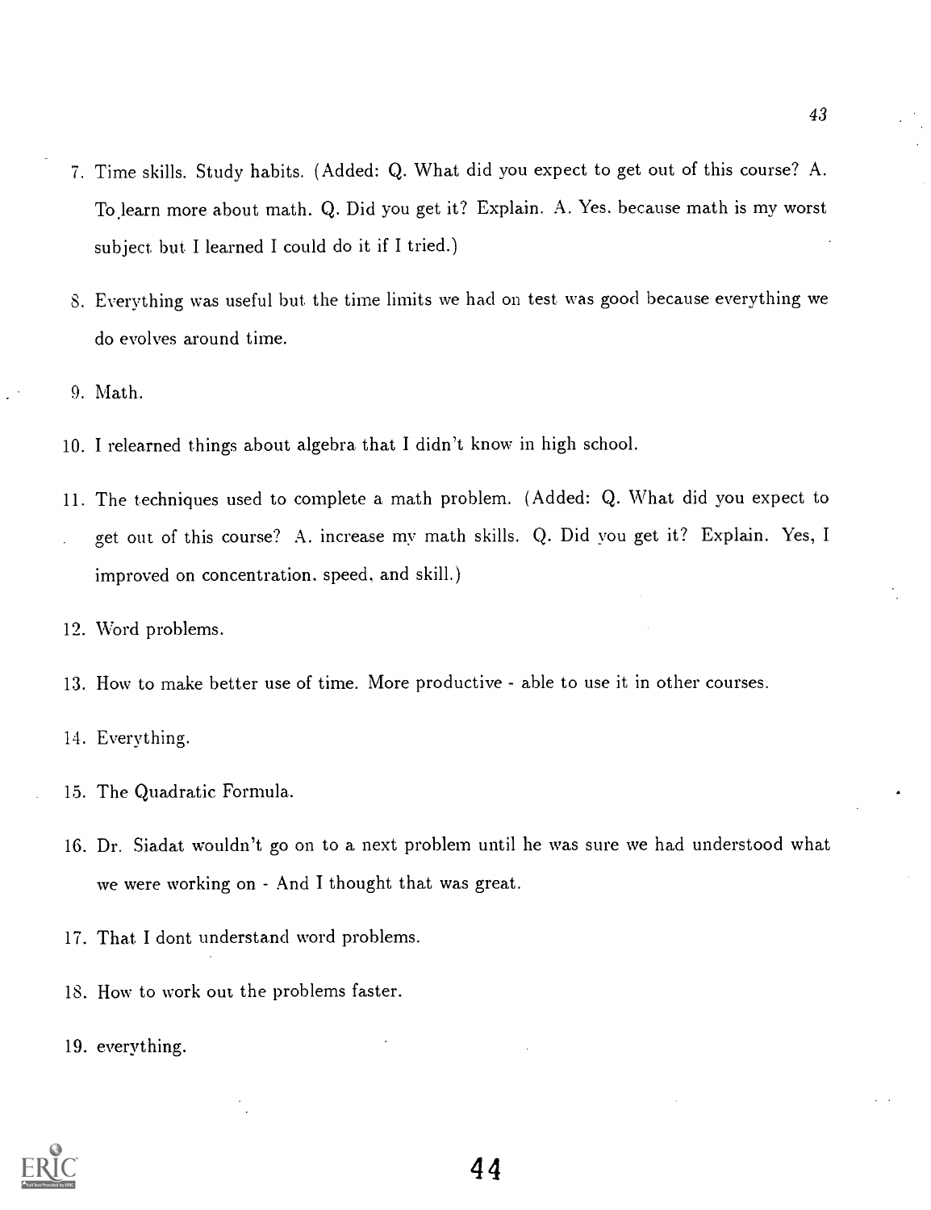7. Time skills. Study habits. (Added: Q. What did you expect to get out of this course? A. To learn more about math. Q. Did you get it? Explain. A. Yes, because math is my worst subject but I learned I could do it if I tried.)

8. Everything was useful but the time limits we had on test was good because everything we do evolves around time.

9. Math.

10. I relearned things about algebra that I didn't know in high school.

11. The techniques used to complete a math problem. (Added: Q. What did you expect to get out of this course? A. increase my math skills. Q. Did you get it? Explain. Yes, I improved on concentration, speed, and skill.)

12. Word problems.

13. How to make better use of time. More productive - able to use it in other courses.

14. Everything.

15. The Quadratic Formula.

16. Dr. Siadat wouldn't go on to a next problem until he was sure we had understood what we were working on - And I thought that was great.

17. That I dont understand word problems.

18. How to work out the problems faster.

19. everything.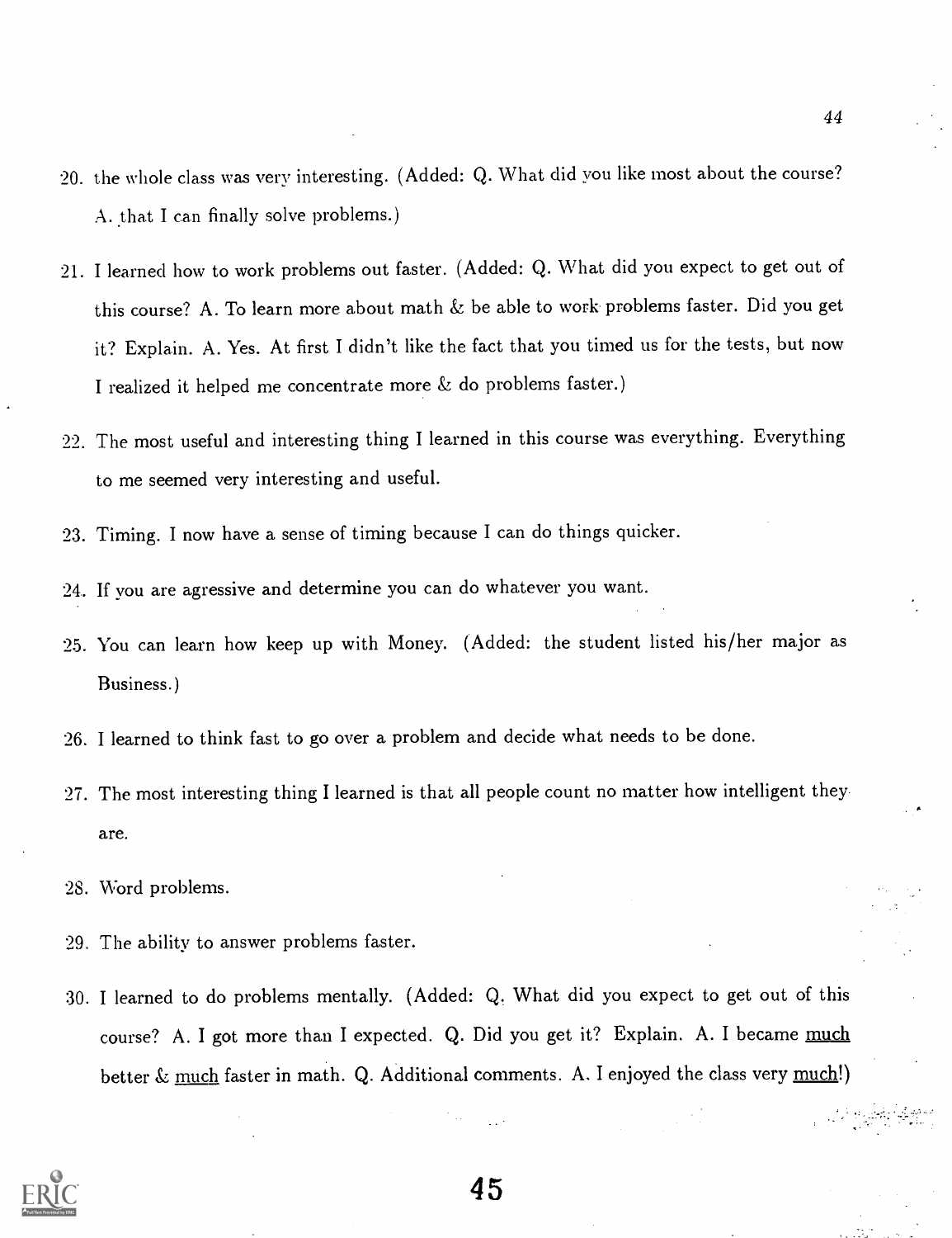20. the whole class was very interesting. (Added: Q. What did you like most about the course? A. that I can finally solve problems.)

21. I learned how to work problems out faster. (Added: Q. What did you expect to get out of this course? A. To learn more about math & be able to work problems faster. Did you get it? Explain. A. Yes. At first I didn't like the fact that you timed us for the tests, but now I realized it helped me concentrate more & do problems faster.)

22. The most useful and interesting thing I learned in this course was everything. Everything to me seemed very interesting and useful.

23. Timing. I now have a sense of timing because I can do things quicker.

24. If you are agressive and determine you can do whatever you want.

25. You can learn how keep up with Money. (Added: the student listed his/her major as Business.)

26. I learned to think fast to go over a problem and decide what needs to be done.

27. The most interesting thing I learned is that all people count no matter how intelligent they are.

28. Word problems.

29. The ability to answer problems faster.

30. I learned to do problems mentally. (Added: Q. What did you expect to get out of this course? A. I got more than I expected. Q. Did you get it? Explain. A. I became <u>much</u> better & <u>much</u> faster in math. Q. Additional comments. A. I enjoyed the class very <u>much</u>!)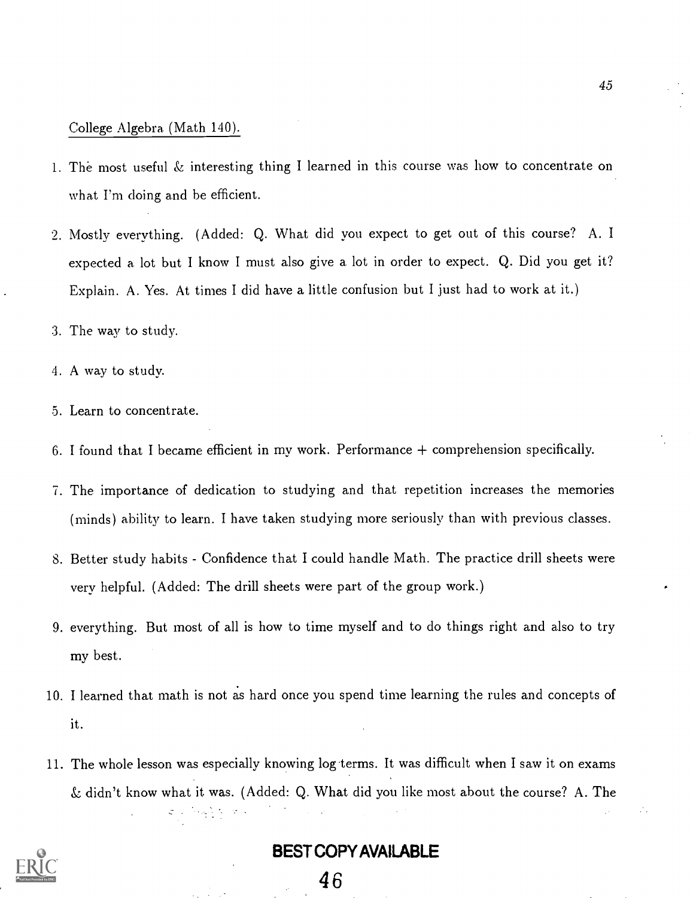College Algebra (Math 140).

1. The most useful & interesting thing I learned in this course was how to concentrate on what I'm doing and be efficient.
2. Mostly everything. (Added: Q. What did you expect to get out of this course? A. I expected a lot but I know I must also give a lot in order to expect. Q. Did you get it? Explain. A. Yes. At times I did have a little confusion but I just had to work at it.)
3. The way to study.
4. A way to study.
5. Learn to concentrate.
6. I found that I became efficient in my work. Performance + comprehension specifically.
7. The importance of dedication to studying and that repetition increases the memories (minds) ability to learn. I have taken studying more seriously than with previous classes.
8. Better study habits - Confidence that I could handle Math. The practice drill sheets were very helpful. (Added: The drill sheets were part of the group work.)
9. everything. But most of all is how to time myself and to do things right and also to try my best.
10. I learned that math is not as hard once you spend time learning the rules and concepts of it.
11. The whole lesson was especially knowing log terms. It was difficult when I saw it on exams & didn't know what it was. (Added: Q. What did you like most about the course? A. The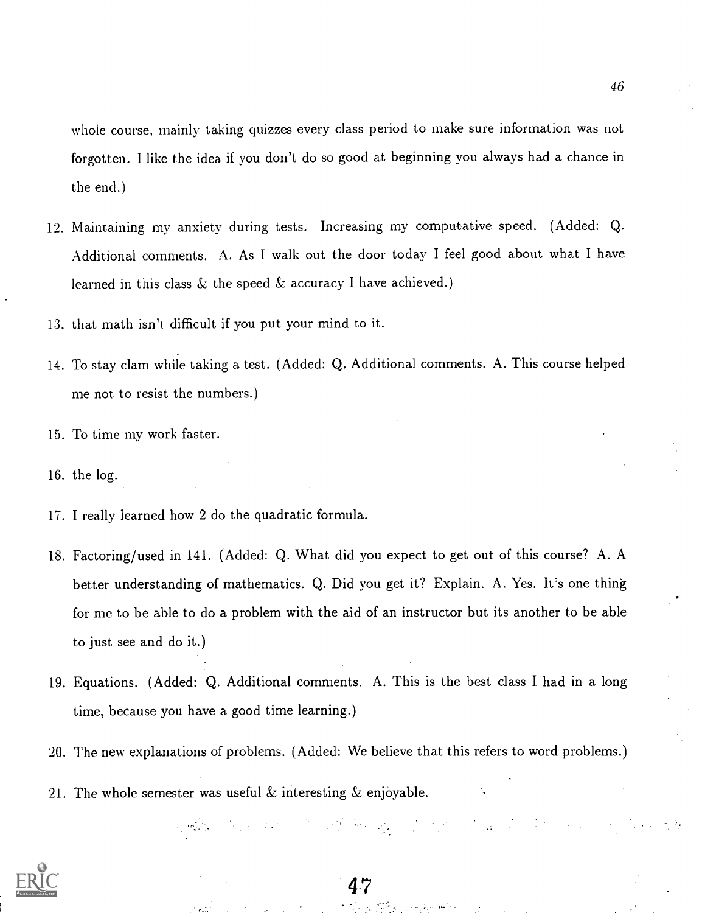whole course, mainly taking quizzes every class period to make sure information was not forgotten. I like the idea if you don't do so good at beginning you always had a chance in the end.)

12. Maintaining my anxiety during tests. Increasing my computative speed. (Added: Q. Additional comments. A. As I walk out the door today I feel good about what I have learned in this class & the speed & accuracy I have achieved.)

13. that math isn't difficult if you put your mind to it.

14. To stay clam while taking a test. (Added: Q. Additional comments. A. This course helped me not to resist the numbers.)

15. To time my work faster.

16. the log.

17. I really learned how 2 do the quadratic formula.

18. Factoring/used in 141. (Added: Q. What did you expect to get out of this course? A. A better understanding of mathematics. Q. Did you get it? Explain. A. Yes. It's one thing for me to be able to do a problem with the aid of an instructor but its another to be able to just see and do it.)

19. Equations. (Added: Q. Additional comments. A. This is the best class I had in a long time, because you have a good time learning.)

20. The new explanations of problems. (Added: We believe that this refers to word problems.)

21. The whole semester was useful & interesting & enjoyable.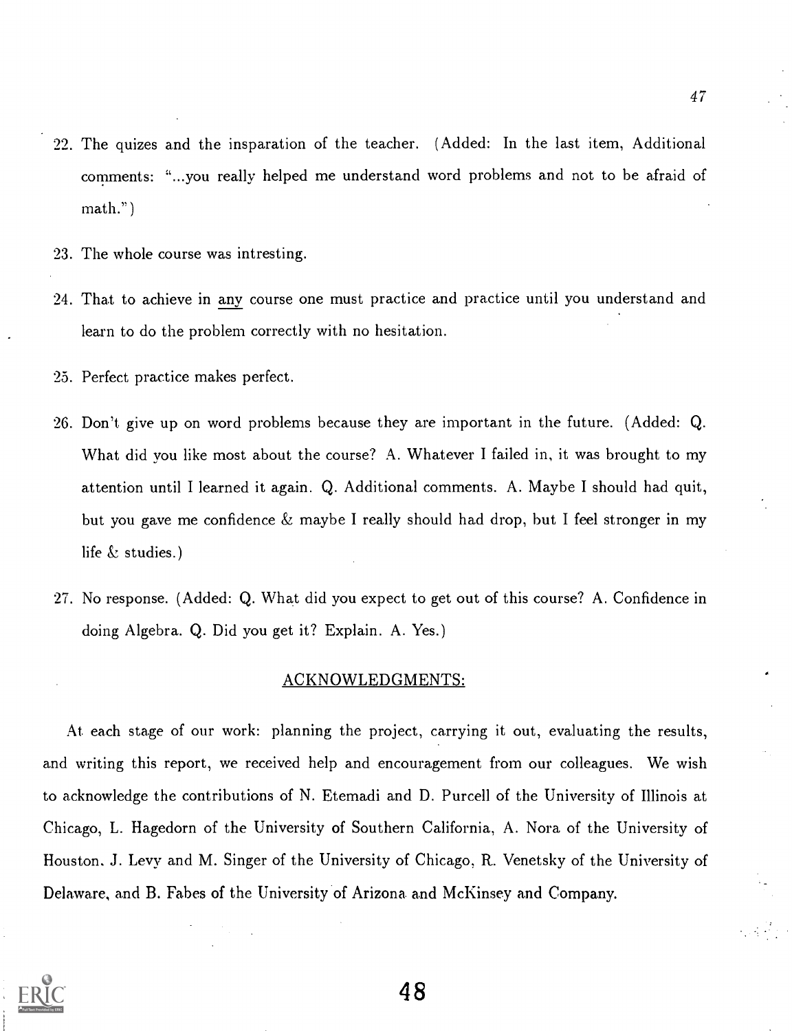22. The quizes and the insparation of the teacher. (Added: In the last item, Additional comments: "...you really helped me understand word problems and not to be afraid of math.")

23. The whole course was intresting.

24. That to achieve in any course one must practice and practice until you understand and learn to do the problem correctly with no hesitation.

25. Perfect practice makes perfect.

26. Don't give up on word problems because they are important in the future. (Added: Q. What did you like most about the course? A. Whatever I failed in, it was brought to my attention until I learned it again. Q. Additional comments. A. Maybe I should had quit, but you gave me confidence & maybe I really should had drop, but I feel stronger in my life & studies.)

27. No response. (Added: Q. What did you expect to get out of this course? A. Confidence in doing Algebra. Q. Did you get it? Explain. A. Yes.)

## ACKNOWLEDGMENTS:

At each stage of our work: planning the project, carrying it out, evaluating the results, and writing this report, we received help and encouragement from our colleagues. We wish to acknowledge the contributions of N. Etemadi and D. Purcell of the University of Illinois at Chicago, L. Hagedorn of the University of Southern California, A. Nora of the University of Houston, J. Levy and M. Singer of the University of Chicago, R. Venetsky of the University of Delaware, and B. Fabes of the University of Arizona and McKinsey and Company.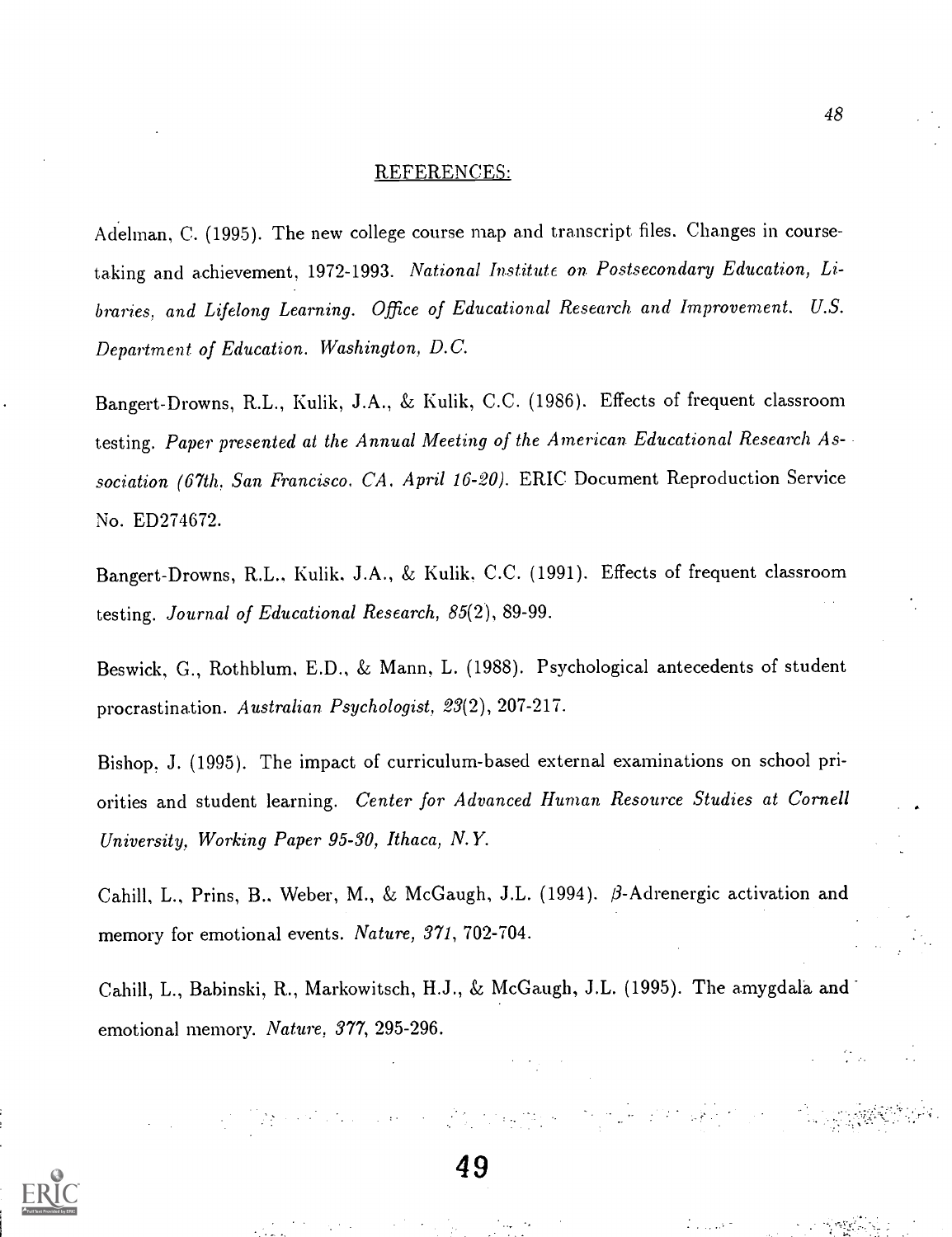## REFERENCES:

Adelman, C. (1995). The new college course map and transcript files. Changes in course-taking and achievement, 1972-1993. *National Institute on Postsecondary Education, Libraries, and Lifelong Learning. Office of Educational Research and Improvement. U.S. Department of Education. Washington, D.C.*

Bangert-Drowns, R.L., Kulik, J.A., & Kulik, C.C. (1986). Effects of frequent classroom testing. *Paper presented at the Annual Meeting of the American Educational Research Association (67th, San Francisco, CA, April 16-20).* ERIC Document Reproduction Service No. ED274672.

Bangert-Drowns, R.L., Kulik, J.A., & Kulik, C.C. (1991). Effects of frequent classroom testing. *Journal of Educational Research, 85*(2), 89-99.

Beswick, G., Rothblum, E.D., & Mann, L. (1988). Psychological antecedents of student procrastination. *Australian Psychologist, 23*(2), 207-217.

Bishop, J. (1995). The impact of curriculum-based external examinations on school priorities and student learning. *Center for Advanced Human Resource Studies at Cornell University, Working Paper 95-30, Ithaca, N.Y.*

Cahill, L., Prins, B., Weber, M., & McGaugh, J.L. (1994). $\beta$-Adrenergic activation and memory for emotional events. *Nature, 371*, 702-704.

Cahill, L., Babinski, R., Markowitsch, H.J., & McGaugh, J.L. (1995). The amygdala and emotional memory. *Nature, 377*, 295-296.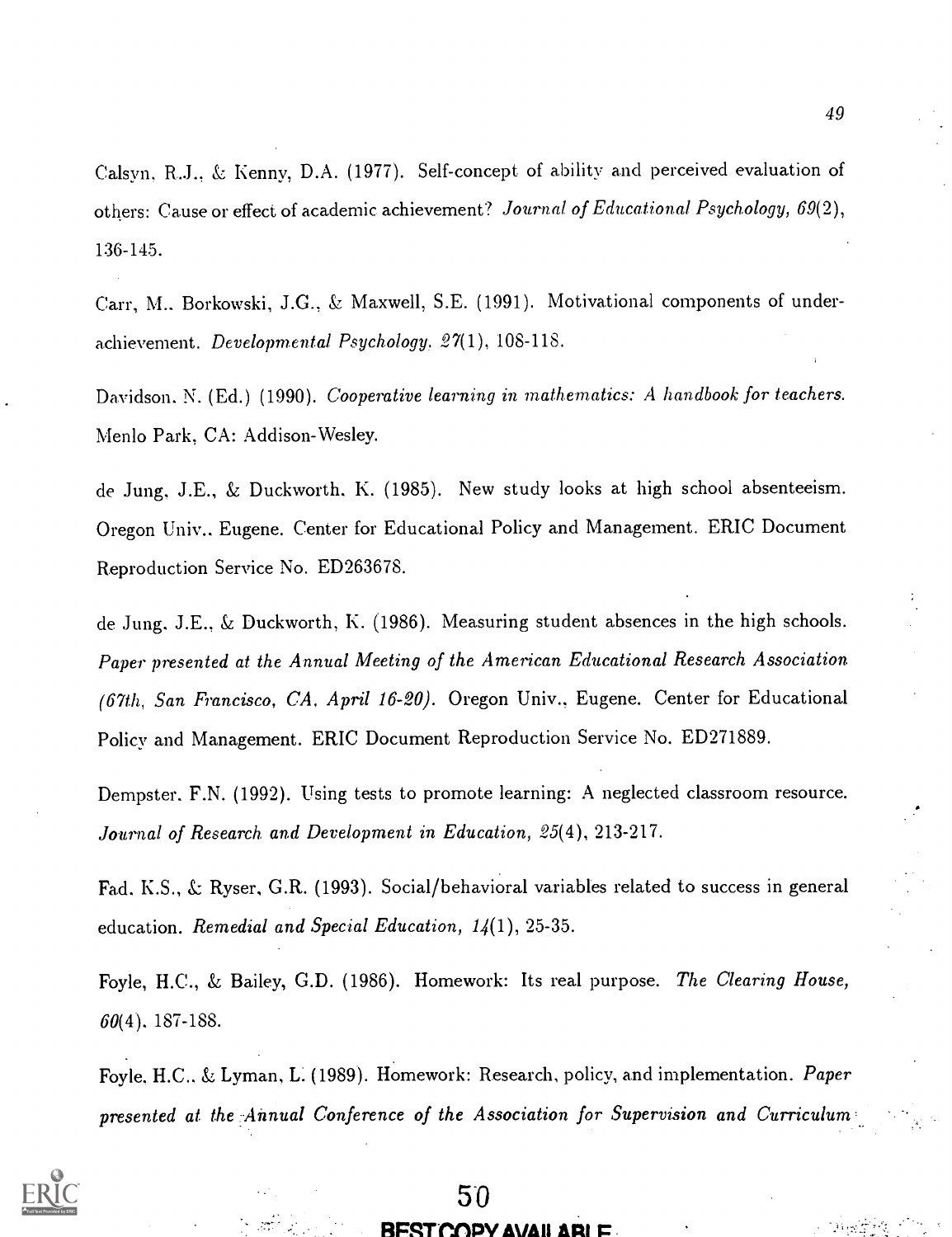Calsyn, R.J., & Kenny, D.A. (1977). Self-concept of ability and perceived evaluation of others: Cause or effect of academic achievement? *Journal of Educational Psychology, 69*(2), 136-145.

Carr, M., Borkowski, J.G., & Maxwell, S.E. (1991). Motivational components of underachievement. *Developmental Psychology, 27*(1), 108-118.

Davidson, N. (Ed.) (1990). *Cooperative learning in mathematics: A handbook for teachers.* Menlo Park, CA: Addison-Wesley.

de Jung, J.E., & Duckworth, K. (1985). New study looks at high school absenteeism. Oregon Univ., Eugene. Center for Educational Policy and Management. ERIC Document Reproduction Service No. ED263678.

de Jung, J.E., & Duckworth, K. (1986). Measuring student absences in the high schools. *Paper presented at the Annual Meeting of the American Educational Research Association (67th, San Francisco, CA, April 16-20).* Oregon Univ., Eugene. Center for Educational Policy and Management. ERIC Document Reproduction Service No. ED271889.

Dempster, F.N. (1992). Using tests to promote learning: A neglected classroom resource. *Journal of Research and Development in Education, 25*(4), 213-217.

Fad, K.S., & Ryser, G.R. (1993). Social/behavioral variables related to success in general education. *Remedial and Special Education, 14*(1), 25-35.

Foyle, H.C., & Bailey, G.D. (1986). Homework: Its real purpose. *The Clearing House, 60*(4), 187-188.

Foyle, H.C., & Lyman, L. (1989). Homework: Research, policy, and implementation. *Paper presented at the Annual Conference of the Association for Supervision and Curriculum*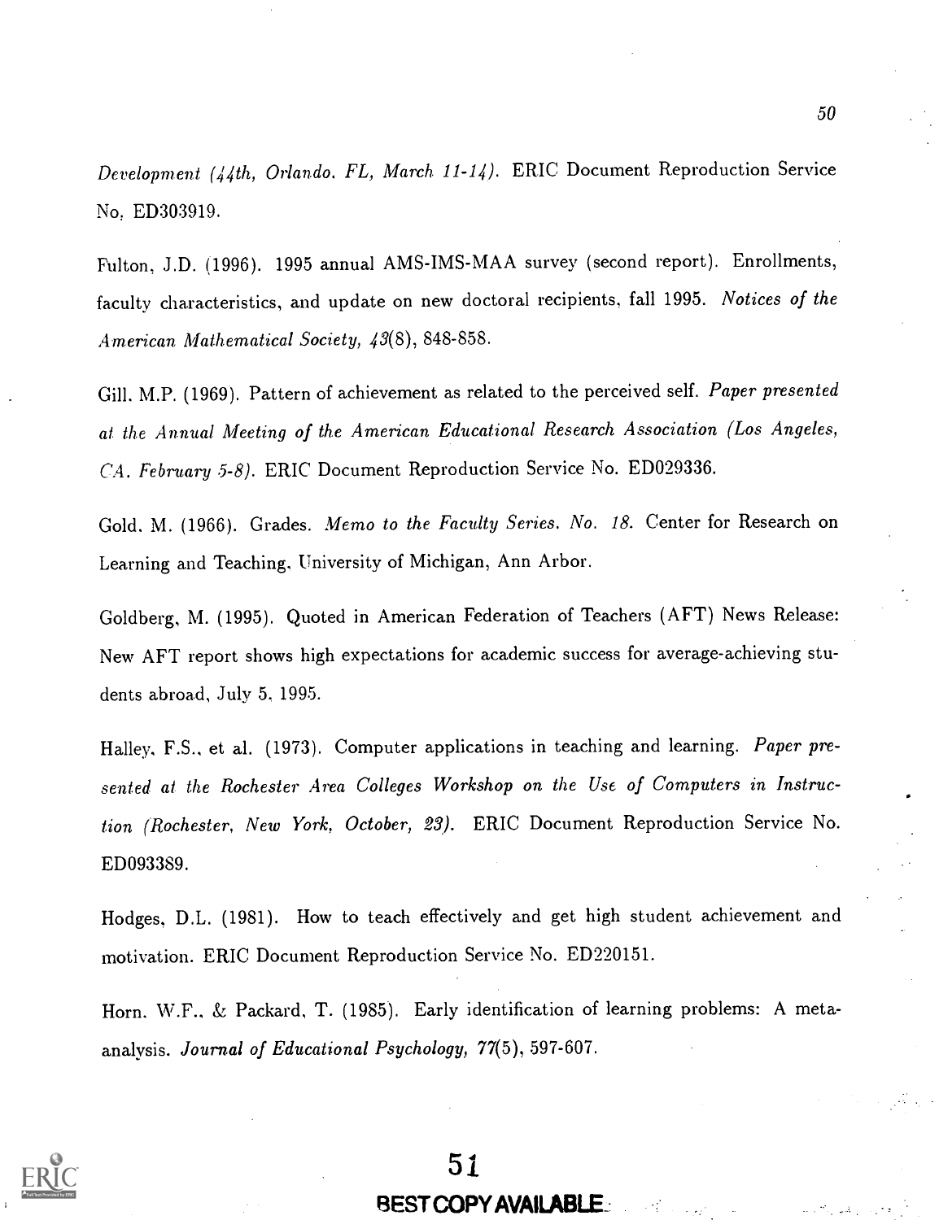*Development (44th, Orlando, FL, March 11-14).* ERIC Document Reproduction Service No. ED303919.

Fulton, J.D. (1996). 1995 annual AMS-IMS-MAA survey (second report). Enrollments, faculty characteristics, and update on new doctoral recipients, fall 1995. *Notices of the American Mathematical Society, 43*(8), 848-858.

Gill, M.P. (1969). Pattern of achievement as related to the perceived self. *Paper presented at the Annual Meeting of the American Educational Research Association (Los Angeles, CA, February 5-8).* ERIC Document Reproduction Service No. ED029336.

Gold, M. (1966). Grades. *Memo to the Faculty Series, No. 18.* Center for Research on Learning and Teaching, University of Michigan, Ann Arbor.

Goldberg, M. (1995). Quoted in American Federation of Teachers (AFT) News Release: New AFT report shows high expectations for academic success for average-achieving students abroad, July 5, 1995.

Halley, F.S., et al. (1973). Computer applications in teaching and learning. *Paper presented at the Rochester Area Colleges Workshop on the Use of Computers in Instruction (Rochester, New York, October, 23).* ERIC Document Reproduction Service No. ED093389.

Hodges, D.L. (1981). How to teach effectively and get high student achievement and motivation. ERIC Document Reproduction Service No. ED220151.

Horn, W.F., & Packard, T. (1985). Early identification of learning problems: A meta-analysis. *Journal of Educational Psychology, 77*(5), 597-607.

BEST COPY AVAILABLE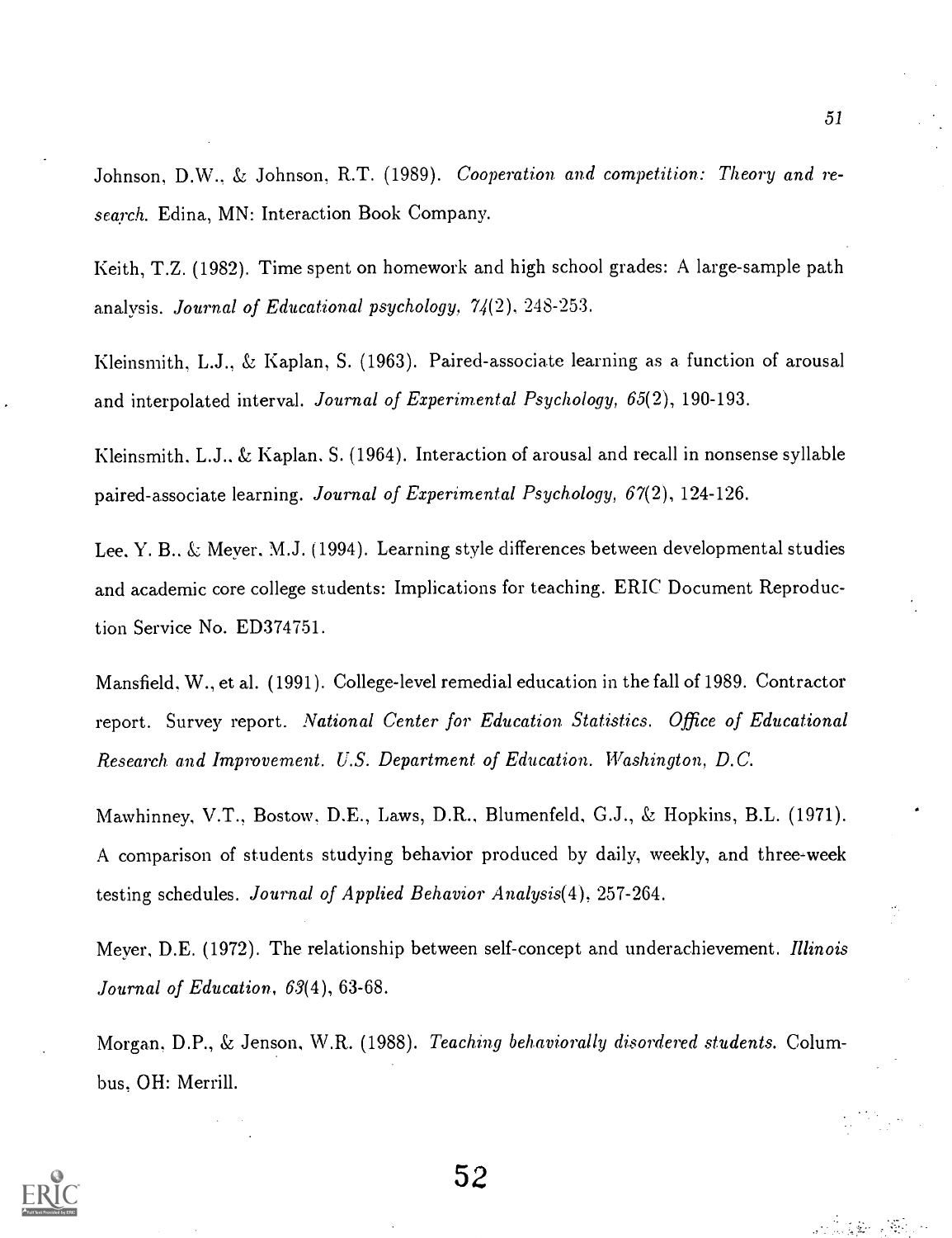Johnson, D.W., & Johnson, R.T. (1989). *Cooperation and competition: Theory and research.* Edina, MN: Interaction Book Company.

Keith, T.Z. (1982). Time spent on homework and high school grades: A large-sample path analysis. *Journal of Educational psychology, 74*(2), 248-253.

Kleinsmith, L.J., & Kaplan, S. (1963). Paired-associate learning as a function of arousal and interpolated interval. *Journal of Experimental Psychology, 65*(2), 190-193.

Kleinsmith, L.J., & Kaplan, S. (1964). Interaction of arousal and recall in nonsense syllable paired-associate learning. *Journal of Experimental Psychology, 67*(2), 124-126.

Lee, Y. B., & Meyer, M.J. (1994). Learning style differences between developmental studies and academic core college students: Implications for teaching. ERIC Document Reproduction Service No. ED374751.

Mansfield, W., et al. (1991). College-level remedial education in the fall of 1989. Contractor report. Survey report. *National Center for Education Statistics. Office of Educational Research and Improvement. U.S. Department of Education. Washington, D.C.*

Mawhinney, V.T., Bostow, D.E., Laws, D.R., Blumenfeld, G.J., & Hopkins, B.L. (1971). A comparison of students studying behavior produced by daily, weekly, and three-week testing schedules. *Journal of Applied Behavior Analysis*(4), 257-264.

Meyer, D.E. (1972). The relationship between self-concept and underachievement. *Illinois Journal of Education, 63*(4), 63-68.

Morgan, D.P., & Jenson, W.R. (1988). *Teaching behaviorally disordered students.* Columbus, OH: Merrill.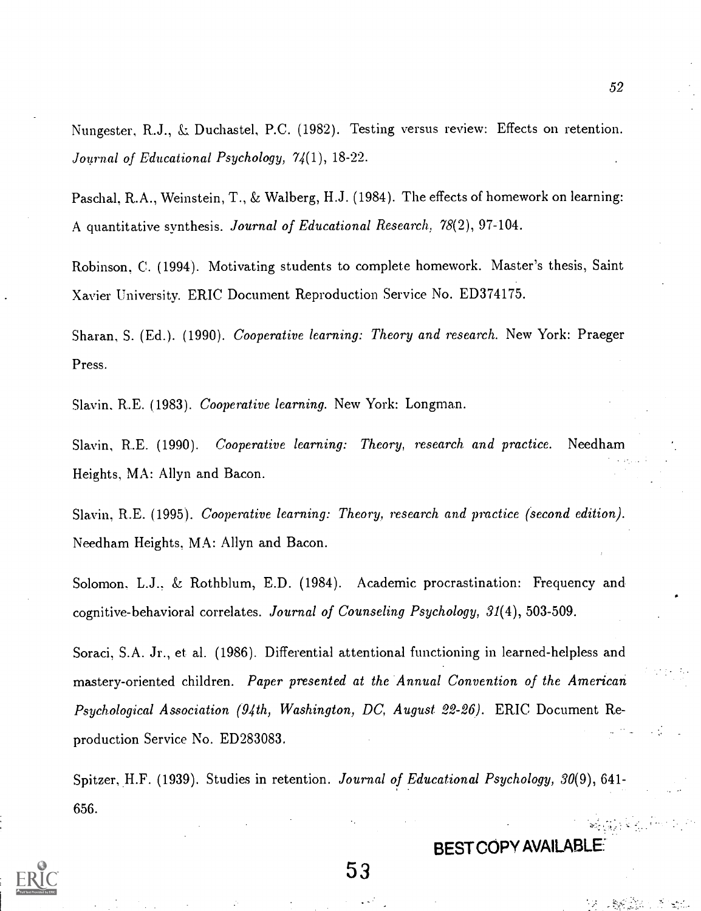Nungester, R.J., & Duchastel, P.C. (1982). Testing versus review: Effects on retention. *Journal of Educational Psychology, 74*(1), 18-22.

Paschal, R.A., Weinstein, T., & Walberg, H.J. (1984). The effects of homework on learning: A quantitative synthesis. *Journal of Educational Research, 78*(2), 97-104.

Robinson, C. (1994). Motivating students to complete homework. Master's thesis, Saint Xavier University. ERIC Document Reproduction Service No. ED374175.

Sharan, S. (Ed.). (1990). *Cooperative learning: Theory and research.* New York: Praeger Press.

Slavin, R.E. (1983). *Cooperative learning.* New York: Longman.

Slavin, R.E. (1990). *Cooperative learning: Theory, research and practice.* Needham Heights, MA: Allyn and Bacon.

Slavin, R.E. (1995). *Cooperative learning: Theory, research and practice (second edition).* Needham Heights, MA: Allyn and Bacon.

Solomon, L.J., & Rothblum, E.D. (1984). Academic procrastination: Frequency and cognitive-behavioral correlates. *Journal of Counseling Psychology, 31*(4), 503-509.

Soraci, S.A. Jr., et al. (1986). Differential attentional functioning in learned-helpless and mastery-oriented children. *Paper presented at the Annual Convention of the American Psychological Association (94th, Washington, DC, August 22-26).* ERIC Document Reproduction Service No. ED283083.

Spitzer, H.F. (1939). Studies in retention. *Journal of Educational Psychology, 30*(9), 641-656.

BEST COPY AVAILABLE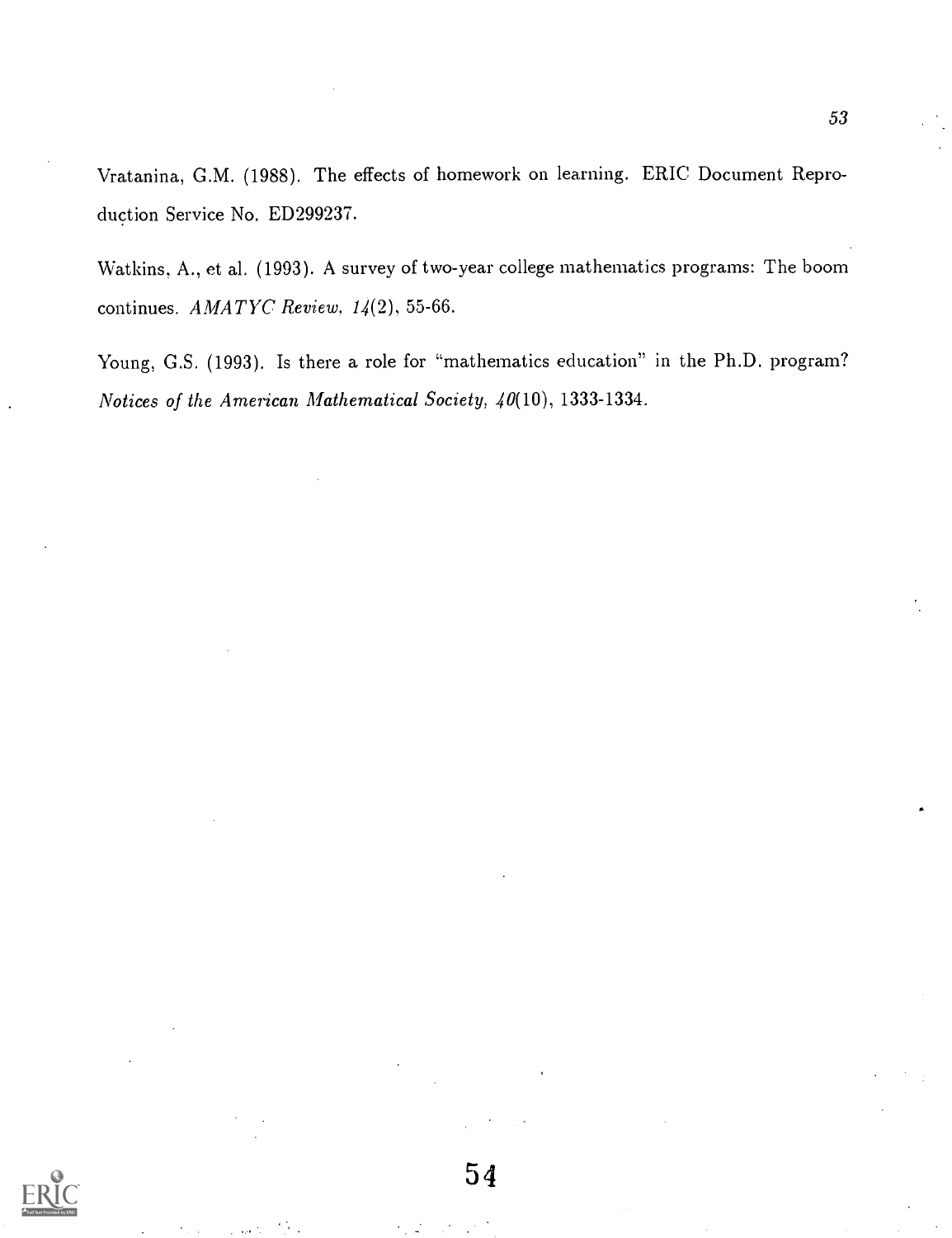Vratanina, G.M. (1988). The effects of homework on learning. ERIC Document Reproduction Service No. ED299237.

Watkins, A., et al. (1993). A survey of two-year college mathematics programs: The boom continues. *AMATYC Review, 14*(2), 55-66.

Young, G.S. (1993). Is there a role for "mathematics education" in the Ph.D. program? *Notices of the American Mathematical Society, 40*(10), 1333-1334.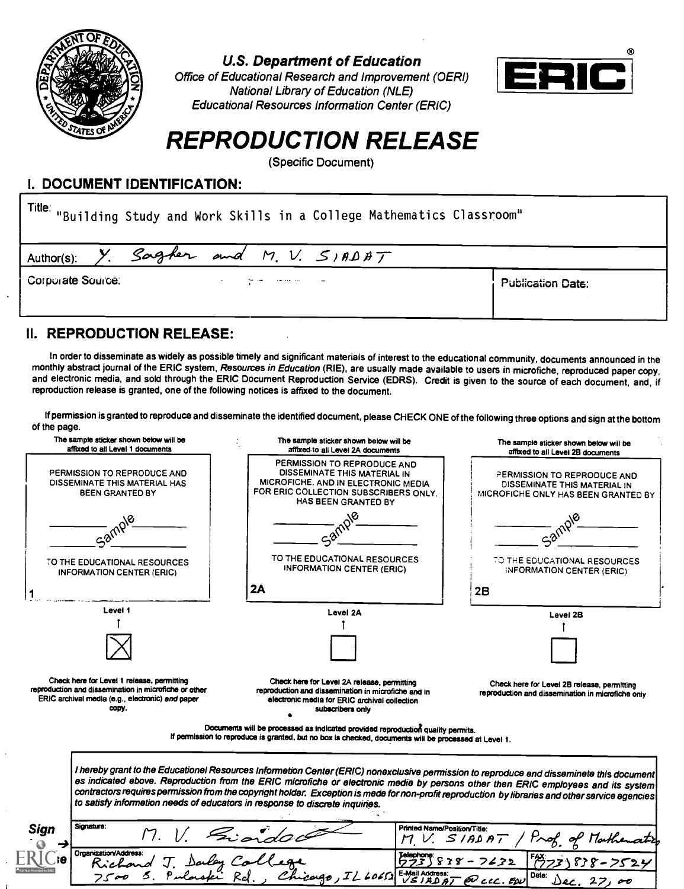U.S. Department of Education
Office of Educational Research and Improvement (OERI)
National Library of Education (NLE)
Educational Resources Information Center (ERIC)

ERIC®

# REPRODUCTION RELEASE

(Specific Document)

## I. DOCUMENT IDENTIFICATION:

| | |
|---|---|
| Title: "Building Study and Work Skills in a College Mathematics Classroom" | |
| Author(s): Y. Sagher and M. V. SIADAT | |
| Corporate Source: | Publication Date: |

## II. REPRODUCTION RELEASE:

In order to disseminate as widely as possible timely and significant materials of interest to the educational community, documents announced in the monthly abstract journal of the ERIC system, *Resources in Education* (RIE), are usually made available to users in microfiche, reproduced paper copy, and electronic media, and sold through the ERIC Document Reproduction Service (EDRS). Credit is given to the source of each document, and, if reproduction release is granted, one of the following notices is affixed to the document.

If permission is granted to reproduce and disseminate the identified document, please CHECK ONE of the following three options and sign at the bottom of the page.

| The sample sticker shown below will be affixed to all Level 1 documents | The sample sticker shown below will be affixed to all Level 2A documents | The sample sticker shown below will be affixed to all Level 2B documents |
|---|---|---|
| PERMISSION TO REPRODUCE AND DISSEMINATE THIS MATERIAL HAS BEEN GRANTED BY<br>Sample<br>TO THE EDUCATIONAL RESOURCES INFORMATION CENTER (ERIC) | PERMISSION TO REPRODUCE AND DISSEMINATE THIS MATERIAL IN MICROFICHE, AND IN ELECTRONIC MEDIA FOR ERIC COLLECTION SUBSCRIBERS ONLY, HAS BEEN GRANTED BY<br>Sample<br>TO THE EDUCATIONAL RESOURCES INFORMATION CENTER (ERIC) | PERMISSION TO REPRODUCE AND DISSEMINATE THIS MATERIAL IN MICROFICHE ONLY HAS BEEN GRANTED BY<br>Sample<br>TO THE EDUCATIONAL RESOURCES INFORMATION CENTER (ERIC) |
| 1 | 2A | 2B |
| Level 1<br>[X] | Level 2A<br>[ ] | Level 2B<br>[ ] |
| Check here for Level 1 release, permitting reproduction and dissemination in microfiche or other ERIC archival media (e.g., electronic) *and* paper copy. | Check here for Level 2A release, permitting reproduction and dissemination in microfiche and in electronic media for ERIC archival collection subscribers only | Check here for Level 2B release, permitting reproduction and dissemination in microfiche only |

Documents will be processed as indicated provided reproduction quality permits.
If permission to reproduce is granted, but no box is checked, documents will be processed at Level 1.

*I hereby grant to the Educational Resources Information Center (ERIC) nonexclusive permission to reproduce and disseminate this document as indicated above. Reproduction from the ERIC microfiche or electronic media by persons other than ERIC employees and its system contractors requires permission from the copyright holder. Exception is made for non-profit reproduction by libraries and other service agencies to satisfy information needs of educators in response to discrete inquiries.*

**Sign here →**

| | | |
|---|---|---|
| Signature: M. V. Siadat | Printed Name/Position/Title: M. V. SIADAT / Prof. of Mathematics | |
| Organization/Address: Richard J. Daley College, 7500 S. Pulaski Rd., Chicago, IL 60652 | Telephone: (773) 838-7632 | FAX: (773) 838-7524 |
| | E-Mail Address: VSIADAT@CCC.EDU | Date: Dec. 27, 00 |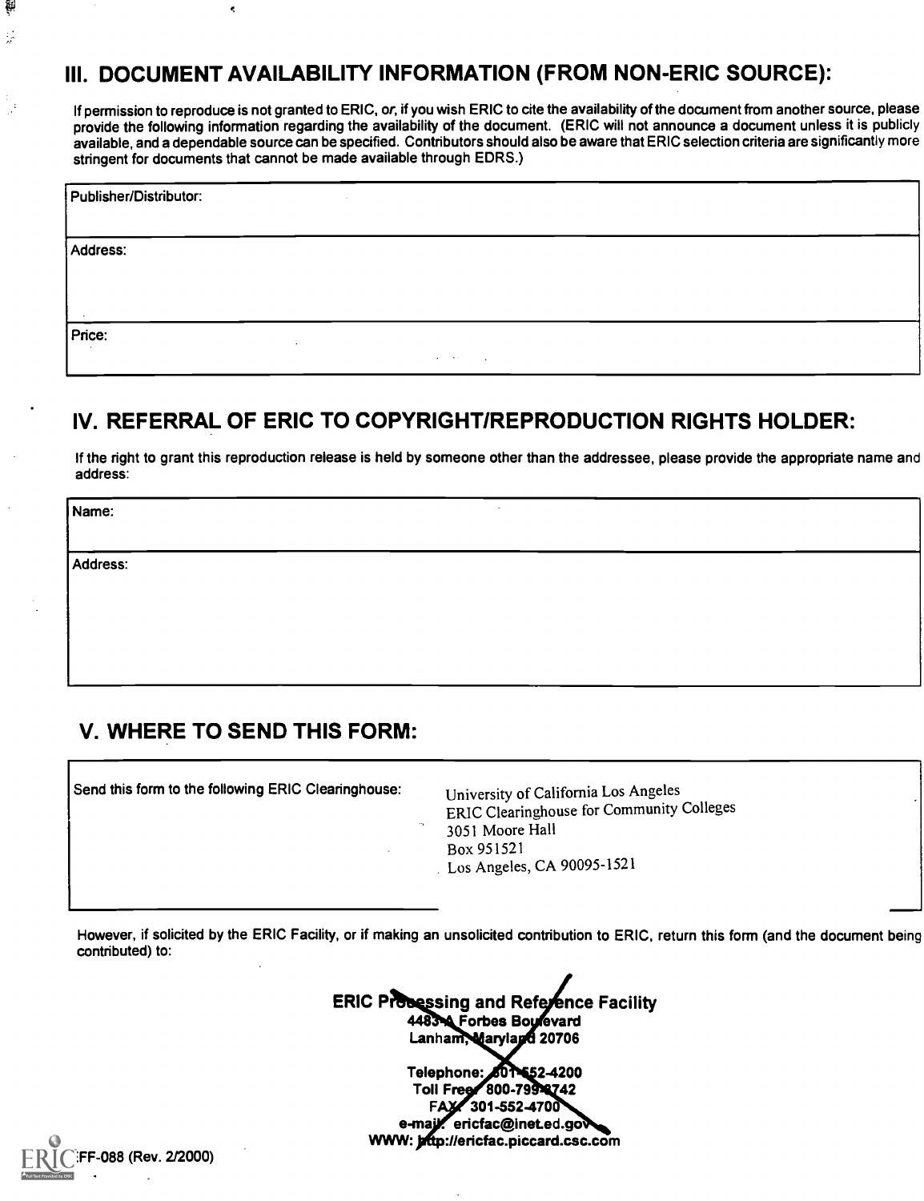## III. DOCUMENT AVAILABILITY INFORMATION (FROM NON-ERIC SOURCE):

If permission to reproduce is not granted to ERIC, or, if you wish ERIC to cite the availability of the document from another source, please provide the following information regarding the availability of the document. (ERIC will not announce a document unless it is publicly available, and a dependable source can be specified. Contributors should also be aware that ERIC selection criteria are significantly more stringent for documents that cannot be made available through EDRS.)

| |
|---|
| Publisher/Distributor: |
| Address: |
| Price: |

## IV. REFERRAL OF ERIC TO COPYRIGHT/REPRODUCTION RIGHTS HOLDER:

If the right to grant this reproduction release is held by someone other than the addressee, please provide the appropriate name and address:

| |
|---|
| Name: |
| Address: |

## V. WHERE TO SEND THIS FORM:

| | |
|---|---|
| Send this form to the following ERIC Clearinghouse: | University of California Los Angeles<br>ERIC Clearinghouse for Community Colleges<br>3051 Moore Hall<br>Box 951521<br>Los Angeles, CA 90095-1521 |

However, if solicited by the ERIC Facility, or if making an unsolicited contribution to ERIC, return this form (and the document being contributed) to:

**ERIC Processing and Reference Facility**
**4483-A Forbes Boulevard**
**Lanham, Maryland 20706**

**Telephone: 301-552-4200**
**Toll Free: 800-799-3742**
**FAX: 301-552-4700**
**e-mail: ericfac@inet.ed.gov**
**WWW: http://ericfac.piccard.csc.com**

EFF-088 (Rev. 2/2000)